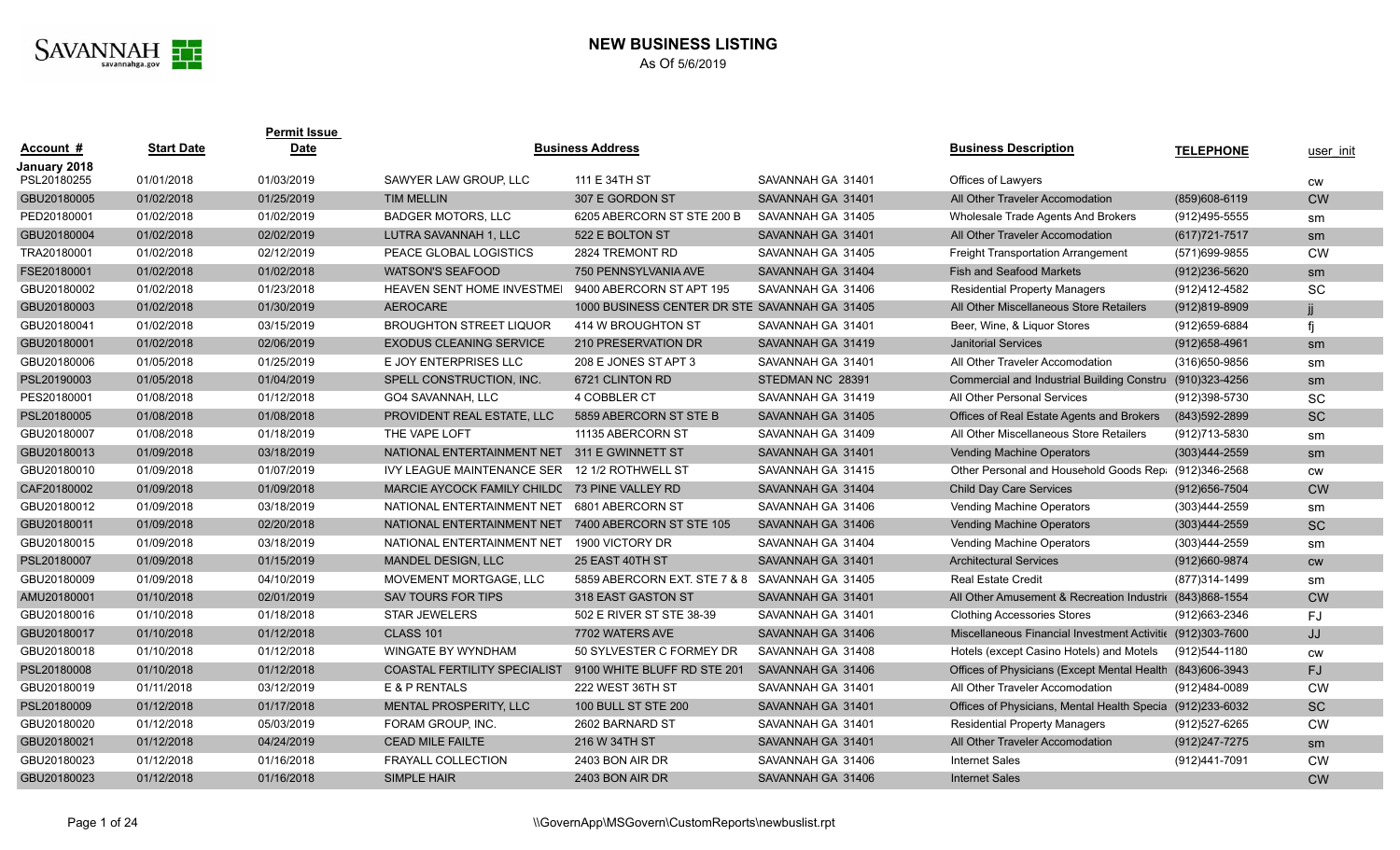# NEW BUSINESS LISTING

As Of 5/6/2019

| Account # | Start Date | Permit Issue Date | | Business Address | | Business Description | TELEPHONE | user_init |
|---|---|---|---|---|---|---|---|---|
| **January 2018** | | | | | | | | |
| PSL20180255 | 01/01/2018 | 01/03/2019 | SAWYER LAW GROUP, LLC | 111 E 34TH ST | SAVANNAH GA 31401 | Offices of Lawyers | | cw |
| GBU20180005 | 01/02/2018 | 01/25/2019 | TIM MELLIN | 307 E GORDON ST | SAVANNAH GA 31401 | All Other Traveler Accomodation | (859)608-6119 | CW |
| PED20180001 | 01/02/2018 | 01/02/2019 | BADGER MOTORS, LLC | 6205 ABERCORN ST STE 200 B | SAVANNAH GA 31405 | Wholesale Trade Agents And Brokers | (912)495-5555 | sm |
| GBU20180004 | 01/02/2018 | 02/02/2019 | LUTRA SAVANNAH 1, LLC | 522 E BOLTON ST | SAVANNAH GA 31401 | All Other Traveler Accomodation | (617)721-7517 | sm |
| TRA20180001 | 01/02/2018 | 02/12/2019 | PEACE GLOBAL LOGISTICS | 2824 TREMONT RD | SAVANNAH GA 31405 | Freight Transportation Arrangement | (571)699-9855 | CW |
| FSE20180001 | 01/02/2018 | 01/02/2018 | WATSON'S SEAFOOD | 750 PENNSYLVANIA AVE | SAVANNAH GA 31404 | Fish and Seafood Markets | (912)236-5620 | sm |
| GBU20180002 | 01/02/2018 | 01/23/2018 | HEAVEN SENT HOME INVESTMEI | 9400 ABERCORN ST APT 195 | SAVANNAH GA 31406 | Residential Property Managers | (912)412-4582 | SC |
| GBU20180003 | 01/02/2018 | 01/30/2019 | AEROCARE | 1000 BUSINESS CENTER DR STE | SAVANNAH GA 31405 | All Other Miscellaneous Store Retailers | (912)819-8909 | jj |
| GBU20180041 | 01/02/2018 | 03/15/2019 | BROUGHTON STREET LIQUOR | 414 W BROUGHTON ST | SAVANNAH GA 31401 | Beer, Wine, & Liquor Stores | (912)659-6884 | fj |
| GBU20180001 | 01/02/2018 | 02/06/2019 | EXODUS CLEANING SERVICE | 210 PRESERVATION DR | SAVANNAH GA 31419 | Janitorial Services | (912)658-4961 | sm |
| GBU20180006 | 01/05/2018 | 01/25/2019 | E JOY ENTERPRISES LLC | 208 E JONES ST APT 3 | SAVANNAH GA 31401 | All Other Traveler Accomodation | (316)650-9856 | sm |
| PSL20190003 | 01/05/2018 | 01/04/2019 | SPELL CONSTRUCTION, INC. | 6721 CLINTON RD | STEDMAN NC 28391 | Commercial and Industrial Building Constru | (910)323-4256 | sm |
| PES20180001 | 01/08/2018 | 01/12/2018 | GO4 SAVANNAH, LLC | 4 COBBLER CT | SAVANNAH GA 31419 | All Other Personal Services | (912)398-5730 | SC |
| PSL20180005 | 01/08/2018 | 01/08/2018 | PROVIDENT REAL ESTATE, LLC | 5859 ABERCORN ST STE B | SAVANNAH GA 31405 | Offices of Real Estate Agents and Brokers | (843)592-2899 | SC |
| GBU20180007 | 01/08/2018 | 01/18/2019 | THE VAPE LOFT | 11135 ABERCORN ST | SAVANNAH GA 31409 | All Other Miscellaneous Store Retailers | (912)713-5830 | sm |
| GBU20180013 | 01/09/2018 | 03/18/2019 | NATIONAL ENTERTAINMENT NET | 311 E GWINNETT ST | SAVANNAH GA 31401 | Vending Machine Operators | (303)444-2559 | sm |
| GBU20180010 | 01/09/2018 | 01/07/2019 | IVY LEAGUE MAINTENANCE SER | 12 1/2 ROTHWELL ST | SAVANNAH GA 31415 | Other Personal and Household Goods Rep | (912)346-2568 | cw |
| CAF20180002 | 01/09/2018 | 01/09/2018 | MARCIE AYCOCK FAMILY CHILDC | 73 PINE VALLEY RD | SAVANNAH GA 31404 | Child Day Care Services | (912)656-7504 | CW |
| GBU20180012 | 01/09/2018 | 03/18/2019 | NATIONAL ENTERTAINMENT NET | 6801 ABERCORN ST | SAVANNAH GA 31406 | Vending Machine Operators | (303)444-2559 | sm |
| GBU20180011 | 01/09/2018 | 02/20/2018 | NATIONAL ENTERTAINMENT NET | 7400 ABERCORN ST STE 105 | SAVANNAH GA 31406 | Vending Machine Operators | (303)444-2559 | SC |
| GBU20180015 | 01/09/2018 | 03/18/2019 | NATIONAL ENTERTAINMENT NET | 1900 VICTORY DR | SAVANNAH GA 31404 | Vending Machine Operators | (303)444-2559 | sm |
| PSL20180007 | 01/09/2018 | 01/15/2019 | MANDEL DESIGN, LLC | 25 EAST 40TH ST | SAVANNAH GA 31401 | Architectural Services | (912)660-9874 | cw |
| GBU20180009 | 01/09/2018 | 04/10/2019 | MOVEMENT MORTGAGE, LLC | 5859 ABERCORN EXT. STE 7 & 8 | SAVANNAH GA 31405 | Real Estate Credit | (877)314-1499 | sm |
| AMU20180001 | 01/10/2018 | 02/01/2019 | SAV TOURS FOR TIPS | 318 EAST GASTON ST | SAVANNAH GA 31401 | All Other Amusement & Recreation Industri | (843)868-1554 | CW |
| GBU20180016 | 01/10/2018 | 01/18/2019 | STAR JEWELERS | 502 E RIVER ST STE 38-39 | SAVANNAH GA 31401 | Clothing Accessories Stores | (912)663-2346 | FJ |
| GBU20180017 | 01/10/2018 | 01/12/2018 | CLASS 101 | 7702 WATERS AVE | SAVANNAH GA 31406 | Miscellaneous Financial Investment Activiti | (912)303-7600 | JJ |
| GBU20180018 | 01/10/2018 | 01/12/2018 | WINGATE BY WYNDHAM | 50 SYLVESTER C FORMEY DR | SAVANNAH GA 31408 | Hotels (except Casino Hotels) and Motels | (912)544-1180 | cw |
| PSL20180008 | 01/10/2018 | 01/12/2018 | COASTAL FERTILITY SPECIALIST | 9100 WHITE BLUFF RD STE 201 | SAVANNAH GA 31406 | Offices of Physicians (Except Mental Health | (843)606-3943 | FJ |
| GBU20180019 | 01/11/2018 | 03/12/2019 | E & P RENTALS | 222 WEST 36TH ST | SAVANNAH GA 31401 | All Other Traveler Accomodation | (912)484-0089 | CW |
| PSL20180009 | 01/12/2018 | 01/17/2018 | MENTAL PROSPERITY, LLC | 100 BULL ST STE 200 | SAVANNAH GA 31401 | Offices of Physicians, Mental Health Specia | (912)233-6032 | SC |
| GBU20180020 | 01/12/2018 | 05/03/2019 | FORAM GROUP, INC. | 2602 BARNARD ST | SAVANNAH GA 31401 | Residential Property Managers | (912)527-6265 | CW |
| GBU20180021 | 01/12/2018 | 04/24/2019 | CEAD MILE FAILTE | 216 W 34TH ST | SAVANNAH GA 31401 | All Other Traveler Accomodation | (912)247-7275 | sm |
| GBU20180023 | 01/12/2018 | 01/16/2018 | FRAYALL COLLECTION | 2403 BON AIR DR | SAVANNAH GA 31406 | Internet Sales | (912)441-7091 | CW |
| GBU20180023 | 01/12/2018 | 01/16/2018 | SIMPLE HAIR | 2403 BON AIR DR | SAVANNAH GA 31406 | Internet Sales | | CW |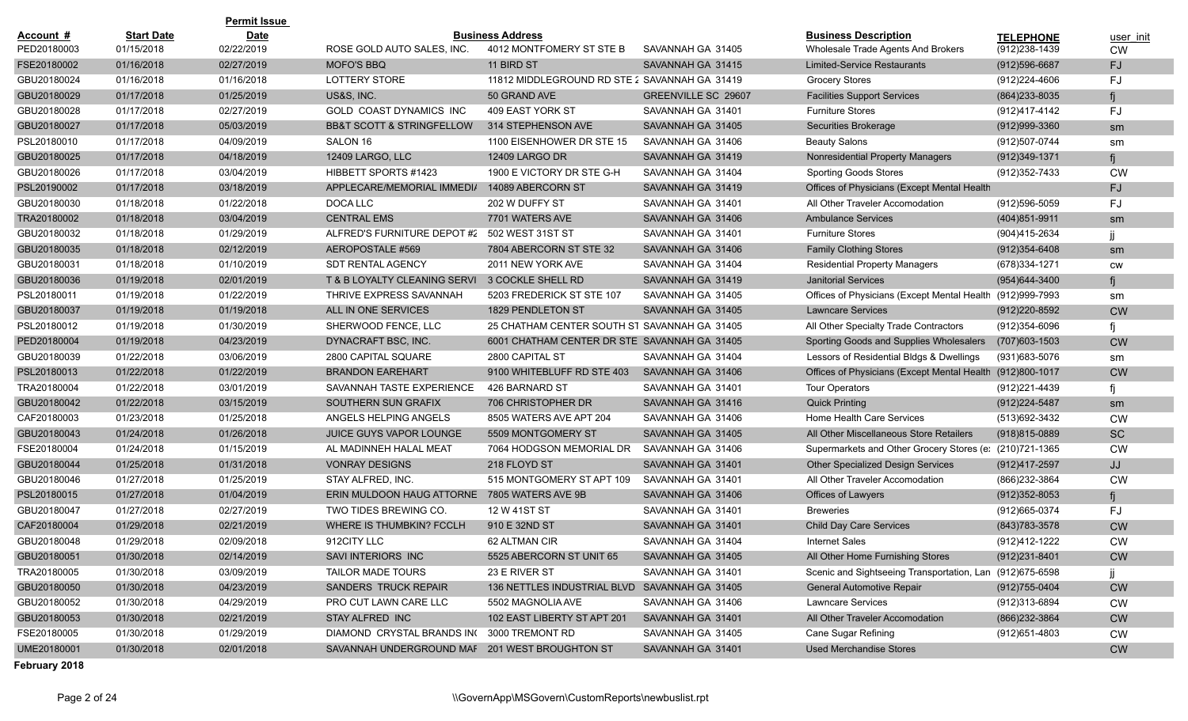| Account # | Start Date | Permit Issue Date | | Business Address | | Business Description | TELEPHONE | user_init |
|---|---|---|---|---|---|---|---|---|
| PED20180003 | 01/15/2018 | 02/22/2019 | ROSE GOLD AUTO SALES, INC. | 4012 MONTFOMERY ST STE B | SAVANNAH GA 31405 | Wholesale Trade Agents And Brokers | (912)238-1439 | CW |
| FSE20180002 | 01/16/2018 | 02/27/2019 | MOFO'S BBQ | 11 BIRD ST | SAVANNAH GA 31415 | Limited-Service Restaurants | (912)596-6687 | FJ |
| GBU20180024 | 01/16/2018 | 01/16/2018 | LOTTERY STORE | 11812 MIDDLEGROUND RD STE 2 | SAVANNAH GA 31419 | Grocery Stores | (912)224-4606 | FJ |
| GBU20180029 | 01/17/2018 | 01/25/2019 | US&S, INC. | 50 GRAND AVE | GREENVILLE SC 29607 | Facilities Support Services | (864)233-8035 | fj |
| GBU20180028 | 01/17/2018 | 02/27/2019 | GOLD COAST DYNAMICS INC | 409 EAST YORK ST | SAVANNAH GA 31401 | Furniture Stores | (912)417-4142 | FJ |
| GBU20180027 | 01/17/2018 | 05/03/2019 | BB&T SCOTT & STRINGFELLOW | 314 STEPHENSON AVE | SAVANNAH GA 31405 | Securities Brokerage | (912)999-3360 | sm |
| PSL20180010 | 01/17/2018 | 04/09/2019 | SALON 16 | 1100 EISENHOWER DR STE 15 | SAVANNAH GA 31406 | Beauty Salons | (912)507-0744 | sm |
| GBU20180025 | 01/17/2018 | 04/18/2019 | 12409 LARGO, LLC | 12409 LARGO DR | SAVANNAH GA 31419 | Nonresidential Property Managers | (912)349-1371 | fj |
| GBU20180026 | 01/17/2018 | 03/04/2019 | HIBBETT SPORTS #1423 | 1900 E VICTORY DR STE G-H | SAVANNAH GA 31404 | Sporting Goods Stores | (912)352-7433 | CW |
| PSL20190002 | 01/17/2018 | 03/18/2019 | APPLECARE/MEMORIAL IMMEDI/ | 14089 ABERCORN ST | SAVANNAH GA 31419 | Offices of Physicians (Except Mental Health | | FJ |
| GBU20180030 | 01/18/2018 | 01/22/2018 | DOCA LLC | 202 W DUFFY ST | SAVANNAH GA 31401 | All Other Traveler Accomodation | (912)596-5059 | FJ |
| TRA20180002 | 01/18/2018 | 03/04/2019 | CENTRAL EMS | 7701 WATERS AVE | SAVANNAH GA 31406 | Ambulance Services | (404)851-9911 | sm |
| GBU20180032 | 01/18/2018 | 01/29/2019 | ALFRED'S FURNITURE DEPOT #2 | 502 WEST 31ST ST | SAVANNAH GA 31401 | Furniture Stores | (904)415-2634 | jj |
| GBU20180035 | 01/18/2018 | 02/12/2019 | AEROPOSTALE #569 | 7804 ABERCORN ST STE 32 | SAVANNAH GA 31406 | Family Clothing Stores | (912)354-6408 | sm |
| GBU20180031 | 01/18/2018 | 01/10/2019 | SDT RENTAL AGENCY | 2011 NEW YORK AVE | SAVANNAH GA 31404 | Residential Property Managers | (678)334-1271 | cw |
| GBU20180036 | 01/19/2018 | 02/01/2019 | T & B LOYALTY CLEANING SERVI | 3 COCKLE SHELL RD | SAVANNAH GA 31419 | Janitorial Services | (954)644-3400 | fj |
| PSL20180011 | 01/19/2018 | 01/22/2019 | THRIVE EXPRESS SAVANNAH | 5203 FREDERICK ST STE 107 | SAVANNAH GA 31405 | Offices of Physicians (Except Mental Health | (912)999-7993 | sm |
| GBU20180037 | 01/19/2018 | 01/19/2018 | ALL IN ONE SERVICES | 1829 PENDLETON ST | SAVANNAH GA 31405 | Lawncare Services | (912)220-8592 | CW |
| PSL20180012 | 01/19/2018 | 01/30/2019 | SHERWOOD FENCE, LLC | 25 CHATHAM CENTER SOUTH ST | SAVANNAH GA 31405 | All Other Specialty Trade Contractors | (912)354-6096 | fj |
| PED20180004 | 01/19/2018 | 04/23/2019 | DYNACRAFT BSC, INC. | 6001 CHATHAM CENTER DR STE | SAVANNAH GA 31405 | Sporting Goods and Supplies Wholesalers | (707)603-1503 | CW |
| GBU20180039 | 01/22/2018 | 03/06/2019 | 2800 CAPITAL SQUARE | 2800 CAPITAL ST | SAVANNAH GA 31404 | Lessors of Residential Bldgs & Dwellings | (931)683-5076 | sm |
| PSL20180013 | 01/22/2018 | 01/22/2019 | BRANDON EAREHART | 9100 WHITEBLUFF RD STE 403 | SAVANNAH GA 31406 | Offices of Physicians (Except Mental Health | (912)800-1017 | CW |
| TRA20180004 | 01/22/2018 | 03/01/2019 | SAVANNAH TASTE EXPERIENCE | 426 BARNARD ST | SAVANNAH GA 31401 | Tour Operators | (912)221-4439 | fj |
| GBU20180042 | 01/22/2018 | 03/15/2019 | SOUTHERN SUN GRAFIX | 706 CHRISTOPHER DR | SAVANNAH GA 31416 | Quick Printing | (912)224-5487 | sm |
| CAF20180003 | 01/23/2018 | 01/25/2018 | ANGELS HELPING ANGELS | 8505 WATERS AVE APT 204 | SAVANNAH GA 31406 | Home Health Care Services | (513)692-3432 | CW |
| GBU20180043 | 01/24/2018 | 01/26/2018 | JUICE GUYS VAPOR LOUNGE | 5509 MONTGOMERY ST | SAVANNAH GA 31405 | All Other Miscellaneous Store Retailers | (918)815-0889 | SC |
| FSE20180004 | 01/24/2018 | 01/15/2019 | AL MADINNEH HALAL MEAT | 7064 HODGSON MEMORIAL DR | SAVANNAH GA 31406 | Supermarkets and Other Grocery Stores (e: | (210)721-1365 | CW |
| GBU20180044 | 01/25/2018 | 01/31/2018 | VONRAY DESIGNS | 218 FLOYD ST | SAVANNAH GA 31401 | Other Specialized Design Services | (912)417-2597 | JJ |
| GBU20180046 | 01/27/2018 | 01/25/2019 | STAY ALFRED, INC. | 515 MONTGOMERY ST APT 109 | SAVANNAH GA 31401 | All Other Traveler Accomodation | (866)232-3864 | CW |
| PSL20180015 | 01/27/2018 | 01/04/2019 | ERIN MULDOON HAUG ATTORNE | 7805 WATERS AVE 9B | SAVANNAH GA 31406 | Offices of Lawyers | (912)352-8053 | fj |
| GBU20180047 | 01/27/2018 | 02/27/2019 | TWO TIDES BREWING CO. | 12 W 41ST ST | SAVANNAH GA 31401 | Breweries | (912)665-0374 | FJ |
| CAF20180004 | 01/29/2018 | 02/21/2019 | WHERE IS THUMBKIN? FCCLH | 910 E 32ND ST | SAVANNAH GA 31401 | Child Day Care Services | (843)783-3578 | CW |
| GBU20180048 | 01/29/2018 | 02/09/2018 | 912CITY LLC | 62 ALTMAN CIR | SAVANNAH GA 31404 | Internet Sales | (912)412-1222 | CW |
| GBU20180051 | 01/30/2018 | 02/14/2019 | SAVI INTERIORS INC | 5525 ABERCORN ST UNIT 65 | SAVANNAH GA 31405 | All Other Home Furnishing Stores | (912)231-8401 | CW |
| TRA20180005 | 01/30/2018 | 03/09/2019 | TAILOR MADE TOURS | 23 E RIVER ST | SAVANNAH GA 31401 | Scenic and Sightseeing Transportation, Lan | (912)675-6598 | jj |
| GBU20180050 | 01/30/2018 | 04/23/2019 | SANDERS TRUCK REPAIR | 136 NETTLES INDUSTRIAL BLVD | SAVANNAH GA 31405 | General Automotive Repair | (912)755-0404 | CW |
| GBU20180052 | 01/30/2018 | 04/29/2019 | PRO CUT LAWN CARE LLC | 5502 MAGNOLIA AVE | SAVANNAH GA 31406 | Lawncare Services | (912)313-6894 | CW |
| GBU20180053 | 01/30/2018 | 02/21/2019 | STAY ALFRED INC | 102 EAST LIBERTY ST APT 201 | SAVANNAH GA 31401 | All Other Traveler Accomodation | (866)232-3864 | CW |
| FSE20180005 | 01/30/2018 | 01/29/2019 | DIAMOND CRYSTAL BRANDS IN( | 3000 TREMONT RD | SAVANNAH GA 31405 | Cane Sugar Refining | (912)651-4803 | CW |
| UME20180001 | 01/30/2018 | 02/01/2018 | SAVANNAH UNDERGROUND MAF | 201 WEST BROUGHTON ST | SAVANNAH GA 31401 | Used Merchandise Stores | | CW |

**February 2018**

\\GovernApp\MSGovern\CustomReports\newbuslist.rpt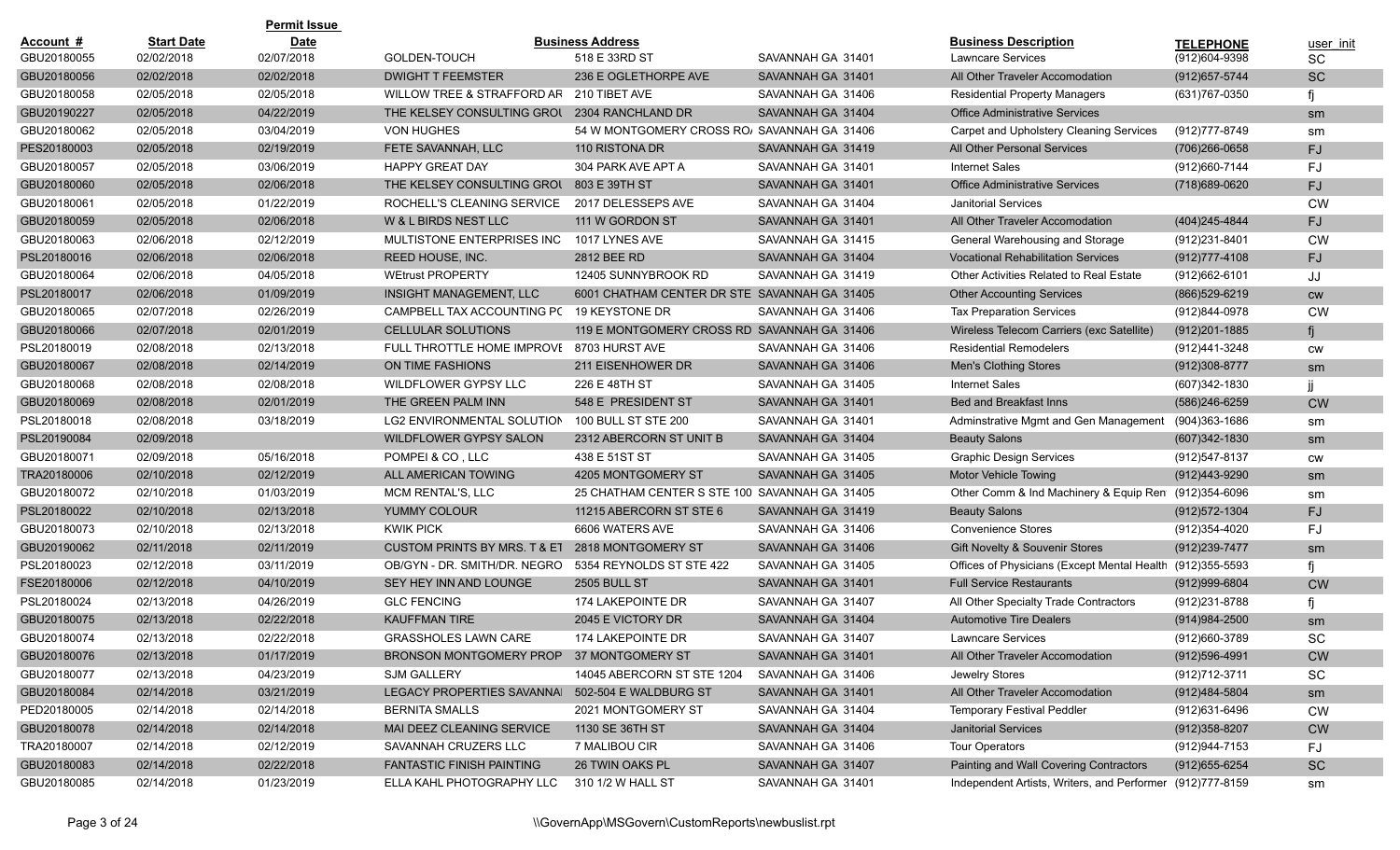| Account # | Start Date | Permit Issue Date | | Business Address | | Business Description | TELEPHONE | user_init |
|---|---|---|---|---|---|---|---|---|
| GBU20180055 | 02/02/2018 | 02/07/2018 | GOLDEN-TOUCH | 518 E 33RD ST | SAVANNAH GA 31401 | Lawncare Services | (912)604-9398 | SC |
| GBU20180056 | 02/02/2018 | 02/02/2018 | DWIGHT T FEEMSTER | 236 E OGLETHORPE AVE | SAVANNAH GA 31401 | All Other Traveler Accomodation | (912)657-5744 | SC |
| GBU20180058 | 02/05/2018 | 02/05/2018 | WILLOW TREE & STRAFFORD AR | 210 TIBET AVE | SAVANNAH GA 31406 | Residential Property Managers | (631)767-0350 | fj |
| GBU20190227 | 02/05/2018 | 04/22/2019 | THE KELSEY CONSULTING GROU | 2304 RANCHLAND DR | SAVANNAH GA 31404 | Office Administrative Services | | sm |
| GBU20180062 | 02/05/2018 | 03/04/2019 | VON HUGHES | 54 W MONTGOMERY CROSS RO/ | SAVANNAH GA 31406 | Carpet and Upholstery Cleaning Services | (912)777-8749 | sm |
| PES20180003 | 02/05/2018 | 02/19/2019 | FETE SAVANNAH, LLC | 110 RISTONA DR | SAVANNAH GA 31419 | All Other Personal Services | (706)266-0658 | FJ |
| GBU20180057 | 02/05/2018 | 03/06/2019 | HAPPY GREAT DAY | 304 PARK AVE APT A | SAVANNAH GA 31401 | Internet Sales | (912)660-7144 | FJ |
| GBU20180060 | 02/05/2018 | 02/06/2018 | THE KELSEY CONSULTING GROU | 803 E 39TH ST | SAVANNAH GA 31401 | Office Administrative Services | (718)689-0620 | FJ |
| GBU20180061 | 02/05/2018 | 01/22/2019 | ROCHELL'S CLEANING SERVICE | 2017 DELESSEPS AVE | SAVANNAH GA 31404 | Janitorial Services | | CW |
| GBU20180059 | 02/05/2018 | 02/06/2018 | W & L BIRDS NEST LLC | 111 W GORDON ST | SAVANNAH GA 31401 | All Other Traveler Accomodation | (404)245-4844 | FJ |
| GBU20180063 | 02/06/2018 | 02/12/2019 | MULTISTONE ENTERPRISES INC | 1017 LYNES AVE | SAVANNAH GA 31415 | General Warehousing and Storage | (912)231-8401 | CW |
| PSL20180016 | 02/06/2018 | 02/06/2018 | REED HOUSE, INC. | 2812 BEE RD | SAVANNAH GA 31404 | Vocational Rehabilitation Services | (912)777-4108 | FJ |
| GBU20180064 | 02/06/2018 | 04/05/2018 | WEtrust PROPERTY | 12405 SUNNYBROOK RD | SAVANNAH GA 31419 | Other Activities Related to Real Estate | (912)662-6101 | JJ |
| PSL20180017 | 02/06/2018 | 01/09/2019 | INSIGHT MANAGEMENT, LLC | 6001 CHATHAM CENTER DR STE | SAVANNAH GA 31405 | Other Accounting Services | (866)529-6219 | cw |
| GBU20180065 | 02/07/2018 | 02/26/2019 | CAMPBELL TAX ACCOUNTING PC | 19 KEYSTONE DR | SAVANNAH GA 31406 | Tax Preparation Services | (912)844-0978 | CW |
| GBU20180066 | 02/07/2018 | 02/01/2019 | CELLULAR SOLUTIONS | 119 E MONTGOMERY CROSS RD | SAVANNAH GA 31406 | Wireless Telecom Carriers (exc Satellite) | (912)201-1885 | fj |
| PSL20180019 | 02/08/2018 | 02/13/2018 | FULL THROTTLE HOME IMPROVE | 8703 HURST AVE | SAVANNAH GA 31406 | Residential Remodelers | (912)441-3248 | cw |
| GBU20180067 | 02/08/2018 | 02/14/2019 | ON TIME FASHIONS | 211 EISENHOWER DR | SAVANNAH GA 31406 | Men's Clothing Stores | (912)308-8777 | sm |
| GBU20180068 | 02/08/2018 | 02/08/2018 | WILDFLOWER GYPSY LLC | 226 E 48TH ST | SAVANNAH GA 31405 | Internet Sales | (607)342-1830 | jj |
| GBU20180069 | 02/08/2018 | 02/01/2019 | THE GREEN PALM INN | 548 E PRESIDENT ST | SAVANNAH GA 31401 | Bed and Breakfast Inns | (586)246-6259 | CW |
| PSL20180018 | 02/08/2018 | 03/18/2019 | LG2 ENVIRONMENTAL SOLUTION | 100 BULL ST STE 200 | SAVANNAH GA 31401 | Adminstrative Mgmt and Gen Management | (904)363-1686 | sm |
| PSL20190084 | 02/09/2018 | | WILDFLOWER GYPSY SALON | 2312 ABERCORN ST UNIT B | SAVANNAH GA 31404 | Beauty Salons | (607)342-1830 | sm |
| GBU20180071 | 02/09/2018 | 05/16/2018 | POMPEI & CO , LLC | 438 E 51ST ST | SAVANNAH GA 31405 | Graphic Design Services | (912)547-8137 | cw |
| TRA20180006 | 02/10/2018 | 02/12/2019 | ALL AMERICAN TOWING | 4205 MONTGOMERY ST | SAVANNAH GA 31405 | Motor Vehicle Towing | (912)443-9290 | sm |
| GBU20180072 | 02/10/2018 | 01/03/2019 | MCM RENTAL'S, LLC | 25 CHATHAM CENTER S STE 100 | SAVANNAH GA 31405 | Other Comm & Ind Machinery & Equip Ren | (912)354-6096 | sm |
| PSL20180022 | 02/10/2018 | 02/13/2018 | YUMMY COLOUR | 11215 ABERCORN ST STE 6 | SAVANNAH GA 31419 | Beauty Salons | (912)572-1304 | FJ |
| GBU20180073 | 02/10/2018 | 02/13/2018 | KWIK PICK | 6606 WATERS AVE | SAVANNAH GA 31406 | Convenience Stores | (912)354-4020 | FJ |
| GBU20190062 | 02/11/2018 | 02/11/2019 | CUSTOM PRINTS BY MRS. T & ET | 2818 MONTGOMERY ST | SAVANNAH GA 31406 | Gift Novelty & Souvenir Stores | (912)239-7477 | sm |
| PSL20180023 | 02/12/2018 | 03/11/2019 | OB/GYN - DR. SMITH/DR. NEGRO | 5354 REYNOLDS ST STE 422 | SAVANNAH GA 31405 | Offices of Physicians (Except Mental Health | (912)355-5593 | fj |
| FSE20180006 | 02/12/2018 | 04/10/2019 | SEY HEY INN AND LOUNGE | 2505 BULL ST | SAVANNAH GA 31401 | Full Service Restaurants | (912)999-6804 | CW |
| PSL20180024 | 02/13/2018 | 04/26/2019 | GLC FENCING | 174 LAKEPOINTE DR | SAVANNAH GA 31407 | All Other Specialty Trade Contractors | (912)231-8788 | fj |
| GBU20180075 | 02/13/2018 | 02/22/2018 | KAUFFMAN TIRE | 2045 E VICTORY DR | SAVANNAH GA 31404 | Automotive Tire Dealers | (914)984-2500 | sm |
| GBU20180074 | 02/13/2018 | 02/22/2018 | GRASSHOLES LAWN CARE | 174 LAKEPOINTE DR | SAVANNAH GA 31407 | Lawncare Services | (912)660-3789 | SC |
| GBU20180076 | 02/13/2018 | 01/17/2019 | BRONSON MONTGOMERY PROP | 37 MONTGOMERY ST | SAVANNAH GA 31401 | All Other Traveler Accomodation | (912)596-4991 | CW |
| GBU20180077 | 02/13/2018 | 04/23/2019 | SJM GALLERY | 14045 ABERCORN ST STE 1204 | SAVANNAH GA 31406 | Jewelry Stores | (912)712-3711 | SC |
| GBU20180084 | 02/14/2018 | 03/21/2019 | LEGACY PROPERTIES SAVANNA | 502-504 E WALDBURG ST | SAVANNAH GA 31401 | All Other Traveler Accomodation | (912)484-5804 | sm |
| PED20180005 | 02/14/2018 | 02/14/2018 | BERNITA SMALLS | 2021 MONTGOMERY ST | SAVANNAH GA 31404 | Temporary Festival Peddler | (912)631-6496 | CW |
| GBU20180078 | 02/14/2018 | 02/14/2018 | MAI DEEZ CLEANING SERVICE | 1130 SE 36TH ST | SAVANNAH GA 31404 | Janitorial Services | (912)358-8207 | CW |
| TRA20180007 | 02/14/2018 | 02/12/2019 | SAVANNAH CRUZERS LLC | 7 MALIBOU CIR | SAVANNAH GA 31406 | Tour Operators | (912)944-7153 | FJ |
| GBU20180083 | 02/14/2018 | 02/22/2018 | FANTASTIC FINISH PAINTING | 26 TWIN OAKS PL | SAVANNAH GA 31407 | Painting and Wall Covering Contractors | (912)655-6254 | SC |
| GBU20180085 | 02/14/2018 | 01/23/2019 | ELLA KAHL PHOTOGRAPHY LLC | 310 1/2 W HALL ST | SAVANNAH GA 31401 | Independent Artists, Writers, and Performer | (912)777-8159 | sm |

\\GovernApp\MSGovern\CustomReports\newbuslist.rpt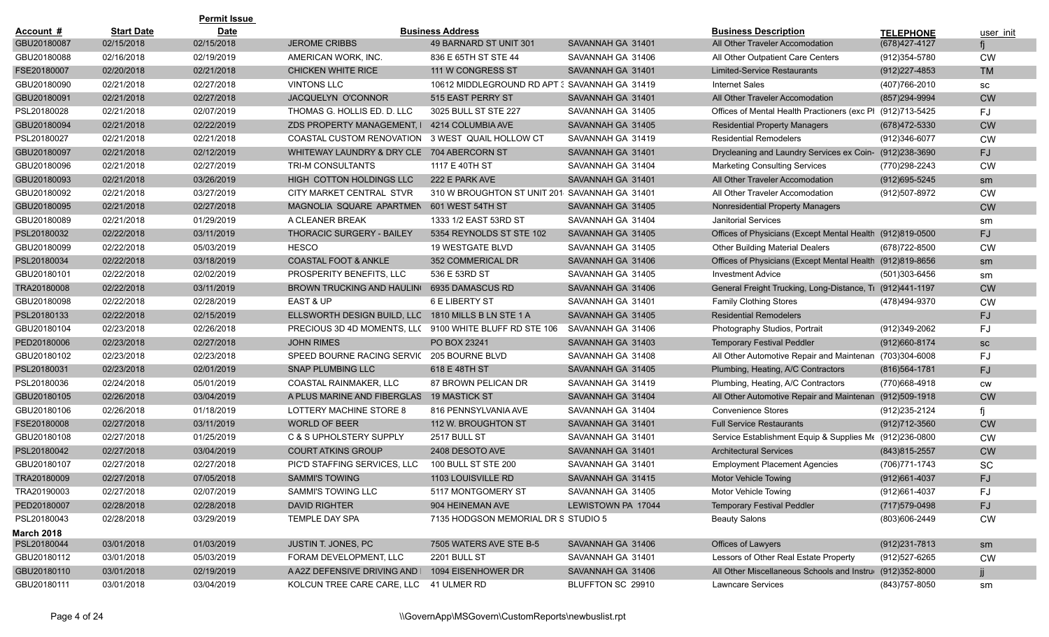| Account # | Start Date | Permit Issue Date | Business Name | Business Address | | Business Description | TELEPHONE | user_init |
|---|---|---|---|---|---|---|---|---|
| GBU20180087 | 02/15/2018 | 02/15/2018 | JEROME CRIBBS | 49 BARNARD ST UNIT 301 | SAVANNAH GA 31401 | All Other Traveler Accomodation | (678)427-4127 | fj |
| GBU20180088 | 02/16/2018 | 02/19/2019 | AMERICAN WORK, INC. | 836 E 65TH ST STE 44 | SAVANNAH GA 31406 | All Other Outpatient Care Centers | (912)354-5780 | CW |
| FSE20180007 | 02/20/2018 | 02/21/2018 | CHICKEN WHITE RICE | 111 W CONGRESS ST | SAVANNAH GA 31401 | Limited-Service Restaurants | (912)227-4853 | TM |
| GBU20180090 | 02/21/2018 | 02/27/2018 | VINTONS LLC | 10612 MIDDLEGROUND RD APT 3 | SAVANNAH GA 31419 | Internet Sales | (407)766-2010 | sc |
| GBU20180091 | 02/21/2018 | 02/27/2018 | JACQUELYN O'CONNOR | 515 EAST PERRY ST | SAVANNAH GA 31401 | All Other Traveler Accomodation | (857)294-9994 | CW |
| PSL20180028 | 02/21/2018 | 02/07/2019 | THOMAS G. HOLLIS ED. D. LLC | 3025 BULL ST STE 227 | SAVANNAH GA 31405 | Offices of Mental Health Practioners (exc Pl | (912)713-5425 | FJ |
| GBU20180094 | 02/21/2018 | 02/22/2019 | ZDS PROPERTY MANAGEMENT, I | 4214 COLUMBIA AVE | SAVANNAH GA 31405 | Residential Property Managers | (678)472-5330 | CW |
| PSL20180027 | 02/21/2018 | 02/21/2018 | COASTAL CUSTOM RENOVATION | 3 WEST QUAIL HOLLOW CT | SAVANNAH GA 31419 | Residential Remodelers | (912)346-6077 | CW |
| GBU20180097 | 02/21/2018 | 02/12/2019 | WHITEWAY LAUNDRY & DRY CLE | 704 ABERCORN ST | SAVANNAH GA 31401 | Drycleaning and Laundry Services ex Coin- | (912)238-3690 | FJ |
| GBU20180096 | 02/21/2018 | 02/27/2019 | TRI-M CONSULTANTS | 1117 E 40TH ST | SAVANNAH GA 31404 | Marketing Consulting Services | (770)298-2243 | CW |
| GBU20180093 | 02/21/2018 | 03/26/2019 | HIGH COTTON HOLDINGS LLC | 222 E PARK AVE | SAVANNAH GA 31401 | All Other Traveler Accomodation | (912)695-5245 | sm |
| GBU20180092 | 02/21/2018 | 03/27/2019 | CITY MARKET CENTRAL STVR | 310 W BROUGHTON ST UNIT 201 | SAVANNAH GA 31401 | All Other Traveler Accomodation | (912)507-8972 | CW |
| GBU20180095 | 02/21/2018 | 02/27/2018 | MAGNOLIA SQUARE APARTMEN | 601 WEST 54TH ST | SAVANNAH GA 31405 | Nonresidential Property Managers | | CW |
| GBU20180089 | 02/21/2018 | 01/29/2019 | A CLEANER BREAK | 1333 1/2 EAST 53RD ST | SAVANNAH GA 31404 | Janitorial Services | | sm |
| PSL20180032 | 02/22/2018 | 03/11/2019 | THORACIC SURGERY - BAILEY | 5354 REYNOLDS ST STE 102 | SAVANNAH GA 31405 | Offices of Physicians (Except Mental Health | (912)819-0500 | FJ |
| GBU20180099 | 02/22/2018 | 05/03/2019 | HESCO | 19 WESTGATE BLVD | SAVANNAH GA 31405 | Other Building Material Dealers | (678)722-8500 | CW |
| PSL20180034 | 02/22/2018 | 03/18/2019 | COASTAL FOOT & ANKLE | 352 COMMERICAL DR | SAVANNAH GA 31406 | Offices of Physicians (Except Mental Health | (912)819-8656 | sm |
| GBU20180101 | 02/22/2018 | 02/02/2019 | PROSPERITY BENEFITS, LLC | 536 E 53RD ST | SAVANNAH GA 31405 | Investment Advice | (501)303-6456 | sm |
| TRA20180008 | 02/22/2018 | 03/11/2019 | BROWN TRUCKING AND HAULIN | 6935 DAMASCUS RD | SAVANNAH GA 31406 | General Freight Trucking, Long-Distance, T | (912)441-1197 | CW |
| GBU20180098 | 02/22/2018 | 02/28/2019 | EAST & UP | 6 E LIBERTY ST | SAVANNAH GA 31401 | Family Clothing Stores | (478)494-9370 | CW |
| PSL20180133 | 02/22/2018 | 02/15/2019 | ELLSWORTH DESIGN BUILD, LLC | 1810 MILLS B LN STE 1 A | SAVANNAH GA 31405 | Residential Remodelers | | FJ |
| GBU20180104 | 02/23/2018 | 02/26/2018 | PRECIOUS 3D 4D MOMENTS, LLC | 9100 WHITE BLUFF RD STE 106 | SAVANNAH GA 31406 | Photography Studios, Portrait | (912)349-2062 | FJ |
| PED20180006 | 02/23/2018 | 02/27/2018 | JOHN RIMES | PO BOX 23241 | SAVANNAH GA 31403 | Temporary Festival Peddler | (912)660-8174 | sc |
| GBU20180102 | 02/23/2018 | 02/23/2018 | SPEED BOURNE RACING SERVIC | 205 BOURNE BLVD | SAVANNAH GA 31408 | All Other Automotive Repair and Maintenan | (703)304-6008 | FJ |
| PSL20180031 | 02/23/2018 | 02/01/2019 | SNAP PLUMBING LLC | 618 E 48TH ST | SAVANNAH GA 31405 | Plumbing, Heating, A/C Contractors | (816)564-1781 | FJ |
| PSL20180036 | 02/24/2018 | 05/01/2019 | COASTAL RAINMAKER, LLC | 87 BROWN PELICAN DR | SAVANNAH GA 31419 | Plumbing, Heating, A/C Contractors | (770)668-4918 | cw |
| GBU20180105 | 02/26/2018 | 03/04/2019 | A PLUS MARINE AND FIBERGLAS | 19 MASTICK ST | SAVANNAH GA 31404 | All Other Automotive Repair and Maintenan | (912)509-1918 | CW |
| GBU20180106 | 02/26/2018 | 01/18/2019 | LOTTERY MACHINE STORE 8 | 816 PENNSYLVANIA AVE | SAVANNAH GA 31404 | Convenience Stores | (912)235-2124 | fj |
| FSE20180008 | 02/27/2018 | 03/11/2019 | WORLD OF BEER | 112 W. BROUGHTON ST | SAVANNAH GA 31401 | Full Service Restaurants | (912)712-3560 | CW |
| GBU20180108 | 02/27/2018 | 01/25/2019 | C & S UPHOLSTERY SUPPLY | 2517 BULL ST | SAVANNAH GA 31401 | Service Establishment Equip & Supplies Me | (912)236-0800 | CW |
| PSL20180042 | 02/27/2018 | 03/04/2019 | COURT ATKINS GROUP | 2408 DESOTO AVE | SAVANNAH GA 31401 | Architectural Services | (843)815-2557 | CW |
| GBU20180107 | 02/27/2018 | 02/27/2018 | PIC'D STAFFING SERVICES, LLC | 100 BULL ST STE 200 | SAVANNAH GA 31401 | Employment Placement Agencies | (706)771-1743 | SC |
| TRA20180009 | 02/27/2018 | 07/05/2018 | SAMMI'S TOWING | 1103 LOUISVILLE RD | SAVANNAH GA 31415 | Motor Vehicle Towing | (912)661-4037 | FJ |
| TRA20190003 | 02/27/2018 | 02/07/2019 | SAMMI'S TOWING LLC | 5117 MONTGOMERY ST | SAVANNAH GA 31405 | Motor Vehicle Towing | (912)661-4037 | FJ |
| PED20180007 | 02/28/2018 | 02/28/2018 | DAVID RIGHTER | 904 HEINEMAN AVE | LEWISTOWN PA 17044 | Temporary Festival Peddler | (717)579-0498 | FJ |
| PSL20180043 | 02/28/2018 | 03/29/2019 | TEMPLE DAY SPA | 7135 HODGSON MEMORIAL DR S | STUDIO 5 | Beauty Salons | (803)606-2449 | CW |
| **March 2018** | | | | | | | | |
| PSL20180044 | 03/01/2018 | 01/03/2019 | JUSTIN T. JONES, PC | 7505 WATERS AVE STE B-5 | SAVANNAH GA 31406 | Offices of Lawyers | (912)231-7813 | sm |
| GBU20180112 | 03/01/2018 | 05/03/2019 | FORAM DEVELOPMENT, LLC | 2201 BULL ST | SAVANNAH GA 31401 | Lessors of Other Real Estate Property | (912)527-6265 | CW |
| GBU20180110 | 03/01/2018 | 02/19/2019 | A A2Z DEFENSIVE DRIVING AND | 1094 EISENHOWER DR | SAVANNAH GA 31406 | All Other Miscellaneous Schools and Instru | (912)352-8000 | jj |
| GBU20180111 | 03/01/2018 | 03/04/2019 | KOLCUN TREE CARE CARE, LLC | 41 ULMER RD | BLUFFTON SC 29910 | Lawncare Services | (843)757-8050 | sm |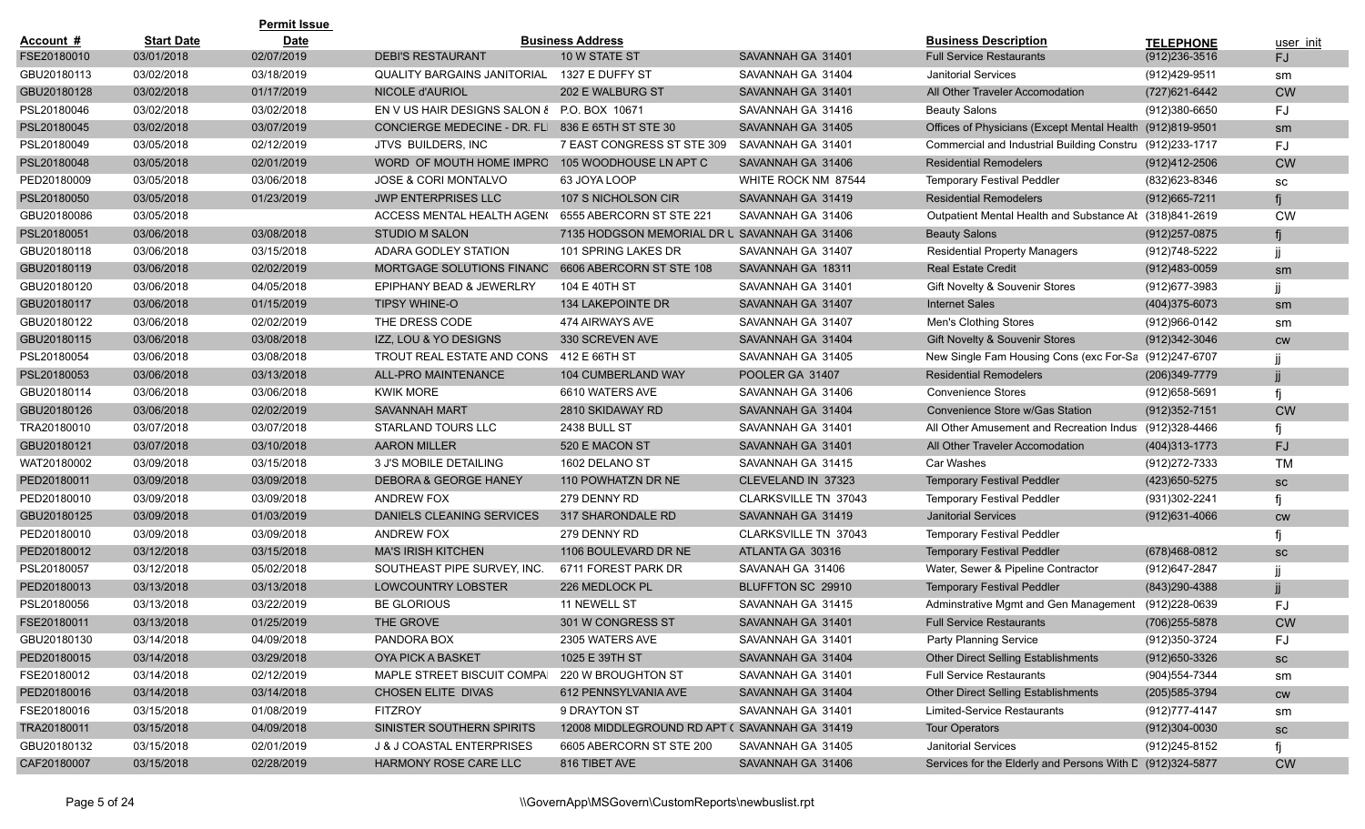| Account # | Start Date | Permit Issue Date | Business Address | | | Business Description | TELEPHONE | user_init |
|---|---|---|---|---|---|---|---|---|
| FSE20180010 | 03/01/2018 | 02/07/2019 | DEBI'S RESTAURANT | 10 W STATE ST | SAVANNAH GA 31401 | Full Service Restaurants | (912)236-3516 | FJ |
| GBU20180113 | 03/02/2018 | 03/18/2019 | QUALITY BARGAINS JANITORIAL | 1327 E DUFFY ST | SAVANNAH GA 31404 | Janitorial Services | (912)429-9511 | sm |
| GBU20180128 | 03/02/2018 | 01/17/2019 | NICOLE d'AURIOL | 202 E WALBURG ST | SAVANNAH GA 31401 | All Other Traveler Accomodation | (727)621-6442 | CW |
| PSL20180046 | 03/02/2018 | 03/02/2018 | EN V US HAIR DESIGNS SALON & | P.O. BOX 10671 | SAVANNAH GA 31416 | Beauty Salons | (912)380-6650 | FJ |
| PSL20180045 | 03/02/2018 | 03/07/2019 | CONCIERGE MEDECINE - DR. FL | 836 E 65TH ST STE 30 | SAVANNAH GA 31405 | Offices of Physicians (Except Mental Health | (912)819-9501 | sm |
| PSL20180049 | 03/05/2018 | 02/12/2019 | JTVS BUILDERS, INC | 7 EAST CONGRESS ST STE 309 | SAVANNAH GA 31401 | Commercial and Industrial Building Constru | (912)233-1717 | FJ |
| PSL20180048 | 03/05/2018 | 02/01/2019 | WORD OF MOUTH HOME IMPRO | 105 WOODHOUSE LN APT C | SAVANNAH GA 31406 | Residential Remodelers | (912)412-2506 | CW |
| PED20180009 | 03/05/2018 | 03/06/2018 | JOSE & CORI MONTALVO | 63 JOYA LOOP | WHITE ROCK NM 87544 | Temporary Festival Peddler | (832)623-8346 | sc |
| PSL20180050 | 03/05/2018 | 01/23/2019 | JWP ENTERPRISES LLC | 107 S NICHOLSON CIR | SAVANNAH GA 31419 | Residential Remodelers | (912)665-7211 | fj |
| GBU20180086 | 03/05/2018 | | ACCESS MENTAL HEALTH AGEN( | 6555 ABERCORN ST STE 221 | SAVANNAH GA 31406 | Outpatient Mental Health and Substance Al | (318)841-2619 | CW |
| PSL20180051 | 03/06/2018 | 03/08/2018 | STUDIO M SALON | 7135 HODGSON MEMORIAL DR U | SAVANNAH GA 31406 | Beauty Salons | (912)257-0875 | fj |
| GBU20180118 | 03/06/2018 | 03/15/2018 | ADARA GODLEY STATION | 101 SPRING LAKES DR | SAVANNAH GA 31407 | Residential Property Managers | (912)748-5222 | jj |
| GBU20180119 | 03/06/2018 | 02/02/2019 | MORTGAGE SOLUTIONS FINANC | 6606 ABERCORN ST STE 108 | SAVANNAH GA 18311 | Real Estate Credit | (912)483-0059 | sm |
| GBU20180120 | 03/06/2018 | 04/05/2018 | EPIPHANY BEAD & JEWERLRY | 104 E 40TH ST | SAVANNAH GA 31401 | Gift Novelty & Souvenir Stores | (912)677-3983 | jj |
| GBU20180117 | 03/06/2018 | 01/15/2019 | TIPSY WHINE-O | 134 LAKEPOINTE DR | SAVANNAH GA 31407 | Internet Sales | (404)375-6073 | sm |
| GBU20180122 | 03/06/2018 | 02/02/2019 | THE DRESS CODE | 474 AIRWAYS AVE | SAVANNAH GA 31407 | Men's Clothing Stores | (912)966-0142 | sm |
| GBU20180115 | 03/06/2018 | 03/08/2018 | IZZ, LOU & YO DESIGNS | 330 SCREVEN AVE | SAVANNAH GA 31404 | Gift Novelty & Souvenir Stores | (912)342-3046 | cw |
| PSL20180054 | 03/06/2018 | 03/08/2018 | TROUT REAL ESTATE AND CONS | 412 E 66TH ST | SAVANNAH GA 31405 | New Single Fam Housing Cons (exc For-Sa | (912)247-6707 | jj |
| PSL20180053 | 03/06/2018 | 03/13/2018 | ALL-PRO MAINTENANCE | 104 CUMBERLAND WAY | POOLER GA 31407 | Residential Remodelers | (206)349-7779 | jj |
| GBU20180114 | 03/06/2018 | 03/06/2018 | KWIK MORE | 6610 WATERS AVE | SAVANNAH GA 31406 | Convenience Stores | (912)658-5691 | fj |
| GBU20180126 | 03/06/2018 | 02/02/2019 | SAVANNAH MART | 2810 SKIDAWAY RD | SAVANNAH GA 31404 | Convenience Store w/Gas Station | (912)352-7151 | CW |
| TRA20180010 | 03/07/2018 | 03/07/2018 | STARLAND TOURS LLC | 2438 BULL ST | SAVANNAH GA 31401 | All Other Amusement and Recreation Indus | (912)328-4466 | fj |
| GBU20180121 | 03/07/2018 | 03/10/2018 | AARON MILLER | 520 E MACON ST | SAVANNAH GA 31401 | All Other Traveler Accomodation | (404)313-1773 | FJ |
| WAT20180002 | 03/09/2018 | 03/15/2018 | 3 J'S MOBILE DETAILING | 1602 DELANO ST | SAVANNAH GA 31415 | Car Washes | (912)272-7333 | TM |
| PED20180011 | 03/09/2018 | 03/09/2018 | DEBORA & GEORGE HANEY | 110 POWHATZN DR NE | CLEVELAND IN 37323 | Temporary Festival Peddler | (423)650-5275 | sc |
| PED20180010 | 03/09/2018 | 03/09/2018 | ANDREW FOX | 279 DENNY RD | CLARKSVILLE TN 37043 | Temporary Festival Peddler | (931)302-2241 | fj |
| GBU20180125 | 03/09/2018 | 01/03/2019 | DANIELS CLEANING SERVICES | 317 SHARONDALE RD | SAVANNAH GA 31419 | Janitorial Services | (912)631-4066 | cw |
| PED20180010 | 03/09/2018 | 03/09/2018 | ANDREW FOX | 279 DENNY RD | CLARKSVILLE TN 37043 | Temporary Festival Peddler | | fj |
| PED20180012 | 03/12/2018 | 03/15/2018 | MA'S IRISH KITCHEN | 1106 BOULEVARD DR NE | ATLANTA GA 30316 | Temporary Festival Peddler | (678)468-0812 | sc |
| PSL20180057 | 03/12/2018 | 05/02/2018 | SOUTHEAST PIPE SURVEY, INC. | 6711 FOREST PARK DR | SAVANAH GA 31406 | Water, Sewer & Pipeline Contractor | (912)647-2847 | jj |
| PED20180013 | 03/13/2018 | 03/13/2018 | LOWCOUNTRY LOBSTER | 226 MEDLOCK PL | BLUFFTON SC 29910 | Temporary Festival Peddler | (843)290-4388 | jj |
| PSL20180056 | 03/13/2018 | 03/22/2019 | BE GLORIOUS | 11 NEWELL ST | SAVANNAH GA 31415 | Adminstrative Mgmt and Gen Management | (912)228-0639 | FJ |
| FSE20180011 | 03/13/2018 | 01/25/2019 | THE GROVE | 301 W CONGRESS ST | SAVANNAH GA 31401 | Full Service Restaurants | (706)255-5878 | CW |
| GBU20180130 | 03/14/2018 | 04/09/2018 | PANDORA BOX | 2305 WATERS AVE | SAVANNAH GA 31401 | Party Planning Service | (912)350-3724 | FJ |
| PED20180015 | 03/14/2018 | 03/29/2018 | OYA PICK A BASKET | 1025 E 39TH ST | SAVANNAH GA 31404 | Other Direct Selling Establishments | (912)650-3326 | sc |
| FSE20180012 | 03/14/2018 | 02/12/2019 | MAPLE STREET BISCUIT COMPA | 220 W BROUGHTON ST | SAVANNAH GA 31401 | Full Service Restaurants | (904)554-7344 | sm |
| PED20180016 | 03/14/2018 | 03/14/2018 | CHOSEN ELITE DIVAS | 612 PENNSYLVANIA AVE | SAVANNAH GA 31404 | Other Direct Selling Establishments | (205)585-3794 | cw |
| FSE20180016 | 03/15/2018 | 01/08/2019 | FITZROY | 9 DRAYTON ST | SAVANNAH GA 31401 | Limited-Service Restaurants | (912)777-4147 | sm |
| TRA20180011 | 03/15/2018 | 04/09/2018 | SINISTER SOUTHERN SPIRITS | 12008 MIDDLEGROUND RD APT ( | SAVANNAH GA 31419 | Tour Operators | (912)304-0030 | sc |
| GBU20180132 | 03/15/2018 | 02/01/2019 | J & J COASTAL ENTERPRISES | 6605 ABERCORN ST STE 200 | SAVANNAH GA 31405 | Janitorial Services | (912)245-8152 | fj |
| CAF20180007 | 03/15/2018 | 02/28/2019 | HARMONY ROSE CARE LLC | 816 TIBET AVE | SAVANNAH GA 31406 | Services for the Elderly and Persons With D | (912)324-5877 | CW |

\\GovernApp\MSGovern\CustomReports\newbuslist.rpt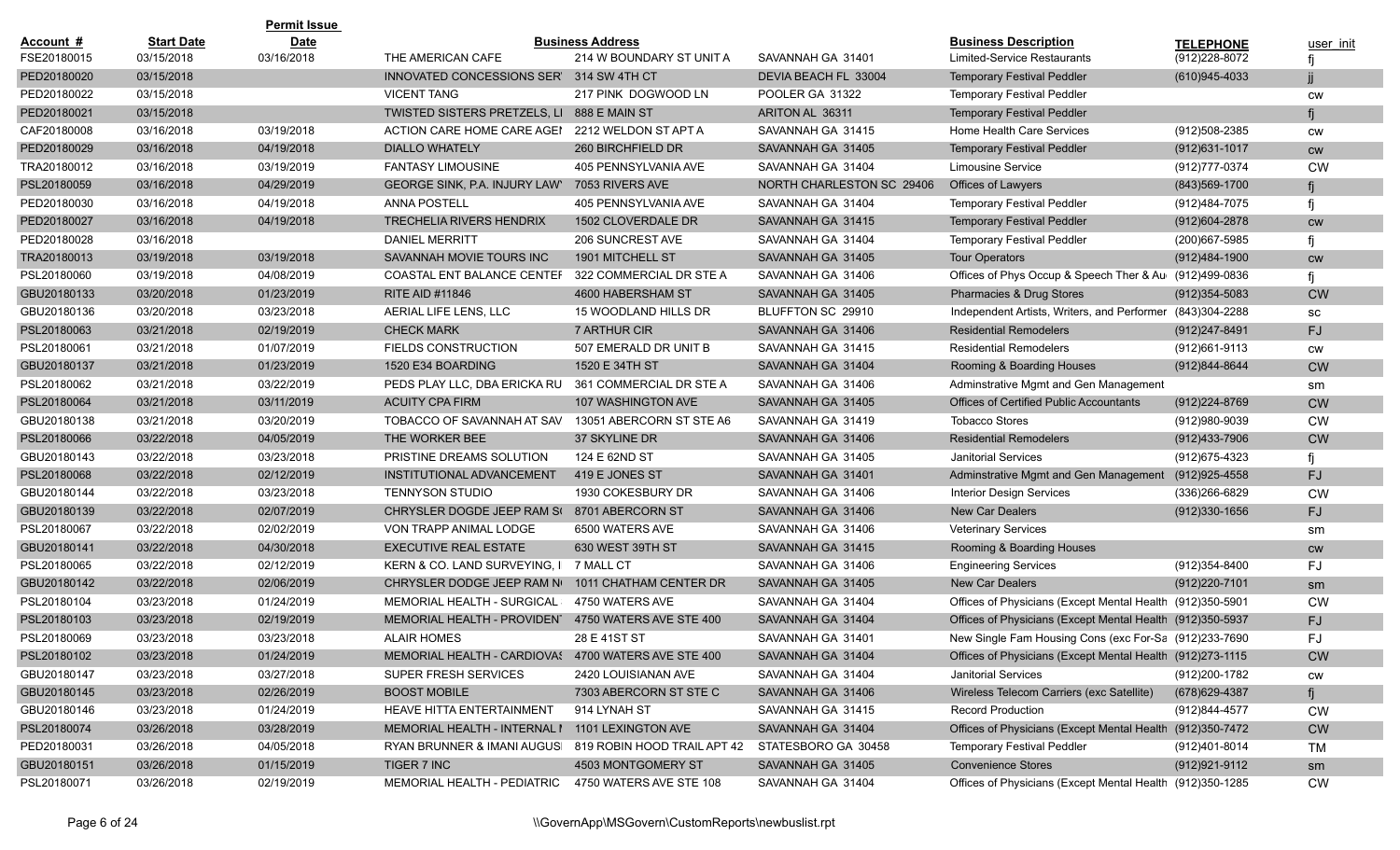| Account # | Start Date | Permit Issue Date | Business Address | | | Business Description | TELEPHONE | user_init |
|---|---|---|---|---|---|---|---|---|
| FSE20180015 | 03/15/2018 | 03/16/2018 | THE AMERICAN CAFE | 214 W BOUNDARY ST UNIT A | SAVANNAH GA 31401 | Limited-Service Restaurants | (912)228-8072 | fj |
| PED20180020 | 03/15/2018 | | INNOVATED CONCESSIONS SER' | 314 SW 4TH CT | DEVIA BEACH FL 33004 | Temporary Festival Peddler | (610)945-4033 | jj |
| PED20180022 | 03/15/2018 | | VICENT TANG | 217 PINK DOGWOOD LN | POOLER GA 31322 | Temporary Festival Peddler | | cw |
| PED20180021 | 03/15/2018 | | TWISTED SISTERS PRETZELS, LI | 888 E MAIN ST | ARITON AL 36311 | Temporary Festival Peddler | | fj |
| CAF20180008 | 03/16/2018 | 03/19/2018 | ACTION CARE HOME CARE AGEI | 2212 WELDON ST APT A | SAVANNAH GA 31415 | Home Health Care Services | (912)508-2385 | cw |
| PED20180029 | 03/16/2018 | 04/19/2018 | DIALLO WHATELY | 260 BIRCHFIELD DR | SAVANNAH GA 31405 | Temporary Festival Peddler | (912)631-1017 | cw |
| TRA20180012 | 03/16/2018 | 03/19/2019 | FANTASY LIMOUSINE | 405 PENNSYLVANIA AVE | SAVANNAH GA 31404 | Limousine Service | (912)777-0374 | CW |
| PSL20180059 | 03/16/2018 | 04/29/2019 | GEORGE SINK, P.A. INJURY LAW' | 7053 RIVERS AVE | NORTH CHARLESTON SC 29406 | Offices of Lawyers | (843)569-1700 | fj |
| PED20180030 | 03/16/2018 | 04/19/2018 | ANNA POSTELL | 405 PENNSYLVANIA AVE | SAVANNAH GA 31404 | Temporary Festival Peddler | (912)484-7075 | fj |
| PED20180027 | 03/16/2018 | 04/19/2018 | TRECHELIA RIVERS HENDRIX | 1502 CLOVERDALE DR | SAVANNAH GA 31415 | Temporary Festival Peddler | (912)604-2878 | cw |
| PED20180028 | 03/16/2018 | | DANIEL MERRITT | 206 SUNCREST AVE | SAVANNAH GA 31404 | Temporary Festival Peddler | (200)667-5985 | fj |
| TRA20180013 | 03/19/2018 | 03/19/2018 | SAVANNAH MOVIE TOURS INC | 1901 MITCHELL ST | SAVANNAH GA 31405 | Tour Operators | (912)484-1900 | cw |
| PSL20180060 | 03/19/2018 | 04/08/2019 | COASTAL ENT BALANCE CENTEF | 322 COMMERCIAL DR STE A | SAVANNAH GA 31406 | Offices of Phys Occup & Speech Ther & Au | (912)499-0836 | fj |
| GBU20180133 | 03/20/2018 | 01/23/2019 | RITE AID #11846 | 4600 HABERSHAM ST | SAVANNAH GA 31405 | Pharmacies & Drug Stores | (912)354-5083 | CW |
| GBU20180136 | 03/20/2018 | 03/23/2018 | AERIAL LIFE LENS, LLC | 15 WOODLAND HILLS DR | BLUFFTON SC 29910 | Independent Artists, Writers, and Performer | (843)304-2288 | sc |
| PSL20180063 | 03/21/2018 | 02/19/2019 | CHECK MARK | 7 ARTHUR CIR | SAVANNAH GA 31406 | Residential Remodelers | (912)247-8491 | FJ |
| PSL20180061 | 03/21/2018 | 01/07/2019 | FIELDS CONSTRUCTION | 507 EMERALD DR UNIT B | SAVANNAH GA 31415 | Residential Remodelers | (912)661-9113 | cw |
| GBU20180137 | 03/21/2018 | 01/23/2019 | 1520 E34 BOARDING | 1520 E 34TH ST | SAVANNAH GA 31404 | Rooming & Boarding Houses | (912)844-8644 | CW |
| PSL20180062 | 03/21/2018 | 03/22/2019 | PEDS PLAY LLC, DBA ERICKA RU | 361 COMMERCIAL DR STE A | SAVANNAH GA 31406 | Adminstrative Mgmt and Gen Management | | sm |
| PSL20180064 | 03/21/2018 | 03/11/2019 | ACUITY CPA FIRM | 107 WASHINGTON AVE | SAVANNAH GA 31405 | Offices of Certified Public Accountants | (912)224-8769 | CW |
| GBU20180138 | 03/21/2018 | 03/20/2019 | TOBACCO OF SAVANNAH AT SAV | 13051 ABERCORN ST STE A6 | SAVANNAH GA 31419 | Tobacco Stores | (912)980-9039 | CW |
| PSL20180066 | 03/22/2018 | 04/05/2019 | THE WORKER BEE | 37 SKYLINE DR | SAVANNAH GA 31406 | Residential Remodelers | (912)433-7906 | CW |
| GBU20180143 | 03/22/2018 | 03/23/2018 | PRISTINE DREAMS SOLUTION | 124 E 62ND ST | SAVANNAH GA 31405 | Janitorial Services | (912)675-4323 | fj |
| PSL20180068 | 03/22/2018 | 02/12/2019 | INSTITUTIONAL ADVANCEMENT | 419 E JONES ST | SAVANNAH GA 31401 | Adminstrative Mgmt and Gen Management | (912)925-4558 | FJ |
| GBU20180144 | 03/22/2018 | 03/23/2018 | TENNYSON STUDIO | 1930 COKESBURY DR | SAVANNAH GA 31406 | Interior Design Services | (336)266-6829 | CW |
| GBU20180139 | 03/22/2018 | 02/07/2019 | CHRYSLER DOGDE JEEP RAM S( | 8701 ABERCORN ST | SAVANNAH GA 31406 | New Car Dealers | (912)330-1656 | FJ |
| PSL20180067 | 03/22/2018 | 02/02/2019 | VON TRAPP ANIMAL LODGE | 6500 WATERS AVE | SAVANNAH GA 31406 | Veterinary Services | | sm |
| GBU20180141 | 03/22/2018 | 04/30/2018 | EXECUTIVE REAL ESTATE | 630 WEST 39TH ST | SAVANNAH GA 31415 | Rooming & Boarding Houses | | cw |
| PSL20180065 | 03/22/2018 | 02/12/2019 | KERN & CO. LAND SURVEYING, I | 7 MALL CT | SAVANNAH GA 31406 | Engineering Services | (912)354-8400 | FJ |
| GBU20180142 | 03/22/2018 | 02/06/2019 | CHRYSLER DODGE JEEP RAM N | 1011 CHATHAM CENTER DR | SAVANNAH GA 31405 | New Car Dealers | (912)220-7101 | sm |
| PSL20180104 | 03/23/2018 | 01/24/2019 | MEMORIAL HEALTH - SURGICAL | 4750 WATERS AVE | SAVANNAH GA 31404 | Offices of Physicians (Except Mental Health | (912)350-5901 | CW |
| PSL20180103 | 03/23/2018 | 02/19/2019 | MEMORIAL HEALTH - PROVIDEN' | 4750 WATERS AVE STE 400 | SAVANNAH GA 31404 | Offices of Physicians (Except Mental Health | (912)350-5937 | FJ |
| PSL20180069 | 03/23/2018 | 03/23/2018 | ALAIR HOMES | 28 E 41ST ST | SAVANNAH GA 31401 | New Single Fam Housing Cons (exc For-Sa | (912)233-7690 | FJ |
| PSL20180102 | 03/23/2018 | 01/24/2019 | MEMORIAL HEALTH - CARDIOVA! | 4700 WATERS AVE STE 400 | SAVANNAH GA 31404 | Offices of Physicians (Except Mental Health | (912)273-1115 | CW |
| GBU20180147 | 03/23/2018 | 03/27/2018 | SUPER FRESH SERVICES | 2420 LOUISIANAN AVE | SAVANNAH GA 31404 | Janitorial Services | (912)200-1782 | cw |
| GBU20180145 | 03/23/2018 | 02/26/2019 | BOOST MOBILE | 7303 ABERCORN ST STE C | SAVANNAH GA 31406 | Wireless Telecom Carriers (exc Satellite) | (678)629-4387 | fj |
| GBU20180146 | 03/23/2018 | 01/24/2019 | HEAVE HITTA ENTERTAINMENT | 914 LYNAH ST | SAVANNAH GA 31415 | Record Production | (912)844-4577 | CW |
| PSL20180074 | 03/26/2018 | 03/28/2019 | MEMORIAL HEALTH - INTERNAL I | 1101 LEXINGTON AVE | SAVANNAH GA 31404 | Offices of Physicians (Except Mental Health | (912)350-7472 | CW |
| PED20180031 | 03/26/2018 | 04/05/2018 | RYAN BRUNNER & IMANI AUGUS | 819 ROBIN HOOD TRAIL APT 42 | STATESBORO GA 30458 | Temporary Festival Peddler | (912)401-8014 | TM |
| GBU20180151 | 03/26/2018 | 01/15/2019 | TIGER 7 INC | 4503 MONTGOMERY ST | SAVANNAH GA 31405 | Convenience Stores | (912)921-9112 | sm |
| PSL20180071 | 03/26/2018 | 02/19/2019 | MEMORIAL HEALTH - PEDIATRIC | 4750 WATERS AVE STE 108 | SAVANNAH GA 31404 | Offices of Physicians (Except Mental Health | (912)350-1285 | CW |

\\GovernApp\MSGovern\CustomReports\newbuslist.rpt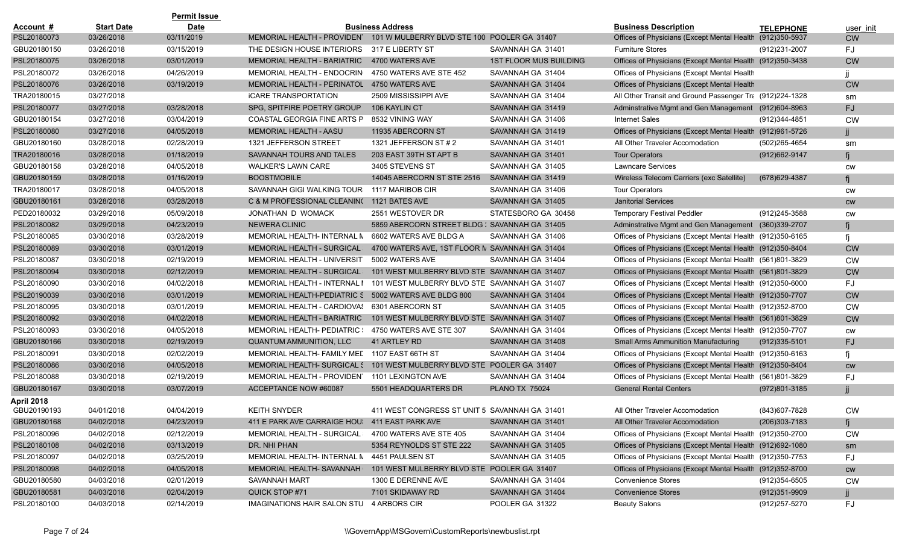| Account # | Start Date | Permit Issue Date | Business Address | | | Business Description | TELEPHONE | user_init |
|---|---|---|---|---|---|---|---|---|
| PSL20180073 | 03/26/2018 | 03/11/2019 | MEMORIAL HEALTH - PROVIDEN' | 101 W MULBERRY BLVD STE 100 | POOLER GA 31407 | Offices of Physicians (Except Mental Health | (912)350-5937 | CW |
| GBU20180150 | 03/26/2018 | 03/15/2019 | THE DESIGN HOUSE INTERIORS | 317 E LIBERTY ST | SAVANNAH GA 31401 | Furniture Stores | (912)231-2007 | FJ |
| PSL20180075 | 03/26/2018 | 03/01/2019 | MEMORIAL HEALTH - BARIATRIC | 4700 WATERS AVE | 1ST FLOOR MUS BUILDING | Offices of Physicians (Except Mental Health | (912)350-3438 | CW |
| PSL20180072 | 03/26/2018 | 04/26/2019 | MEMORIAL HEALTH - ENDOCRIN | 4750 WATERS AVE STE 452 | SAVANNAH GA 31404 | Offices of Physicians (Except Mental Health | | jj |
| PSL20180076 | 03/26/2018 | 03/19/2019 | MEMORIAL HEALTH - PERINATOL | 4750 WATERS AVE | SAVANNAH GA 31404 | Offices of Physicians (Except Mental Health | | CW |
| TRA20180015 | 03/27/2018 | | iCARE TRANSPORTATION | 2509 MISSISSIPPI AVE | SAVANNAH GA 31404 | All Other Transit and Ground Passenger Tra | (912)224-1328 | sm |
| PSL20180077 | 03/27/2018 | 03/28/2018 | SPG, SPITFIRE POETRY GROUP | 106 KAYLIN CT | SAVANNAH GA 31419 | Adminstrative Mgmt and Gen Management | (912)604-8963 | FJ |
| GBU20180154 | 03/27/2018 | 03/04/2019 | COASTAL GEORGIA FINE ARTS P | 8532 VINING WAY | SAVANNAH GA 31406 | Internet Sales | (912)344-4851 | CW |
| PSL20180080 | 03/27/2018 | 04/05/2018 | MEMORIAL HEALTH - AASU | 11935 ABERCORN ST | SAVANNAH GA 31419 | Offices of Physicians (Except Mental Health | (912)961-5726 | jj |
| GBU20180160 | 03/28/2018 | 02/28/2019 | 1321 JEFFERSON STREET | 1321 JEFFERSON ST # 2 | SAVANNAH GA 31401 | All Other Traveler Accomodation | (502)265-4654 | sm |
| TRA20180016 | 03/28/2018 | 01/18/2019 | SAVANNAH TOURS AND TALES | 203 EAST 39TH ST APT B | SAVANNAH GA 31401 | Tour Operators | (912)662-9147 | fj |
| GBU20180158 | 03/28/2018 | 04/05/2018 | WALKER'S LAWN CARE | 3405 STEVENS ST | SAVANNAH GA 31405 | Lawncare Services | | cw |
| GBU20180159 | 03/28/2018 | 01/16/2019 | BOOSTMOBILE | 14045 ABERCORN ST STE 2516 | SAVANNAH GA 31419 | Wireless Telecom Carriers (exc Satellite) | (678)629-4387 | fj |
| TRA20180017 | 03/28/2018 | 04/05/2018 | SAVANNAH GIGI WALKING TOUR | 1117 MARIBOB CIR | SAVANNAH GA 31406 | Tour Operators | | cw |
| GBU20180161 | 03/28/2018 | 03/28/2018 | C & M PROFESSIONAL CLEANIN( | 1121 BATES AVE | SAVANNAH GA 31405 | Janitorial Services | | cw |
| PED20180032 | 03/29/2018 | 05/09/2018 | JONATHAN D WOMACK | 2551 WESTOVER DR | STATESBORO GA 30458 | Temporary Festival Peddler | (912)245-3588 | cw |
| PSL20180082 | 03/29/2018 | 04/23/2019 | NEWERA CLINIC | 5859 ABERCORN STREET BLDG : | SAVANNAH GA 31405 | Adminstrative Mgmt and Gen Management | (360)339-2707 | fj |
| PSL20180085 | 03/30/2018 | 03/28/2019 | MEMORIAL HEALTH- INTERNAL M | 6602 WATERS AVE BLDG A | SAVANNAH GA 31406 | Offices of Physicians (Except Mental Health | (912)350-6165 | fj |
| PSL20180089 | 03/30/2018 | 03/01/2019 | MEMORIAL HEALTH - SURGICAL | 4700 WATERS AVE, 1ST FLOOR M | SAVANNAH GA 31404 | Offices of Physicians (Except Mental Health | (912)350-8404 | CW |
| PSL20180087 | 03/30/2018 | 02/19/2019 | MEMORIAL HEALTH - UNIVERSIT' | 5002 WATERS AVE | SAVANNAH GA 31404 | Offices of Physicians (Except Mental Health | (561)801-3829 | CW |
| PSL20180094 | 03/30/2018 | 02/12/2019 | MEMORIAL HEALTH - SURGICAL | 101 WEST MULBERRY BLVD STE | SAVANNAH GA 31407 | Offices of Physicians (Except Mental Health | (561)801-3829 | CW |
| PSL20180090 | 03/30/2018 | 04/02/2018 | MEMORIAL HEALTH - INTERNAL I | 101 WEST MULBERRY BLVD STE | SAVANNAH GA 31407 | Offices of Physicians (Except Mental Health | (912)350-6000 | FJ |
| PSL20190039 | 03/30/2018 | 03/01/2019 | MEMORIAL HEALTH-PEDIATRIC S | 5002 WATERS AVE BLDG 800 | SAVANNAH GA 31404 | Offices of Physicians (Except Mental Health | (912)350-7707 | CW |
| PSL20180095 | 03/30/2018 | 03/01/2019 | MEMORIAL HEALTH - CARDIOVA! | 6301 ABERCORN ST | SAVANNAH GA 31405 | Offices of Physicians (Except Mental Health | (912)352-8700 | CW |
| PSL20180092 | 03/30/2018 | 04/02/2018 | MEMORIAL HEALTH - BARIATRIC | 101 WEST MULBERRY BLVD STE | SAVANNAH GA 31407 | Offices of Physicians (Except Mental Health | (561)801-3829 | CW |
| PSL20180093 | 03/30/2018 | 04/05/2018 | MEMORIAL HEALTH- PEDIATRIC : | 4750 WATERS AVE STE 307 | SAVANNAH GA 31404 | Offices of Physicians (Except Mental Health | (912)350-7707 | cw |
| GBU20180166 | 03/30/2018 | 02/19/2019 | QUANTUM AMMUNITION, LLC | 41 ARTLEY RD | SAVANNAH GA 31408 | Small Arms Ammunition Manufacturing | (912)335-5101 | FJ |
| PSL20180091 | 03/30/2018 | 02/02/2019 | MEMORIAL HEALTH- FAMILY MED | 1107 EAST 66TH ST | SAVANNAH GA 31404 | Offices of Physicians (Except Mental Health | (912)350-6163 | fj |
| PSL20180086 | 03/30/2018 | 04/05/2018 | MEMORIAL HEALTH- SURGICAL S | 101 WEST MULBERRY BLVD STE | POOLER GA 31407 | Offices of Physicians (Except Mental Health | (912)350-8404 | cw |
| PSL20180088 | 03/30/2018 | 02/19/2019 | MEMORIAL HEALTH - PROVIDEN' | 1101 LEXINGTON AVE | SAVANNAH GA 31404 | Offices of Physicians (Except Mental Health | (561)801-3829 | FJ |
| GBU20180167 | 03/30/2018 | 03/07/2019 | ACCEPTANCE NOW #60087 | 5501 HEADQUARTERS DR | PLANO TX 75024 | General Rental Centers | (972)801-3185 | jj |
| **April 2018** | | | | | | | | |
| GBU20190193 | 04/01/2018 | 04/04/2019 | KEITH SNYDER | 411 WEST CONGRESS ST UNIT 5 | SAVANNAH GA 31401 | All Other Traveler Accomodation | (843)607-7828 | CW |
| GBU20180168 | 04/02/2018 | 04/23/2019 | 411 E PARK AVE CARRAIGE HOU! | 411 EAST PARK AVE | SAVANNAH GA 31401 | All Other Traveler Accomodation | (206)303-7183 | fj |
| PSL20180096 | 04/02/2018 | 02/12/2019 | MEMORIAL HEALTH - SURGICAL | 4700 WATERS AVE STE 405 | SAVANNAH GA 31404 | Offices of Physicians (Except Mental Health | (912)350-2700 | CW |
| PSL20180108 | 04/02/2018 | 03/13/2019 | DR. NHI PHAN | 5354 REYNOLDS ST STE 222 | SAVANNAH GA 31405 | Offices of Physicians (Except Mental Health | (912)692-1080 | sm |
| PSL20180097 | 04/02/2018 | 03/25/2019 | MEMORIAL HEALTH- INTERNAL M | 4451 PAULSEN ST | SAVANNAH GA 31405 | Offices of Physicians (Except Mental Health | (912)350-7753 | FJ |
| PSL20180098 | 04/02/2018 | 04/05/2018 | MEMORIAL HEALTH- SAVANNAH | 101 WEST MULBERRY BLVD STE | POOLER GA 31407 | Offices of Physicians (Except Mental Health | (912)352-8700 | cw |
| GBU20180580 | 04/03/2018 | 02/01/2019 | SAVANNAH MART | 1300 E DERENNE AVE | SAVANNAH GA 31404 | Convenience Stores | (912)354-6505 | CW |
| GBU20180581 | 04/03/2018 | 02/04/2019 | QUICK STOP #71 | 7101 SKIDAWAY RD | SAVANNAH GA 31404 | Convenience Stores | (912)351-9909 | jj |
| PSL20180100 | 04/03/2018 | 02/14/2019 | IMAGINATIONS HAIR SALON STU | 4 ARBORS CIR | POOLER GA 31322 | Beauty Salons | (912)257-5270 | FJ |

\\GovernApp\MSGovern\CustomReports\newbuslist.rpt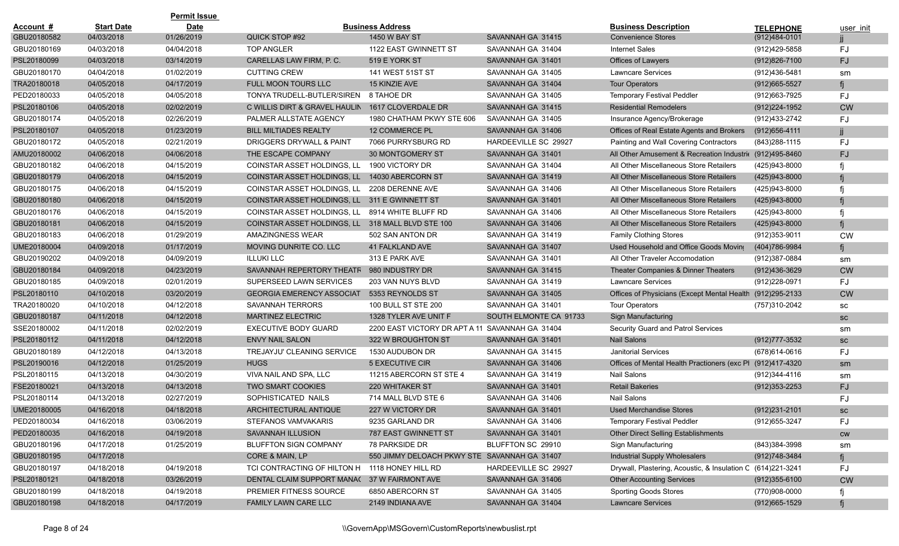| Account # | Start Date | Permit Issue Date | Business Address | | | Business Description | TELEPHONE | user_init |
|---|---|---|---|---|---|---|---|---|
| GBU20180582 | 04/03/2018 | 01/26/2019 | QUICK STOP #92 | 1450 W BAY ST | SAVANNAH GA 31415 | Convenience Stores | (912)484-0101 | jj |
| GBU20180169 | 04/03/2018 | 04/04/2018 | TOP ANGLER | 1122 EAST GWINNETT ST | SAVANNAH GA 31404 | Internet Sales | (912)429-5858 | FJ |
| PSL20180099 | 04/03/2018 | 03/14/2019 | CARELLAS LAW FIRM, P. C. | 519 E YORK ST | SAVANNAH GA 31401 | Offices of Lawyers | (912)826-7100 | FJ |
| GBU20180170 | 04/04/2018 | 01/02/2019 | CUTTING CREW | 141 WEST 51ST ST | SAVANNAH GA 31405 | Lawncare Services | (912)436-5481 | sm |
| TRA20180018 | 04/05/2018 | 04/17/2019 | FULL MOON TOURS LLC | 15 KINZIE AVE | SAVANNAH GA 31404 | Tour Operators | (912)665-5527 | fj |
| PED20180033 | 04/05/2018 | 04/05/2018 | TONYA TRUDELL-BUTLER/SIREN | 8 TAHOE DR | SAVANNAH GA 31405 | Temporary Festival Peddler | (912)663-7925 | FJ |
| PSL20180106 | 04/05/2018 | 02/02/2019 | C WILLIS DIRT & GRAVEL HAULIN | 1617 CLOVERDALE DR | SAVANNAH GA 31415 | Residential Remodelers | (912)224-1952 | CW |
| GBU20180174 | 04/05/2018 | 02/26/2019 | PALMER ALLSTATE AGENCY | 1980 CHATHAM PKWY STE 606 | SAVANNAH GA 31405 | Insurance Agency/Brokerage | (912)433-2742 | FJ |
| PSL20180107 | 04/05/2018 | 01/23/2019 | BILL MILTIADES REALTY | 12 COMMERCE PL | SAVANNAH GA 31406 | Offices of Real Estate Agents and Brokers | (912)656-4111 | jj |
| GBU20180172 | 04/05/2018 | 02/21/2019 | DRIGGERS DRYWALL & PAINT | 7066 PURRYSBURG RD | HARDEEVILLE SC 29927 | Painting and Wall Covering Contractors | (843)288-1115 | FJ |
| AMU20180002 | 04/06/2018 | 04/06/2018 | THE ESCAPE COMPANY | 30 MONTGOMERY ST | SAVANNAH GA 31401 | All Other Amusement & Recreation Industri | (912)495-8460 | FJ |
| GBU20180182 | 04/06/2018 | 04/15/2019 | COINSTAR ASSET HOLDINGS, LL | 1900 VICTORY DR | SAVANNAH GA 31404 | All Other Miscellaneous Store Retailers | (425)943-8000 | fj |
| GBU20180179 | 04/06/2018 | 04/15/2019 | COINSTAR ASSET HOLDINGS, LL | 14030 ABERCORN ST | SAVANNAH GA 31419 | All Other Miscellaneous Store Retailers | (425)943-8000 | fj |
| GBU20180175 | 04/06/2018 | 04/15/2019 | COINSTAR ASSET HOLDINGS, LL | 2208 DERENNE AVE | SAVANNAH GA 31406 | All Other Miscellaneous Store Retailers | (425)943-8000 | fj |
| GBU20180180 | 04/06/2018 | 04/15/2019 | COINSTAR ASSET HOLDINGS, LL | 311 E GWINNETT ST | SAVANNAH GA 31401 | All Other Miscellaneous Store Retailers | (425)943-8000 | fj |
| GBU20180176 | 04/06/2018 | 04/15/2019 | COINSTAR ASSET HOLDINGS, LL | 8914 WHITE BLUFF RD | SAVANNAH GA 31406 | All Other Miscellaneous Store Retailers | (425)943-8000 | fj |
| GBU20180181 | 04/06/2018 | 04/15/2019 | COINSTAR ASSET HOLDINGS, LL | 318 MALL BLVD STE 100 | SAVANNAH GA 31406 | All Other Miscellaneous Store Retailers | (425)943-8000 | fj |
| GBU20180183 | 04/06/2018 | 01/29/2019 | AMAZINGNESS WEAR | 502 SAN ANTON DR | SAVANNAH GA 31419 | Family Clothing Stores | (912)353-9011 | CW |
| UME20180004 | 04/09/2018 | 01/17/2019 | MOVING DUNRITE CO. LLC | 41 FALKLAND AVE | SAVANNAH GA 31407 | Used Household and Office Goods Moving | (404)786-9984 | fj |
| GBU20190202 | 04/09/2018 | 04/09/2019 | ILLUKI LLC | 313 E PARK AVE | SAVANNAH GA 31401 | All Other Traveler Accomodation | (912)387-0884 | sm |
| GBU20180184 | 04/09/2018 | 04/23/2019 | SAVANNAH REPERTORY THEATR | 980 INDUSTRY DR | SAVANNAH GA 31415 | Theater Companies & Dinner Theaters | (912)436-3629 | CW |
| GBU20180185 | 04/09/2018 | 02/01/2019 | SUPERSEED LAWN SERVICES | 203 VAN NUYS BLVD | SAVANNAH GA 31419 | Lawncare Services | (912)228-0971 | FJ |
| PSL20180110 | 04/10/2018 | 03/20/2019 | GEORGIA EMERENCY ASSOCIAT | 5353 REYNOLDS ST | SAVANNAH GA 31405 | Offices of Physicians (Except Mental Health | (912)295-2133 | CW |
| TRA20180020 | 04/10/2018 | 04/12/2018 | SAVANNAH TERRORS | 100 BULL ST STE 200 | SAVANNAH GA 31401 | Tour Operators | (757)310-2042 | sc |
| GBU20180187 | 04/11/2018 | 04/12/2018 | MARTINEZ ELECTRIC | 1328 TYLER AVE UNIT F | SOUTH ELMONTE CA 91733 | Sign Manufacturing | | sc |
| SSE20180002 | 04/11/2018 | 02/02/2019 | EXECUTIVE BODY GUARD | 2200 EAST VICTORY DR APT A 11 | SAVANNAH GA 31404 | Security Guard and Patrol Services | | sm |
| PSL20180112 | 04/11/2018 | 04/12/2018 | ENVY NAIL SALON | 322 W BROUGHTON ST | SAVANNAH GA 31401 | Nail Salons | (912)777-3532 | sc |
| GBU20180189 | 04/12/2018 | 04/13/2018 | TREJAYJU' CLEANING SERVICE | 1530 AUDUBON DR | SAVANNAH GA 31415 | Janitorial Services | (678)614-0616 | FJ |
| PSL20190016 | 04/12/2018 | 01/25/2019 | HUGS | 5 EXECUTIVE CIR | SAVANNAH GA 31406 | Offices of Mental Health Practioners (exc PI | (912)417-4320 | sm |
| PSL20180115 | 04/13/2018 | 04/30/2019 | VIVA NAIL AND SPA, LLC | 11215 ABERCORN ST STE 4 | SAVANNAH GA 31419 | Nail Salons | (912)344-4116 | sm |
| FSE20180021 | 04/13/2018 | 04/13/2018 | TWO SMART COOKIES | 220 WHITAKER ST | SAVANNAH GA 31401 | Retail Bakeries | (912)353-2253 | FJ |
| PSL20180114 | 04/13/2018 | 02/27/2019 | SOPHISTICATED NAILS | 714 MALL BLVD STE 6 | SAVANNAH GA 31406 | Nail Salons | | FJ |
| UME20180005 | 04/16/2018 | 04/18/2018 | ARCHITECTURAL ANTIQUE | 227 W VICTORY DR | SAVANNAH GA 31401 | Used Merchandise Stores | (912)231-2101 | sc |
| PED20180034 | 04/16/2018 | 03/06/2019 | STEFANOS VAMVAKARIS | 9235 GARLAND DR | SAVANNAH GA 31406 | Temporary Festival Peddler | (912)655-3247 | FJ |
| PED20180035 | 04/16/2018 | 04/19/2018 | SAVANNAH ILLUSION | 787 EAST GWINNETT ST | SAVANNAH GA 31401 | Other Direct Selling Establishments | | cw |
| GBU20180196 | 04/17/2018 | 01/25/2019 | BLUFFTON SIGN COMPANY | 78 PARKSIDE DR | BLUFFTON SC 29910 | Sign Manufacturing | (843)384-3998 | sm |
| GBU20180195 | 04/17/2018 | | CORE & MAIN, LP | 550 JIMMY DELOACH PKWY STE | SAVANNAH GA 31407 | Industrial Supply Wholesalers | (912)748-3484 | fj |
| GBU20180197 | 04/18/2018 | 04/19/2018 | TCI CONTRACTING OF HILTON H | 1118 HONEY HILL RD | HARDEEVILLE SC 29927 | Drywall, Plastering, Acoustic, & Insulation C | (614)221-3241 | FJ |
| PSL20180121 | 04/18/2018 | 03/26/2019 | DENTAL CLAIM SUPPORT MANA( | 37 W FAIRMONT AVE | SAVANNAH GA 31406 | Other Accounting Services | (912)355-6100 | CW |
| GBU20180199 | 04/18/2018 | 04/19/2018 | PREMIER FITNESS SOURCE | 6850 ABERCORN ST | SAVANNAH GA 31405 | Sporting Goods Stores | (770)908-0000 | fj |
| GBU20180198 | 04/18/2018 | 04/17/2019 | FAMILY LAWN CARE LLC | 2149 INDIANA AVE | SAVANNAH GA 31404 | Lawncare Services | (912)665-1529 | fj |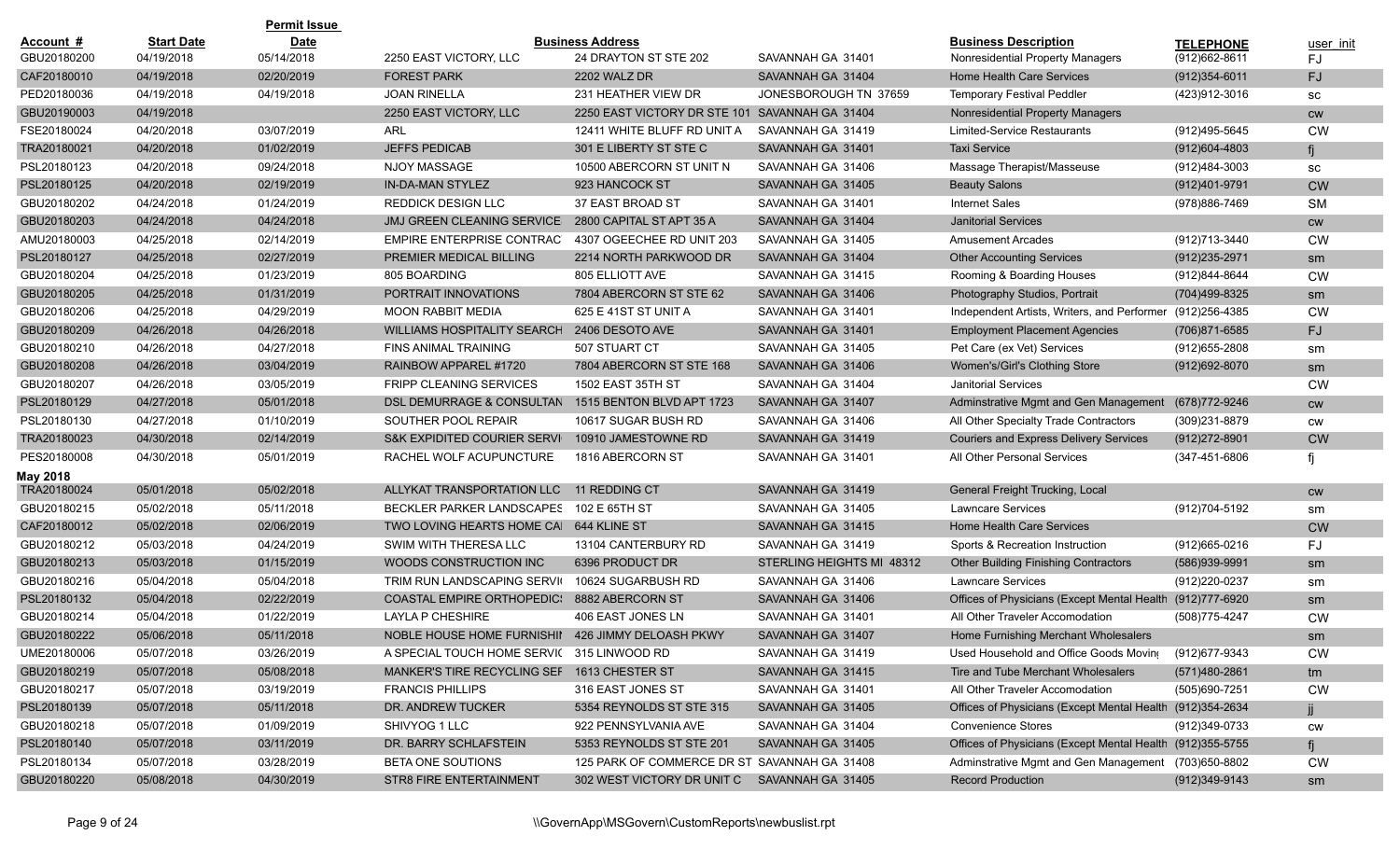| Account # | Start Date | Permit Issue Date | | Business Address | | Business Description | TELEPHONE | user_init |
|---|---|---|---|---|---|---|---|---|
| GBU20180200 | 04/19/2018 | 05/14/2018 | 2250 EAST VICTORY, LLC | 24 DRAYTON ST STE 202 | SAVANNAH GA 31401 | Nonresidential Property Managers | (912)662-8611 | FJ |
| CAF20180010 | 04/19/2018 | 02/20/2019 | FOREST PARK | 2202 WALZ DR | SAVANNAH GA 31404 | Home Health Care Services | (912)354-6011 | FJ |
| PED20180036 | 04/19/2018 | 04/19/2018 | JOAN RINELLA | 231 HEATHER VIEW DR | JONESBOROUGH TN 37659 | Temporary Festival Peddler | (423)912-3016 | SC |
| GBU20190003 | 04/19/2018 | | 2250 EAST VICTORY, LLC | 2250 EAST VICTORY DR STE 101 | SAVANNAH GA 31404 | Nonresidential Property Managers | | CW |
| FSE20180024 | 04/20/2018 | 03/07/2019 | ARL | 12411 WHITE BLUFF RD UNIT A | SAVANNAH GA 31419 | Limited-Service Restaurants | (912)495-5645 | CW |
| TRA20180021 | 04/20/2018 | 01/02/2019 | JEFFS PEDICAB | 301 E LIBERTY ST STE C | SAVANNAH GA 31401 | Taxi Service | (912)604-4803 | fj |
| PSL20180123 | 04/20/2018 | 09/24/2018 | NJOY MASSAGE | 10500 ABERCORN ST UNIT N | SAVANNAH GA 31406 | Massage Therapist/Masseuse | (912)484-3003 | SC |
| PSL20180125 | 04/20/2018 | 02/19/2019 | IN-DA-MAN STYLEZ | 923 HANCOCK ST | SAVANNAH GA 31405 | Beauty Salons | (912)401-9791 | CW |
| GBU20180202 | 04/24/2018 | 01/24/2019 | REDDICK DESIGN LLC | 37 EAST BROAD ST | SAVANNAH GA 31401 | Internet Sales | (978)886-7469 | SM |
| GBU20180203 | 04/24/2018 | 04/24/2018 | JMJ GREEN CLEANING SERVICE | 2800 CAPITAL ST APT 35 A | SAVANNAH GA 31404 | Janitorial Services | | CW |
| AMU20180003 | 04/25/2018 | 02/14/2019 | EMPIRE ENTERPRISE CONTRAC | 4307 OGEECHEE RD UNIT 203 | SAVANNAH GA 31405 | Amusement Arcades | (912)713-3440 | CW |
| PSL20180127 | 04/25/2018 | 02/27/2019 | PREMIER MEDICAL BILLING | 2214 NORTH PARKWOOD DR | SAVANNAH GA 31404 | Other Accounting Services | (912)235-2971 | sm |
| GBU20180204 | 04/25/2018 | 01/23/2019 | 805 BOARDING | 805 ELLIOTT AVE | SAVANNAH GA 31415 | Rooming & Boarding Houses | (912)844-8644 | CW |
| GBU20180205 | 04/25/2018 | 01/31/2019 | PORTRAIT INNOVATIONS | 7804 ABERCORN ST STE 62 | SAVANNAH GA 31406 | Photography Studios, Portrait | (704)499-8325 | sm |
| GBU20180206 | 04/25/2018 | 04/29/2019 | MOON RABBIT MEDIA | 625 E 41ST ST UNIT A | SAVANNAH GA 31401 | Independent Artists, Writers, and Performer | (912)256-4385 | CW |
| GBU20180209 | 04/26/2018 | 04/26/2018 | WILLIAMS HOSPITALITY SEARCH | 2406 DESOTO AVE | SAVANNAH GA 31401 | Employment Placement Agencies | (706)871-6585 | FJ |
| GBU20180210 | 04/26/2018 | 04/27/2018 | FINS ANIMAL TRAINING | 507 STUART CT | SAVANNAH GA 31405 | Pet Care (ex Vet) Services | (912)655-2808 | sm |
| GBU20180208 | 04/26/2018 | 03/04/2019 | RAINBOW APPAREL #1720 | 7804 ABERCORN ST STE 168 | SAVANNAH GA 31406 | Women's/Girl's Clothing Store | (912)692-8070 | sm |
| GBU20180207 | 04/26/2018 | 03/05/2019 | FRIPP CLEANING SERVICES | 1502 EAST 35TH ST | SAVANNAH GA 31404 | Janitorial Services | | CW |
| PSL20180129 | 04/27/2018 | 05/01/2018 | DSL DEMURRAGE & CONSULTAN | 1515 BENTON BLVD APT 1723 | SAVANNAH GA 31407 | Adminstrative Mgmt and Gen Management | (678)772-9246 | CW |
| PSL20180130 | 04/27/2018 | 01/10/2019 | SOUTHER POOL REPAIR | 10617 SUGAR BUSH RD | SAVANNAH GA 31406 | All Other Specialty Trade Contractors | (309)231-8879 | CW |
| TRA20180023 | 04/30/2018 | 02/14/2019 | S&K EXPIDITED COURIER SERVI | 10910 JAMESTOWNE RD | SAVANNAH GA 31419 | Couriers and Express Delivery Services | (912)272-8901 | CW |
| PES20180008 | 04/30/2018 | 05/01/2019 | RACHEL WOLF ACUPUNCTURE | 1816 ABERCORN ST | SAVANNAH GA 31401 | All Other Personal Services | (347-451-6806 | fj |
| **May 2018** | | | | | | | | |
| TRA20180024 | 05/01/2018 | 05/02/2018 | ALLYKAT TRANSPORTATION LLC | 11 REDDING CT | SAVANNAH GA 31419 | General Freight Trucking, Local | | CW |
| GBU20180215 | 05/02/2018 | 05/11/2018 | BECKLER PARKER LANDSCAPES | 102 E 65TH ST | SAVANNAH GA 31405 | Lawncare Services | (912)704-5192 | sm |
| CAF20180012 | 05/02/2018 | 02/06/2019 | TWO LOVING HEARTS HOME CA | 644 KLINE ST | SAVANNAH GA 31415 | Home Health Care Services | | CW |
| GBU20180212 | 05/03/2018 | 04/24/2019 | SWIM WITH THERESA LLC | 13104 CANTERBURY RD | SAVANNAH GA 31419 | Sports & Recreation Instruction | (912)665-0216 | FJ |
| GBU20180213 | 05/03/2018 | 01/15/2019 | WOODS CONSTRUCTION INC | 6396 PRODUCT DR | STERLING HEIGHTS MI 48312 | Other Building Finishing Contractors | (586)939-9991 | sm |
| GBU20180216 | 05/04/2018 | 05/04/2018 | TRIM RUN LANDSCAPING SERVI | 10624 SUGARBUSH RD | SAVANNAH GA 31406 | Lawncare Services | (912)220-0237 | sm |
| PSL20180132 | 05/04/2018 | 02/22/2019 | COASTAL EMPIRE ORTHOPEDIC | 8882 ABERCORN ST | SAVANNAH GA 31406 | Offices of Physicians (Except Mental Health | (912)777-6920 | sm |
| GBU20180214 | 05/04/2018 | 01/22/2019 | LAYLA P CHESHIRE | 406 EAST JONES LN | SAVANNAH GA 31401 | All Other Traveler Accomodation | (508)775-4247 | CW |
| GBU20180222 | 05/06/2018 | 05/11/2018 | NOBLE HOUSE HOME FURNISHII | 426 JIMMY DELOASH PKWY | SAVANNAH GA 31407 | Home Furnishing Merchant Wholesalers | | sm |
| UME20180006 | 05/07/2018 | 03/26/2019 | A SPECIAL TOUCH HOME SERVI( | 315 LINWOOD RD | SAVANNAH GA 31419 | Used Household and Office Goods Movin | (912)677-9343 | CW |
| GBU20180219 | 05/07/2018 | 05/08/2018 | MANKER'S TIRE RECYCLING SEF | 1613 CHESTER ST | SAVANNAH GA 31415 | Tire and Tube Merchant Wholesalers | (571)480-2861 | tm |
| GBU20180217 | 05/07/2018 | 03/19/2019 | FRANCIS PHILLIPS | 316 EAST JONES ST | SAVANNAH GA 31401 | All Other Traveler Accomodation | (505)690-7251 | CW |
| PSL20180139 | 05/07/2018 | 05/11/2018 | DR. ANDREW TUCKER | 5354 REYNOLDS ST STE 315 | SAVANNAH GA 31405 | Offices of Physicians (Except Mental Health | (912)354-2634 | jj |
| GBU20180218 | 05/07/2018 | 01/09/2019 | SHIVYOG 1 LLC | 922 PENNSYLVANIA AVE | SAVANNAH GA 31404 | Convenience Stores | (912)349-0733 | CW |
| PSL20180140 | 05/07/2018 | 03/11/2019 | DR. BARRY SCHLAFSTEIN | 5353 REYNOLDS ST STE 201 | SAVANNAH GA 31405 | Offices of Physicians (Except Mental Health | (912)355-5755 | fj |
| PSL20180134 | 05/07/2018 | 03/28/2019 | BETA ONE SOUTIONS | 125 PARK OF COMMERCE DR ST | SAVANNAH GA 31408 | Adminstrative Mgmt and Gen Management | (703)650-8802 | CW |
| GBU20180220 | 05/08/2018 | 04/30/2019 | STR8 FIRE ENTERTAINMENT | 302 WEST VICTORY DR UNIT C | SAVANNAH GA 31405 | Record Production | (912)349-9143 | sm |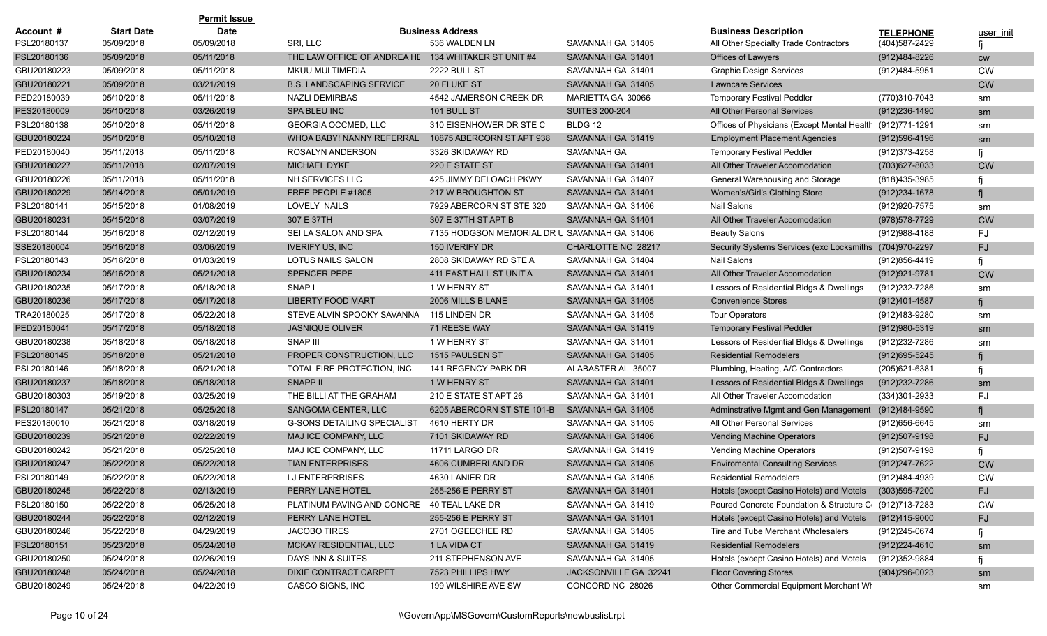| Account # | Start Date | Permit Issue Date | | Business Address | | Business Description | TELEPHONE | user_init |
|---|---|---|---|---|---|---|---|---|
| PSL20180137 | 05/09/2018 | 05/09/2018 | SRI, LLC | 536 WALDEN LN | SAVANNAH GA 31405 | All Other Specialty Trade Contractors | (404)587-2429 | fj |
| PSL20180136 | 05/09/2018 | 05/11/2018 | THE LAW OFFICE OF ANDREA HE | 134 WHITAKER ST UNIT #4 | SAVANNAH GA 31401 | Offices of Lawyers | (912)484-8226 | cw |
| GBU20180223 | 05/09/2018 | 05/11/2018 | MKUU MULTIMEDIA | 2222 BULL ST | SAVANNAH GA 31401 | Graphic Design Services | (912)484-5951 | CW |
| GBU20180221 | 05/09/2018 | 03/21/2019 | B.S. LANDSCAPING SERVICE | 20 FLUKE ST | SAVANNAH GA 31405 | Lawncare Services | | CW |
| PED20180039 | 05/10/2018 | 05/11/2018 | NAZLI DEMIRBAS | 4542 JAMERSON CREEK DR | MARIETTA GA 30066 | Temporary Festival Peddler | (770)310-7043 | sm |
| PES20180009 | 05/10/2018 | 03/26/2019 | SPA BLEU INC | 101 BULL ST | SUITES 200-204 | All Other Personal Services | (912)236-1490 | sm |
| PSL20180138 | 05/10/2018 | 05/11/2018 | GEORGIA OCCMED, LLC | 310 EISENHOWER DR STE C | BLDG 12 | Offices of Physicians (Except Mental Health | (912)771-1291 | sm |
| GBU20180224 | 05/10/2018 | 05/10/2018 | WHOA BABY! NANNY REFERRAL | 10875 ABERCORN ST APT 938 | SAVANNAH GA 31419 | Employment Placement Agencies | (912)596-4196 | sm |
| PED20180040 | 05/11/2018 | 05/11/2018 | ROSALYN ANDERSON | 3326 SKIDAWAY RD | SAVANNAH GA | Temporary Festival Peddler | (912)373-4258 | fj |
| GBU20180227 | 05/11/2018 | 02/07/2019 | MICHAEL DYKE | 220 E STATE ST | SAVANNAH GA 31401 | All Other Traveler Accomodation | (703)627-8033 | CW |
| GBU20180226 | 05/11/2018 | 05/11/2018 | NH SERVICES LLC | 425 JIMMY DELOACH PKWY | SAVANNAH GA 31407 | General Warehousing and Storage | (818)435-3985 | fj |
| GBU20180229 | 05/14/2018 | 05/01/2019 | FREE PEOPLE #1805 | 217 W BROUGHTON ST | SAVANNAH GA 31401 | Women's/Girl's Clothing Store | (912)234-1678 | fj |
| PSL20180141 | 05/15/2018 | 01/08/2019 | LOVELY NAILS | 7929 ABERCORN ST STE 320 | SAVANNAH GA 31406 | Nail Salons | (912)920-7575 | sm |
| GBU20180231 | 05/15/2018 | 03/07/2019 | 307 E 37TH | 307 E 37TH ST APT B | SAVANNAH GA 31401 | All Other Traveler Accomodation | (978)578-7729 | CW |
| PSL20180144 | 05/16/2018 | 02/12/2019 | SEI LA SALON AND SPA | 7135 HODGSON MEMORIAL DR U | SAVANNAH GA 31406 | Beauty Salons | (912)988-4188 | FJ |
| SSE20180004 | 05/16/2018 | 03/06/2019 | IVERIFY US, INC | 150 IVERIFY DR | CHARLOTTE NC 28217 | Security Systems Services (exc Locksmiths | (704)970-2297 | FJ |
| PSL20180143 | 05/16/2018 | 01/03/2019 | LOTUS NAILS SALON | 2808 SKIDAWAY RD STE A | SAVANNAH GA 31404 | Nail Salons | (912)856-4419 | fj |
| GBU20180234 | 05/16/2018 | 05/21/2018 | SPENCER PEPE | 411 EAST HALL ST UNIT A | SAVANNAH GA 31401 | All Other Traveler Accomodation | (912)921-9781 | CW |
| GBU20180235 | 05/17/2018 | 05/18/2018 | SNAP I | 1 W HENRY ST | SAVANNAH GA 31401 | Lessors of Residential Bldgs & Dwellings | (912)232-7286 | sm |
| GBU20180236 | 05/17/2018 | 05/17/2018 | LIBERTY FOOD MART | 2006 MILLS B LANE | SAVANNAH GA 31405 | Convenience Stores | (912)401-4587 | fj |
| TRA20180025 | 05/17/2018 | 05/22/2018 | STEVE ALVIN SPOOKY SAVANNA | 115 LINDEN DR | SAVANNAH GA 31405 | Tour Operators | (912)483-9280 | sm |
| PED20180041 | 05/17/2018 | 05/18/2018 | JASNIQUE OLIVER | 71 REESE WAY | SAVANNAH GA 31419 | Temporary Festival Peddler | (912)980-5319 | sm |
| GBU20180238 | 05/18/2018 | 05/18/2018 | SNAP III | 1 W HENRY ST | SAVANNAH GA 31401 | Lessors of Residential Bldgs & Dwellings | (912)232-7286 | sm |
| PSL20180145 | 05/18/2018 | 05/21/2018 | PROPER CONSTRUCTION, LLC | 1515 PAULSEN ST | SAVANNAH GA 31405 | Residential Remodelers | (912)695-5245 | fj |
| PSL20180146 | 05/18/2018 | 05/21/2018 | TOTAL FIRE PROTECTION, INC. | 141 REGENCY PARK DR | ALABASTER AL 35007 | Plumbing, Heating, A/C Contractors | (205)621-6381 | fj |
| GBU20180237 | 05/18/2018 | 05/18/2018 | SNAPP II | 1 W HENRY ST | SAVANNAH GA 31401 | Lessors of Residential Bldgs & Dwellings | (912)232-7286 | sm |
| GBU20180303 | 05/19/2018 | 03/25/2019 | THE BILLI AT THE GRAHAM | 210 E STATE ST APT 26 | SAVANNAH GA 31401 | All Other Traveler Accomodation | (334)301-2933 | FJ |
| PSL20180147 | 05/21/2018 | 05/25/2018 | SANGOMA CENTER, LLC | 6205 ABERCORN ST STE 101-B | SAVANNAH GA 31405 | Adminstrative Mgmt and Gen Management | (912)484-9590 | fj |
| PES20180010 | 05/21/2018 | 03/18/2019 | G-SONS DETAILING SPECIALIST | 4610 HERTY DR | SAVANNAH GA 31405 | All Other Personal Services | (912)656-6645 | sm |
| GBU20180239 | 05/21/2018 | 02/22/2019 | MAJ ICE COMPANY, LLC | 7101 SKIDAWAY RD | SAVANNAH GA 31406 | Vending Machine Operators | (912)507-9198 | FJ |
| GBU20180242 | 05/21/2018 | 05/25/2018 | MAJ ICE COMPANY, LLC | 11711 LARGO DR | SAVANNAH GA 31419 | Vending Machine Operators | (912)507-9198 | fj |
| GBU20180247 | 05/22/2018 | 05/22/2018 | TIAN ENTERPRISES | 4606 CUMBERLAND DR | SAVANNAH GA 31405 | Enviromental Consulting Services | (912)247-7622 | CW |
| PSL20180149 | 05/22/2018 | 05/22/2018 | LJ ENTERPRRISES | 4630 LANIER DR | SAVANNAH GA 31405 | Residential Remodelers | (912)484-4939 | CW |
| GBU20180245 | 05/22/2018 | 02/13/2019 | PERRY LANE HOTEL | 255-256 E PERRY ST | SAVANNAH GA 31401 | Hotels (except Casino Hotels) and Motels | (303)595-7200 | FJ |
| PSL20180150 | 05/22/2018 | 05/25/2018 | PLATINUM PAVING AND CONCRE | 40 TEAL LAKE DR | SAVANNAH GA 31419 | Poured Concrete Foundation & Structure Co | (912)713-7283 | CW |
| GBU20180244 | 05/22/2018 | 02/12/2019 | PERRY LANE HOTEL | 255-256 E PERRY ST | SAVANNAH GA 31401 | Hotels (except Casino Hotels) and Motels | (912)415-9000 | FJ |
| GBU20180246 | 05/22/2018 | 04/29/2019 | JACOBO TIRES | 2701 OGEECHEE RD | SAVANNAH GA 31405 | Tire and Tube Merchant Wholesalers | (912)245-0674 | fj |
| PSL20180151 | 05/23/2018 | 05/24/2018 | MCKAY RESIDENTIAL, LLC | 1 LA VIDA CT | SAVANNAH GA 31419 | Residential Remodelers | (912)224-4610 | sm |
| GBU20180250 | 05/24/2018 | 02/26/2019 | DAYS INN & SUITES | 211 STEPHENSON AVE | SAVANNAH GA 31405 | Hotels (except Casino Hotels) and Motels | (912)352-9884 | fj |
| GBU20180248 | 05/24/2018 | 05/24/2018 | DIXIE CONTRACT CARPET | 7523 PHILLIPS HWY | JACKSONVILLE GA 32241 | Floor Covering Stores | (904)296-0023 | sm |
| GBU20180249 | 05/24/2018 | 04/22/2019 | CASCO SIGNS, INC | 199 WILSHIRE AVE SW | CONCORD NC 28026 | Other Commercial Equipment Merchant Wh | | sm |

\\GovernApp\MSGovern\CustomReports\newbuslist.rpt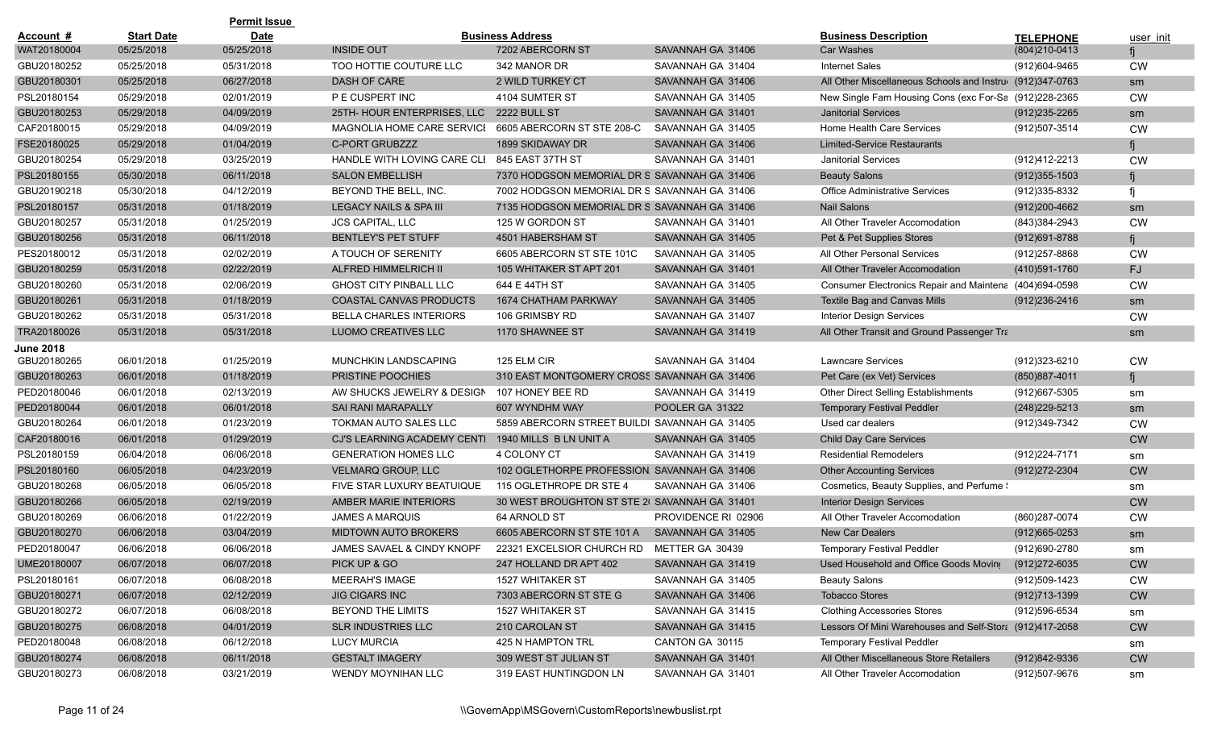| Account # | Start Date | Permit Issue Date | Business Address | | | Business Description | TELEPHONE | user_init |
|---|---|---|---|---|---|---|---|---|
| WAT20180004 | 05/25/2018 | 05/25/2018 | INSIDE OUT | 7202 ABERCORN ST | SAVANNAH GA 31406 | Car Washes | (804)210-0413 | fj |
| GBU20180252 | 05/25/2018 | 05/31/2018 | TOO HOTTIE COUTURE LLC | 342 MANOR DR | SAVANNAH GA 31404 | Internet Sales | (912)604-9465 | CW |
| GBU20180301 | 05/25/2018 | 06/27/2018 | DASH OF CARE | 2 WILD TURKEY CT | SAVANNAH GA 31406 | All Other Miscellaneous Schools and Instru | (912)347-0763 | sm |
| PSL20180154 | 05/29/2018 | 02/01/2019 | P E CUSPERT INC | 4104 SUMTER ST | SAVANNAH GA 31405 | New Single Fam Housing Cons (exc For-Sa | (912)228-2365 | CW |
| GBU20180253 | 05/29/2018 | 04/09/2019 | 25TH- HOUR ENTERPRISES, LLC | 2222 BULL ST | SAVANNAH GA 31401 | Janitorial Services | (912)235-2265 | sm |
| CAF20180015 | 05/29/2018 | 04/09/2019 | MAGNOLIA HOME CARE SERVICI | 6605 ABERCORN ST STE 208-C | SAVANNAH GA 31405 | Home Health Care Services | (912)507-3514 | CW |
| FSE20180025 | 05/29/2018 | 01/04/2019 | C-PORT GRUBZZZ | 1899 SKIDAWAY DR | SAVANNAH GA 31406 | Limited-Service Restaurants | | fj |
| GBU20180254 | 05/29/2018 | 03/25/2019 | HANDLE WITH LOVING CARE CLI | 845 EAST 37TH ST | SAVANNAH GA 31401 | Janitorial Services | (912)412-2213 | CW |
| PSL20180155 | 05/30/2018 | 06/11/2018 | SALON EMBELLISH | 7370 HODGSON MEMORIAL DR S | SAVANNAH GA 31406 | Beauty Salons | (912)355-1503 | fj |
| GBU20190218 | 05/30/2018 | 04/12/2019 | BEYOND THE BELL, INC. | 7002 HODGSON MEMORIAL DR S | SAVANNAH GA 31406 | Office Administrative Services | (912)335-8332 | fj |
| PSL20180157 | 05/31/2018 | 01/18/2019 | LEGACY NAILS & SPA III | 7135 HODGSON MEMORIAL DR S | SAVANNAH GA 31406 | Nail Salons | (912)200-4662 | sm |
| GBU20180257 | 05/31/2018 | 01/25/2019 | JCS CAPITAL, LLC | 125 W GORDON ST | SAVANNAH GA 31401 | All Other Traveler Accomodation | (843)384-2943 | CW |
| GBU20180256 | 05/31/2018 | 06/11/2018 | BENTLEY'S PET STUFF | 4501 HABERSHAM ST | SAVANNAH GA 31405 | Pet & Pet Supplies Stores | (912)691-8788 | fj |
| PES20180012 | 05/31/2018 | 02/02/2019 | A TOUCH OF SERENITY | 6605 ABERCORN ST STE 101C | SAVANNAH GA 31405 | All Other Personal Services | (912)257-8868 | CW |
| GBU20180259 | 05/31/2018 | 02/22/2019 | ALFRED HIMMELRICH II | 105 WHITAKER ST APT 201 | SAVANNAH GA 31401 | All Other Traveler Accomodation | (410)591-1760 | FJ |
| GBU20180260 | 05/31/2018 | 02/06/2019 | GHOST CITY PINBALL LLC | 644 E 44TH ST | SAVANNAH GA 31405 | Consumer Electronics Repair and Maintena | (404)694-0598 | CW |
| GBU20180261 | 05/31/2018 | 01/18/2019 | COASTAL CANVAS PRODUCTS | 1674 CHATHAM PARKWAY | SAVANNAH GA 31405 | Textile Bag and Canvas Mills | (912)236-2416 | sm |
| GBU20180262 | 05/31/2018 | 05/31/2018 | BELLA CHARLES INTERIORS | 106 GRIMSBY RD | SAVANNAH GA 31407 | Interior Design Services | | CW |
| TRA20180026 | 05/31/2018 | 05/31/2018 | LUOMO CREATIVES LLC | 1170 SHAWNEE ST | SAVANNAH GA 31419 | All Other Transit and Ground Passenger Tra | | sm |
| **June 2018** | | | | | | | | |
| GBU20180265 | 06/01/2018 | 01/25/2019 | MUNCHKIN LANDSCAPING | 125 ELM CIR | SAVANNAH GA 31404 | Lawncare Services | (912)323-6210 | CW |
| GBU20180263 | 06/01/2018 | 01/18/2019 | PRISTINE POOCHIES | 310 EAST MONTGOMERY CROSS | SAVANNAH GA 31406 | Pet Care (ex Vet) Services | (850)887-4011 | fj |
| PED20180046 | 06/01/2018 | 02/13/2019 | AW SHUCKS JEWELRY & DESIGN | 107 HONEY BEE RD | SAVANNAH GA 31419 | Other Direct Selling Establishments | (912)667-5305 | sm |
| PED20180044 | 06/01/2018 | 06/01/2018 | SAI RANI MARAPALLY | 607 WYNDHM WAY | POOLER GA 31322 | Temporary Festival Peddler | (248)229-5213 | sm |
| GBU20180264 | 06/01/2018 | 01/23/2019 | TOKMAN AUTO SALES LLC | 5859 ABERCORN STREET BUILDI | SAVANNAH GA 31405 | Used car dealers | (912)349-7342 | CW |
| CAF20180016 | 06/01/2018 | 01/29/2019 | CJ'S LEARNING ACADEMY CENTI | 1940 MILLS B LN UNIT A | SAVANNAH GA 31405 | Child Day Care Services | | CW |
| PSL20180159 | 06/04/2018 | 06/06/2018 | GENERATION HOMES LLC | 4 COLONY CT | SAVANNAH GA 31419 | Residential Remodelers | (912)224-7171 | sm |
| PSL20180160 | 06/05/2018 | 04/23/2019 | VELMARQ GROUP, LLC | 102 OGLETHORPE PROFESSION | SAVANNAH GA 31406 | Other Accounting Services | (912)272-2304 | CW |
| GBU20180268 | 06/05/2018 | 06/05/2018 | FIVE STAR LUXURY BEATUIQUE | 115 OGLETHROPE DR STE 4 | SAVANNAH GA 31406 | Cosmetics, Beauty Supplies, and Perfume | | sm |
| GBU20180266 | 06/05/2018 | 02/19/2019 | AMBER MARIE INTERIORS | 30 WEST BROUGHTON ST STE 2 | SAVANNAH GA 31401 | Interior Design Services | | CW |
| GBU20180269 | 06/06/2018 | 01/22/2019 | JAMES A MARQUIS | 64 ARNOLD ST | PROVIDENCE RI 02906 | All Other Traveler Accomodation | (860)287-0074 | CW |
| GBU20180270 | 06/06/2018 | 03/04/2019 | MIDTOWN AUTO BROKERS | 6605 ABERCORN ST STE 101 A | SAVANNAH GA 31405 | New Car Dealers | (912)665-0253 | sm |
| PED20180047 | 06/06/2018 | 06/06/2018 | JAMES SAVAEL & CINDY KNOPF | 22321 EXCELSIOR CHURCH RD | METTER GA 30439 | Temporary Festival Peddler | (912)690-2780 | sm |
| UME20180007 | 06/07/2018 | 06/07/2018 | PICK UP & GO | 247 HOLLAND DR APT 402 | SAVANNAH GA 31419 | Used Household and Office Goods Movin | (912)272-6035 | CW |
| PSL20180161 | 06/07/2018 | 06/08/2018 | MEERAH'S IMAGE | 1527 WHITAKER ST | SAVANNAH GA 31405 | Beauty Salons | (912)509-1423 | CW |
| GBU20180271 | 06/07/2018 | 02/12/2019 | JIG CIGARS INC | 7303 ABERCORN ST STE G | SAVANNAH GA 31406 | Tobacco Stores | (912)713-1399 | CW |
| GBU20180272 | 06/07/2018 | 06/08/2018 | BEYOND THE LIMITS | 1527 WHITAKER ST | SAVANNAH GA 31415 | Clothing Accessories Stores | (912)596-6534 | sm |
| GBU20180275 | 06/08/2018 | 04/01/2019 | SLR INDUSTRIES LLC | 210 CAROLAN ST | SAVANNAH GA 31415 | Lessors Of Mini Warehouses and Self-Stor | (912)417-2058 | CW |
| PED20180048 | 06/08/2018 | 06/12/2018 | LUCY MURCIA | 425 N HAMPTON TRL | CANTON GA 30115 | Temporary Festival Peddler | | sm |
| GBU20180274 | 06/08/2018 | 06/11/2018 | GESTALT IMAGERY | 309 WEST ST JULIAN ST | SAVANNAH GA 31401 | All Other Miscellaneous Store Retailers | (912)842-9336 | CW |
| GBU20180273 | 06/08/2018 | 03/21/2019 | WENDY MOYNIHAN LLC | 319 EAST HUNTINGDON LN | SAVANNAH GA 31401 | All Other Traveler Accomodation | (912)507-9676 | sm |

\\GovernApp\MSGovern\CustomReports\newbuslist.rpt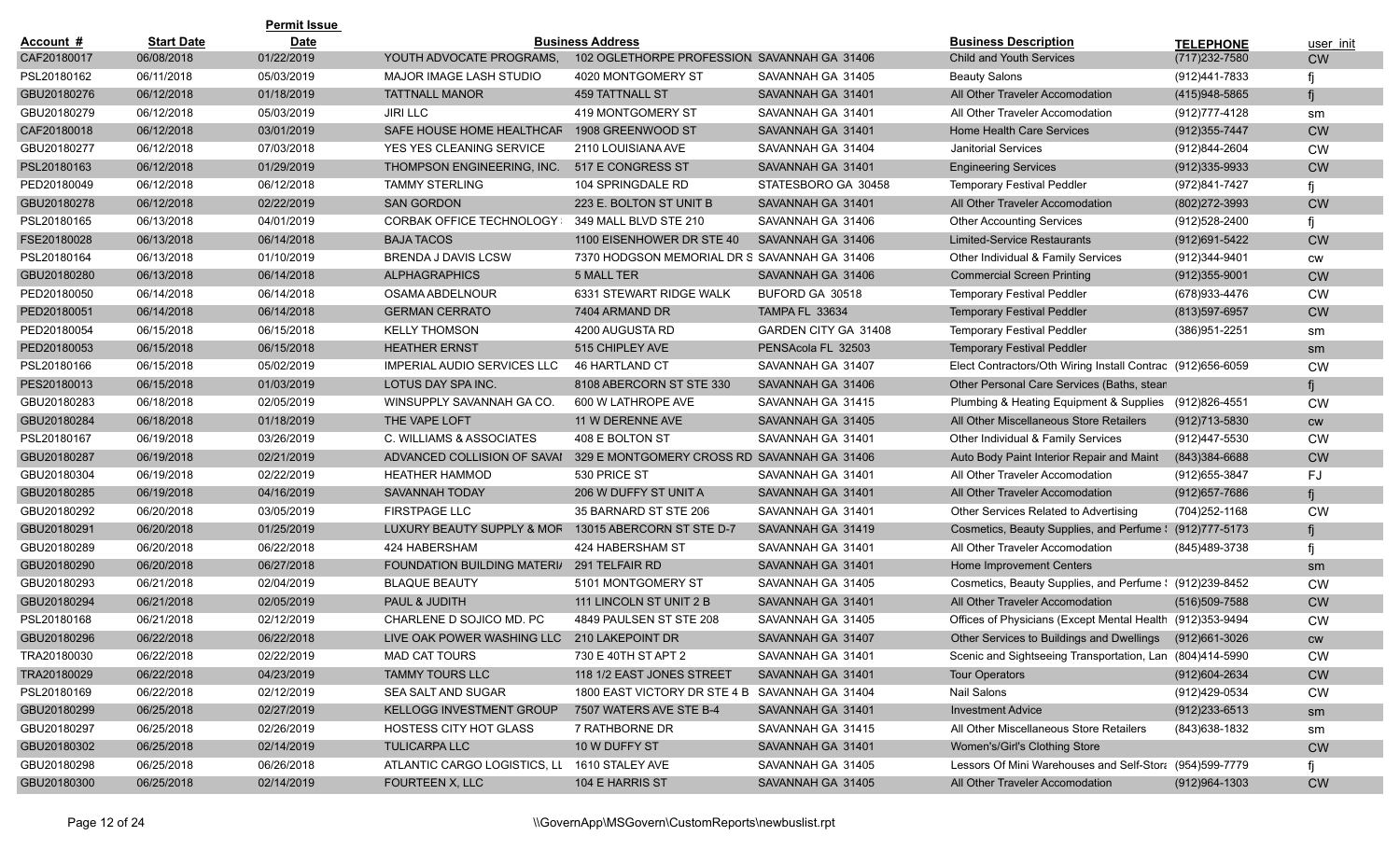| Account # | Start Date | Permit Issue Date | | Business Address | | Business Description | TELEPHONE | user_init |
|---|---|---|---|---|---|---|---|---|
| CAF20180017 | 06/08/2018 | 01/22/2019 | YOUTH ADVOCATE PROGRAMS, | 102 OGLETHORPE PROFESSION | SAVANNAH GA 31406 | Child and Youth Services | (717)232-7580 | CW |
| PSL20180162 | 06/11/2018 | 05/03/2019 | MAJOR IMAGE LASH STUDIO | 4020 MONTGOMERY ST | SAVANNAH GA 31405 | Beauty Salons | (912)441-7833 | fj |
| GBU20180276 | 06/12/2018 | 01/18/2019 | TATTNALL MANOR | 459 TATTNALL ST | SAVANNAH GA 31401 | All Other Traveler Accomodation | (415)948-5865 | fj |
| GBU20180279 | 06/12/2018 | 05/03/2019 | JIRI LLC | 419 MONTGOMERY ST | SAVANNAH GA 31401 | All Other Traveler Accomodation | (912)777-4128 | sm |
| CAF20180018 | 06/12/2018 | 03/01/2019 | SAFE HOUSE HOME HEALTHCAR | 1908 GREENWOOD ST | SAVANNAH GA 31401 | Home Health Care Services | (912)355-7447 | CW |
| GBU20180277 | 06/12/2018 | 07/03/2018 | YES YES CLEANING SERVICE | 2110 LOUISIANA AVE | SAVANNAH GA 31404 | Janitorial Services | (912)844-2604 | CW |
| PSL20180163 | 06/12/2018 | 01/29/2019 | THOMPSON ENGINEERING, INC. | 517 E CONGRESS ST | SAVANNAH GA 31401 | Engineering Services | (912)335-9933 | CW |
| PED20180049 | 06/12/2018 | 06/12/2018 | TAMMY STERLING | 104 SPRINGDALE RD | STATESBORO GA 30458 | Temporary Festival Peddler | (972)841-7427 | fj |
| GBU20180278 | 06/12/2018 | 02/22/2019 | SAN GORDON | 223 E. BOLTON ST UNIT B | SAVANNAH GA 31401 | All Other Traveler Accomodation | (802)272-3993 | CW |
| PSL20180165 | 06/13/2018 | 04/01/2019 | CORBAK OFFICE TECHNOLOGY | 349 MALL BLVD STE 210 | SAVANNAH GA 31406 | Other Accounting Services | (912)528-2400 | fj |
| FSE20180028 | 06/13/2018 | 06/14/2018 | BAJA TACOS | 1100 EISENHOWER DR STE 40 | SAVANNAH GA 31406 | Limited-Service Restaurants | (912)691-5422 | CW |
| PSL20180164 | 06/13/2018 | 01/10/2019 | BRENDA J DAVIS LCSW | 7370 HODGSON MEMORIAL DR S | SAVANNAH GA 31406 | Other Individual & Family Services | (912)344-9401 | cw |
| GBU20180280 | 06/13/2018 | 06/14/2018 | ALPHAGRAPHICS | 5 MALL TER | SAVANNAH GA 31406 | Commercial Screen Printing | (912)355-9001 | CW |
| PED20180050 | 06/14/2018 | 06/14/2018 | OSAMA ABDELNOUR | 6331 STEWART RIDGE WALK | BUFORD GA 30518 | Temporary Festival Peddler | (678)933-4476 | CW |
| PED20180051 | 06/14/2018 | 06/14/2018 | GERMAN CERRATO | 7404 ARMAND DR | TAMPA FL 33634 | Temporary Festival Peddler | (813)597-6957 | CW |
| PED20180054 | 06/15/2018 | 06/15/2018 | KELLY THOMSON | 4200 AUGUSTA RD | GARDEN CITY GA 31408 | Temporary Festival Peddler | (386)951-2251 | sm |
| PED20180053 | 06/15/2018 | 06/15/2018 | HEATHER ERNST | 515 CHIPLEY AVE | PENSAcola FL 32503 | Temporary Festival Peddler | | sm |
| PSL20180166 | 06/15/2018 | 05/02/2019 | IMPERIAL AUDIO SERVICES LLC | 46 HARTLAND CT | SAVANNAH GA 31407 | Elect Contractors/Oth Wiring Install Contrac | (912)656-6059 | CW |
| PES20180013 | 06/15/2018 | 01/03/2019 | LOTUS DAY SPA INC. | 8108 ABERCORN ST STE 330 | SAVANNAH GA 31406 | Other Personal Care Services (Baths, stean | | fj |
| GBU20180283 | 06/18/2018 | 02/05/2019 | WINSUPPLY SAVANNAH GA CO. | 600 W LATHROPE AVE | SAVANNAH GA 31415 | Plumbing & Heating Equipment & Supplies | (912)826-4551 | CW |
| GBU20180284 | 06/18/2018 | 01/18/2019 | THE VAPE LOFT | 11 W DERENNE AVE | SAVANNAH GA 31405 | All Other Miscellaneous Store Retailers | (912)713-5830 | cw |
| PSL20180167 | 06/19/2018 | 03/26/2019 | C. WILLIAMS & ASSOCIATES | 408 E BOLTON ST | SAVANNAH GA 31401 | Other Individual & Family Services | (912)447-5530 | CW |
| GBU20180287 | 06/19/2018 | 02/21/2019 | ADVANCED COLLISION OF SAVAI | 329 E MONTGOMERY CROSS RD | SAVANNAH GA 31406 | Auto Body Paint Interior Repair and Maint | (843)384-6688 | CW |
| GBU20180304 | 06/19/2018 | 02/22/2019 | HEATHER HAMMOD | 530 PRICE ST | SAVANNAH GA 31401 | All Other Traveler Accomodation | (912)655-3847 | FJ |
| GBU20180285 | 06/19/2018 | 04/16/2019 | SAVANNAH TODAY | 206 W DUFFY ST UNIT A | SAVANNAH GA 31401 | All Other Traveler Accomodation | (912)657-7686 | fj |
| GBU20180292 | 06/20/2018 | 03/05/2019 | FIRSTPAGE LLC | 35 BARNARD ST STE 206 | SAVANNAH GA 31401 | Other Services Related to Advertising | (704)252-1168 | CW |
| GBU20180291 | 06/20/2018 | 01/25/2019 | LUXURY BEAUTY SUPPLY & MOR | 13015 ABERCORN ST STE D-7 | SAVANNAH GA 31419 | Cosmetics, Beauty Supplies, and Perfume | (912)777-5173 | fj |
| GBU20180289 | 06/20/2018 | 06/22/2018 | 424 HABERSHAM | 424 HABERSHAM ST | SAVANNAH GA 31401 | All Other Traveler Accomodation | (845)489-3738 | fj |
| GBU20180290 | 06/20/2018 | 06/27/2018 | FOUNDATION BUILDING MATERI/ | 291 TELFAIR RD | SAVANNAH GA 31401 | Home Improvement Centers | | sm |
| GBU20180293 | 06/21/2018 | 02/04/2019 | BLAQUE BEAUTY | 5101 MONTGOMERY ST | SAVANNAH GA 31405 | Cosmetics, Beauty Supplies, and Perfume | (912)239-8452 | CW |
| GBU20180294 | 06/21/2018 | 02/05/2019 | PAUL & JUDITH | 111 LINCOLN ST UNIT 2 B | SAVANNAH GA 31401 | All Other Traveler Accomodation | (516)509-7588 | CW |
| PSL20180168 | 06/21/2018 | 02/12/2019 | CHARLENE D SOJICO MD. PC | 4849 PAULSEN ST STE 208 | SAVANNAH GA 31405 | Offices of Physicians (Except Mental Health | (912)353-9494 | CW |
| GBU20180296 | 06/22/2018 | 06/22/2018 | LIVE OAK POWER WASHING LLC | 210 LAKEPOINT DR | SAVANNAH GA 31407 | Other Services to Buildings and Dwellings | (912)661-3026 | cw |
| TRA20180030 | 06/22/2018 | 02/22/2019 | MAD CAT TOURS | 730 E 40TH ST APT 2 | SAVANNAH GA 31401 | Scenic and Sightseeing Transportation, Lan | (804)414-5990 | CW |
| TRA20180029 | 06/22/2018 | 04/23/2019 | TAMMY TOURS LLC | 118 1/2 EAST JONES STREET | SAVANNAH GA 31401 | Tour Operators | (912)604-2634 | CW |
| PSL20180169 | 06/22/2018 | 02/12/2019 | SEA SALT AND SUGAR | 1800 EAST VICTORY DR STE 4 B | SAVANNAH GA 31404 | Nail Salons | (912)429-0534 | CW |
| GBU20180299 | 06/25/2018 | 02/27/2019 | KELLOGG INVESTMENT GROUP | 7507 WATERS AVE STE B-4 | SAVANNAH GA 31401 | Investment Advice | (912)233-6513 | sm |
| GBU20180297 | 06/25/2018 | 02/26/2019 | HOSTESS CITY HOT GLASS | 7 RATHBORNE DR | SAVANNAH GA 31415 | All Other Miscellaneous Store Retailers | (843)638-1832 | sm |
| GBU20180302 | 06/25/2018 | 02/14/2019 | TULICARPA LLC | 10 W DUFFY ST | SAVANNAH GA 31401 | Women's/Girl's Clothing Store | | CW |
| GBU20180298 | 06/25/2018 | 06/26/2018 | ATLANTIC CARGO LOGISTICS, LL | 1610 STALEY AVE | SAVANNAH GA 31405 | Lessors Of Mini Warehouses and Self-Stor | (954)599-7779 | fj |
| GBU20180300 | 06/25/2018 | 02/14/2019 | FOURTEEN X, LLC | 104 E HARRIS ST | SAVANNAH GA 31405 | All Other Traveler Accomodation | (912)964-1303 | CW |

\\GovernApp\MSGovern\CustomReports\newbuslist.rpt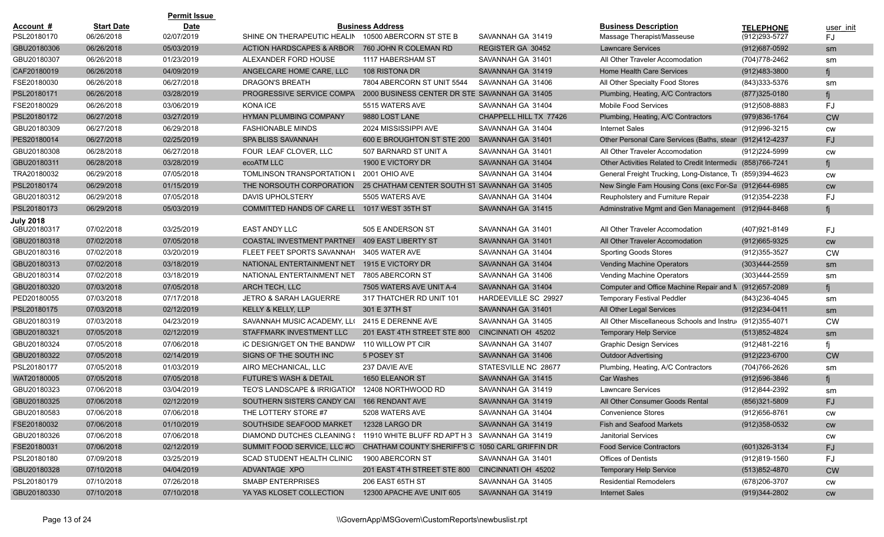| Account # | Start Date | Permit Issue Date | Business Address | | | Business Description | TELEPHONE | user_init |
|---|---|---|---|---|---|---|---|---|
| PSL20180170 | 06/26/2018 | 02/07/2019 | SHINE ON THERAPEUTIC HEALIN | 10500 ABERCORN ST STE B | SAVANNAH GA 31419 | Massage Therapist/Masseuse | (912)293-5727 | FJ |
| GBU20180306 | 06/26/2018 | 05/03/2019 | ACTION HARDSCAPES & ARBOR | 760 JOHN R COLEMAN RD | REGISTER GA 30452 | Lawncare Services | (912)687-0592 | sm |
| GBU20180307 | 06/26/2018 | 01/23/2019 | ALEXANDER FORD HOUSE | 1117 HABERSHAM ST | SAVANNAH GA 31401 | All Other Traveler Accomodation | (704)778-2462 | sm |
| CAF20180019 | 06/26/2018 | 04/09/2019 | ANGELCARE HOME CARE, LLC | 108 RISTONA DR | SAVANNAH GA 31419 | Home Health Care Services | (912)483-3800 | fj |
| FSE20180030 | 06/26/2018 | 06/27/2018 | DRAGON'S BREATH | 7804 ABERCORN ST UNIT 5544 | SAVANNAH GA 31406 | All Other Specialty Food Stores | (843)333-5376 | sm |
| PSL20180171 | 06/26/2018 | 03/28/2019 | PROGRESSIVE SERVICE COMPA | 2000 BUSINESS CENTER DR STE | SAVANNAH GA 31405 | Plumbing, Heating, A/C Contractors | (877)325-0180 | fj |
| FSE20180029 | 06/26/2018 | 03/06/2019 | KONA ICE | 5515 WATERS AVE | SAVANNAH GA 31404 | Mobile Food Services | (912)508-8883 | FJ |
| PSL20180172 | 06/27/2018 | 03/27/2019 | HYMAN PLUMBING COMPANY | 9880 LOST LANE | CHAPPELL HILL TX 77426 | Plumbing, Heating, A/C Contractors | (979)836-1764 | CW |
| GBU20180309 | 06/27/2018 | 06/29/2018 | FASHIONABLE MINDS | 2024 MISSISSIPPI AVE | SAVANNAH GA 31404 | Internet Sales | (912)996-3215 | cw |
| PES20180014 | 06/27/2018 | 02/25/2019 | SPA BLISS SAVANNAH | 600 E BROUGHTON ST STE 200 | SAVANNAH GA 31401 | Other Personal Care Services (Baths, stean | (912)412-4237 | FJ |
| GBU20180308 | 06/28/2018 | 06/27/2018 | FOUR LEAF CLOVER, LLC | 507 BARNARD ST UNIT A | SAVANNAH GA 31401 | All Other Traveler Accomodation | (912)224-5999 | cw |
| GBU20180311 | 06/28/2018 | 03/28/2019 | ecoATM LLC | 1900 E VICTORY DR | SAVANNAH GA 31404 | Other Activities Related to Credit Intermedia | (858)766-7241 | fj |
| TRA20180032 | 06/29/2018 | 07/05/2018 | TOMLINSON TRANSPORTATION L | 2001 OHIO AVE | SAVANNAH GA 31404 | General Freight Trucking, Long-Distance, Tr | (859)394-4623 | cw |
| PSL20180174 | 06/29/2018 | 01/15/2019 | THE NORSOUTH CORPORATION | 25 CHATHAM CENTER SOUTH ST | SAVANNAH GA 31405 | New Single Fam Housing Cons (exc For-Sa | (912)644-6985 | cw |
| GBU20180312 | 06/29/2018 | 07/05/2018 | DAVIS UPHOLSTERY | 5505 WATERS AVE | SAVANNAH GA 31404 | Reupholstery and Furniture Repair | (912)354-2238 | FJ |
| PSL20180173 | 06/29/2018 | 05/03/2019 | COMMITTED HANDS OF CARE LL | 1017 WEST 35TH ST | SAVANNAH GA 31415 | Adminstrative Mgmt and Gen Management | (912)944-8468 | fj |
| **July 2018** | | | | | | | | |
| GBU20180317 | 07/02/2018 | 03/25/2019 | EAST ANDY LLC | 505 E ANDERSON ST | SAVANNAH GA 31401 | All Other Traveler Accomodation | (407)921-8149 | FJ |
| GBU20180318 | 07/02/2018 | 07/05/2018 | COASTAL INVESTMENT PARTNEI | 409 EAST LIBERTY ST | SAVANNAH GA 31401 | All Other Traveler Accomodation | (912)665-9325 | cw |
| GBU20180316 | 07/02/2018 | 03/20/2019 | FLEET FEET SPORTS SAVANNAH | 3405 WATER AVE | SAVANNAH GA 31404 | Sporting Goods Stores | (912)355-3527 | CW |
| GBU20180313 | 07/02/2018 | 03/18/2019 | NATIONAL ENTERTAINMENT NET | 1915 E VICTORY DR | SAVANNAH GA 31404 | Vending Machine Operators | (303)444-2559 | sm |
| GBU20180314 | 07/02/2018 | 03/18/2019 | NATIONAL ENTERTAINMENT NET | 7805 ABERCORN ST | SAVANNAH GA 31406 | Vending Machine Operators | (303)444-2559 | sm |
| GBU20180320 | 07/03/2018 | 07/05/2018 | ARCH TECH, LLC | 7505 WATERS AVE UNIT A-4 | SAVANNAH GA 31404 | Computer and Office Machine Repair and M | (912)657-2089 | fj |
| PED20180055 | 07/03/2018 | 07/17/2018 | JETRO & SARAH LAGUERRE | 317 THATCHER RD UNIT 101 | HARDEEVILLE SC 29927 | Temporary Festival Peddler | (843)236-4045 | sm |
| PSL20180175 | 07/03/2018 | 02/12/2019 | KELLY & KELLY, LLP | 301 E 37TH ST | SAVANNAH GA 31401 | All Other Legal Services | (912)234-0411 | sm |
| GBU20180319 | 07/03/2018 | 04/23/2019 | SAVANNAH MUSIC ACADEMY, LL( | 2415 E DERENNE AVE | SAVANNAH GA 31405 | All Other Miscellaneous Schools and Instru | (912)355-4071 | CW |
| GBU20180321 | 07/05/2018 | 02/12/2019 | STAFFMARK INVESTMENT LLC | 201 EAST 4TH STREET STE 800 | CINCINNATI OH 45202 | Temporary Help Service | (513)852-4824 | sm |
| GBU20180324 | 07/05/2018 | 07/06/2018 | iC DESIGN/GET ON THE BANDWA | 110 WILLOW PT CIR | SAVANNAH GA 31407 | Graphic Design Services | (912)481-2216 | fj |
| GBU20180322 | 07/05/2018 | 02/14/2019 | SIGNS OF THE SOUTH INC | 5 POSEY ST | SAVANNAH GA 31406 | Outdoor Advertising | (912)223-6700 | CW |
| PSL20180177 | 07/05/2018 | 01/03/2019 | AIRO MECHANICAL, LLC | 237 DAVIE AVE | STATESVILLE NC 28677 | Plumbing, Heating, A/C Contractors | (704)766-2626 | sm |
| WAT20180005 | 07/05/2018 | 07/05/2018 | FUTURE'S WASH & DETAIL | 1650 ELEANOR ST | SAVANNAH GA 31415 | Car Washes | (912)596-3846 | fj |
| GBU20180323 | 07/06/2018 | 03/04/2019 | TEO'S LANDSCAPE & IRRIGATIOI | 12408 NORTHWOOD RD | SAVANNAH GA 31419 | Lawncare Services | (912)844-2392 | sm |
| GBU20180325 | 07/06/2018 | 02/12/2019 | SOUTHERN SISTERS CANDY CAI | 166 RENDANT AVE | SAVANNAH GA 31419 | All Other Consumer Goods Rental | (856)321-5809 | FJ |
| GBU20180583 | 07/06/2018 | 07/06/2018 | THE LOTTERY STORE #7 | 5208 WATERS AVE | SAVANNAH GA 31404 | Convenience Stores | (912)656-8761 | cw |
| FSE20180032 | 07/06/2018 | 01/10/2019 | SOUTHSIDE SEAFOOD MARKET | 12328 LARGO DR | SAVANNAH GA 31419 | Fish and Seafood Markets | (912)358-0532 | cw |
| GBU20180326 | 07/06/2018 | 07/06/2018 | DIAMOND DUTCHES CLEANING S | 11910 WHITE BLUFF RD APT H 3 | SAVANNAH GA 31419 | Janitorial Services | | cw |
| FSE20180031 | 07/06/2018 | 02/12/2019 | SUMMIT FOOD SERVICE, LLC #C | CHATHAM COUNTY SHERIFF'S C | 1050 CARL GRIFFIN DR | Food Service Contractors | (601)326-3134 | FJ |
| PSL20180180 | 07/09/2018 | 03/25/2019 | SCAD STUDENT HEALTH CLINIC | 1900 ABERCORN ST | SAVANNAH GA 31401 | Offices of Dentists | (912)819-1560 | FJ |
| GBU20180328 | 07/10/2018 | 04/04/2019 | ADVANTAGE XPO | 201 EAST 4TH STREET STE 800 | CINCINNATI OH 45202 | Temporary Help Service | (513)852-4870 | CW |
| PSL20180179 | 07/10/2018 | 07/26/2018 | SMABP ENTERPRISES | 206 EAST 65TH ST | SAVANNAH GA 31405 | Residential Remodelers | (678)206-3707 | cw |
| GBU20180330 | 07/10/2018 | 07/10/2018 | YA YAS KLOSET COLLECTION | 12300 APACHE AVE UNIT 605 | SAVANNAH GA 31419 | Internet Sales | (919)344-2802 | cw |

\\GovernApp\MSGovern\CustomReports\newbuslist.rpt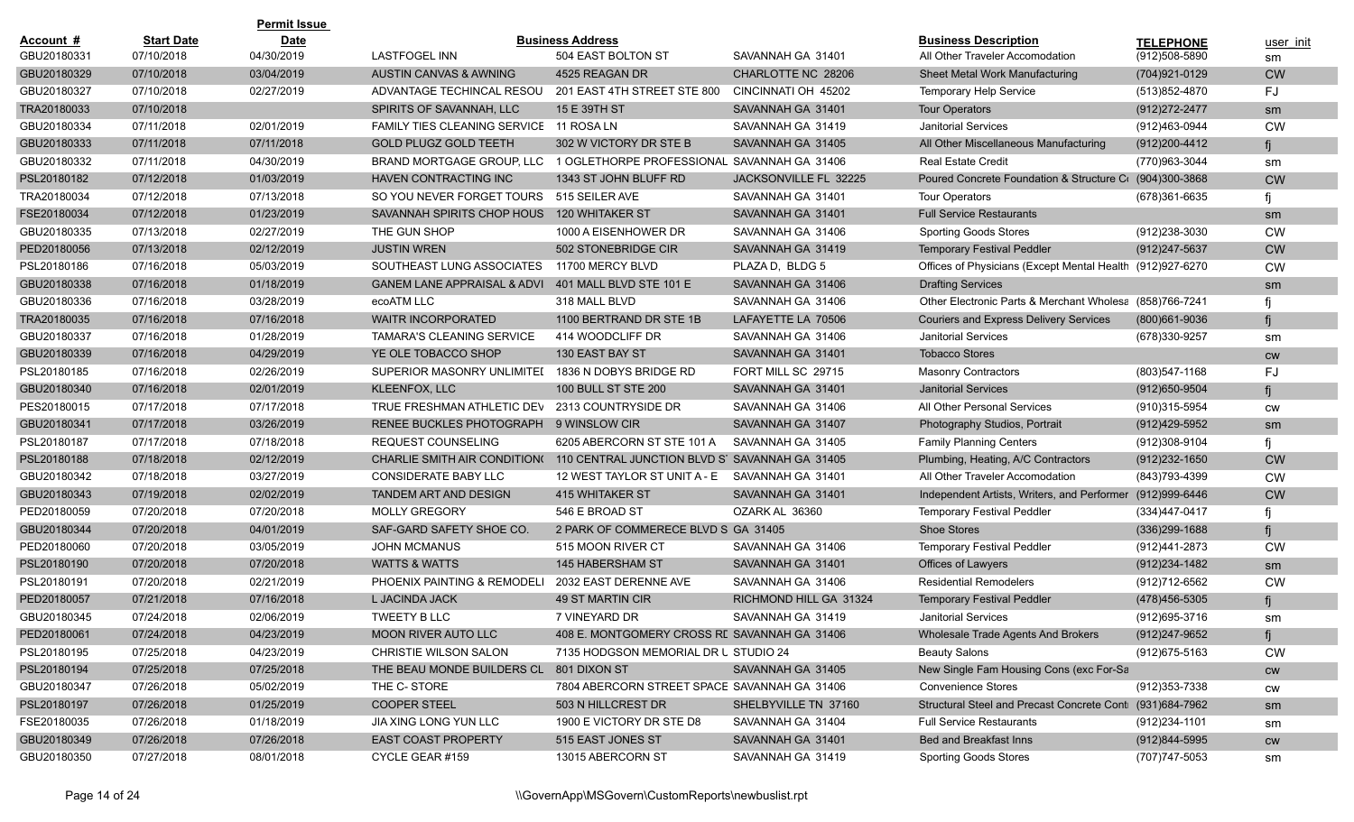| Account # | Start Date | Permit Issue Date | | Business Address | | Business Description | TELEPHONE | user_init |
|---|---|---|---|---|---|---|---|---|
| GBU20180331 | 07/10/2018 | 04/30/2019 | LASTFOGEL INN | 504 EAST BOLTON ST | SAVANNAH GA 31401 | All Other Traveler Accomodation | (912)508-5890 | sm |
| GBU20180329 | 07/10/2018 | 03/04/2019 | AUSTIN CANVAS & AWNING | 4525 REAGAN DR | CHARLOTTE NC 28206 | Sheet Metal Work Manufacturing | (704)921-0129 | CW |
| GBU20180327 | 07/10/2018 | 02/27/2019 | ADVANTAGE TECHINCAL RESOU | 201 EAST 4TH STREET STE 800 | CINCINNATI OH 45202 | Temporary Help Service | (513)852-4870 | FJ |
| TRA20180033 | 07/10/2018 | | SPIRITS OF SAVANNAH, LLC | 15 E 39TH ST | SAVANNAH GA 31401 | Tour Operators | (912)272-2477 | sm |
| GBU20180334 | 07/11/2018 | 02/01/2019 | FAMILY TIES CLEANING SERVICE | 11 ROSA LN | SAVANNAH GA 31419 | Janitorial Services | (912)463-0944 | CW |
| GBU20180333 | 07/11/2018 | 07/11/2018 | GOLD PLUGZ GOLD TEETH | 302 W VICTORY DR STE B | SAVANNAH GA 31405 | All Other Miscellaneous Manufacturing | (912)200-4412 | fj |
| GBU20180332 | 07/11/2018 | 04/30/2019 | BRAND MORTGAGE GROUP, LLC | 1 OGLETHORPE PROFESSIONAL | SAVANNAH GA 31406 | Real Estate Credit | (770)963-3044 | sm |
| PSL20180182 | 07/12/2018 | 01/03/2019 | HAVEN CONTRACTING INC | 1343 ST JOHN BLUFF RD | JACKSONVILLE FL 32225 | Poured Concrete Foundation & Structure C | (904)300-3868 | CW |
| TRA20180034 | 07/12/2018 | 07/13/2018 | SO YOU NEVER FORGET TOURS | 515 SEILER AVE | SAVANNAH GA 31401 | Tour Operators | (678)361-6635 | fj |
| FSE20180034 | 07/12/2018 | 01/23/2019 | SAVANNAH SPIRITS CHOP HOUS | 120 WHITAKER ST | SAVANNAH GA 31401 | Full Service Restaurants | | sm |
| GBU20180335 | 07/13/2018 | 02/27/2019 | THE GUN SHOP | 1000 A EISENHOWER DR | SAVANNAH GA 31406 | Sporting Goods Stores | (912)238-3030 | CW |
| PED20180056 | 07/13/2018 | 02/12/2019 | JUSTIN WREN | 502 STONEBRIDGE CIR | SAVANNAH GA 31419 | Temporary Festival Peddler | (912)247-5637 | CW |
| PSL20180186 | 07/16/2018 | 05/03/2019 | SOUTHEAST LUNG ASSOCIATES | 11700 MERCY BLVD | PLAZA D, BLDG 5 | Offices of Physicians (Except Mental Health | (912)927-6270 | CW |
| GBU20180338 | 07/16/2018 | 01/18/2019 | GANEM LANE APPRAISAL & ADVI | 401 MALL BLVD STE 101 E | SAVANNAH GA 31406 | Drafting Services | | sm |
| GBU20180336 | 07/16/2018 | 03/28/2019 | ecoATM LLC | 318 MALL BLVD | SAVANNAH GA 31406 | Other Electronic Parts & Merchant Wholesa | (858)766-7241 | fj |
| TRA20180035 | 07/16/2018 | 07/16/2018 | WAITR INCORPORATED | 1100 BERTRAND DR STE 1B | LAFAYETTE LA 70506 | Couriers and Express Delivery Services | (800)661-9036 | fj |
| GBU20180337 | 07/16/2018 | 01/28/2019 | TAMARA'S CLEANING SERVICE | 414 WOODCLIFF DR | SAVANNAH GA 31406 | Janitorial Services | (678)330-9257 | sm |
| GBU20180339 | 07/16/2018 | 04/29/2019 | YE OLE TOBACCO SHOP | 130 EAST BAY ST | SAVANNAH GA 31401 | Tobacco Stores | | cw |
| PSL20180185 | 07/16/2018 | 02/26/2019 | SUPERIOR MASONRY UNLIMITEI | 1836 N DOBYS BRIDGE RD | FORT MILL SC 29715 | Masonry Contractors | (803)547-1168 | FJ |
| GBU20180340 | 07/16/2018 | 02/01/2019 | KLEENFOX, LLC | 100 BULL ST STE 200 | SAVANNAH GA 31401 | Janitorial Services | (912)650-9504 | fj |
| PES20180015 | 07/17/2018 | 07/17/2018 | TRUE FRESHMAN ATHLETIC DEV | 2313 COUNTRYSIDE DR | SAVANNAH GA 31406 | All Other Personal Services | (910)315-5954 | cw |
| GBU20180341 | 07/17/2018 | 03/26/2019 | RENEE BUCKLES PHOTOGRAPH | 9 WINSLOW CIR | SAVANNAH GA 31407 | Photography Studios, Portrait | (912)429-5952 | sm |
| PSL20180187 | 07/17/2018 | 07/18/2018 | REQUEST COUNSELING | 6205 ABERCORN ST STE 101 A | SAVANNAH GA 31405 | Family Planning Centers | (912)308-9104 | fj |
| PSL20180188 | 07/18/2018 | 02/12/2019 | CHARLIE SMITH AIR CONDITION | 110 CENTRAL JUNCTION BLVD S | SAVANNAH GA 31405 | Plumbing, Heating, A/C Contractors | (912)232-1650 | CW |
| GBU20180342 | 07/18/2018 | 03/27/2019 | CONSIDERATE BABY LLC | 12 WEST TAYLOR ST UNIT A - E | SAVANNAH GA 31401 | All Other Traveler Accomodation | (843)793-4399 | CW |
| GBU20180343 | 07/19/2018 | 02/02/2019 | TANDEM ART AND DESIGN | 415 WHITAKER ST | SAVANNAH GA 31401 | Independent Artists, Writers, and Performer | (912)999-6446 | CW |
| PED20180059 | 07/20/2018 | 07/20/2018 | MOLLY GREGORY | 546 E BROAD ST | OZARK AL 36360 | Temporary Festival Peddler | (334)447-0417 | fj |
| GBU20180344 | 07/20/2018 | 04/01/2019 | SAF-GARD SAFETY SHOE CO. | 2 PARK OF COMMERECE BLVD S | GA 31405 | Shoe Stores | (336)299-1688 | fj |
| PED20180060 | 07/20/2018 | 03/05/2019 | JOHN MCMANUS | 515 MOON RIVER CT | SAVANNAH GA 31406 | Temporary Festival Peddler | (912)441-2873 | CW |
| PSL20180190 | 07/20/2018 | 07/20/2018 | WATTS & WATTS | 145 HABERSHAM ST | SAVANNAH GA 31401 | Offices of Lawyers | (912)234-1482 | sm |
| PSL20180191 | 07/20/2018 | 02/21/2019 | PHOENIX PAINTING & REMODELI | 2032 EAST DERENNE AVE | SAVANNAH GA 31406 | Residential Remodelers | (912)712-6562 | CW |
| PED20180057 | 07/21/2018 | 07/16/2018 | L JACINDA JACK | 49 ST MARTIN CIR | RICHMOND HILL GA 31324 | Temporary Festival Peddler | (478)456-5305 | fj |
| GBU20180345 | 07/24/2018 | 02/06/2019 | TWEETY B LLC | 7 VINEYARD DR | SAVANNAH GA 31419 | Janitorial Services | (912)695-3716 | sm |
| PED20180061 | 07/24/2018 | 04/23/2019 | MOON RIVER AUTO LLC | 408 E. MONTGOMERY CROSS RD | SAVANNAH GA 31406 | Wholesale Trade Agents And Brokers | (912)247-9652 | fj |
| PSL20180195 | 07/25/2018 | 04/23/2019 | CHRISTIE WILSON SALON | 7135 HODGSON MEMORIAL DR U | STUDIO 24 | Beauty Salons | (912)675-5163 | CW |
| PSL20180194 | 07/25/2018 | 07/25/2018 | THE BEAU MONDE BUILDERS CL | 801 DIXON ST | SAVANNAH GA 31405 | New Single Fam Housing Cons (exc For-Sa | | cw |
| GBU20180347 | 07/26/2018 | 05/02/2019 | THE C- STORE | 7804 ABERCORN STREET SPACE | SAVANNAH GA 31406 | Convenience Stores | (912)353-7338 | cw |
| PSL20180197 | 07/26/2018 | 01/25/2019 | COOPER STEEL | 503 N HILLCREST DR | SHELBYVILLE TN 37160 | Structural Steel and Precast Concrete Cont | (931)684-7962 | sm |
| FSE20180035 | 07/26/2018 | 01/18/2019 | JIA XING LONG YUN LLC | 1900 E VICTORY DR STE D8 | SAVANNAH GA 31404 | Full Service Restaurants | (912)234-1101 | sm |
| GBU20180349 | 07/26/2018 | 07/26/2018 | EAST COAST PROPERTY | 515 EAST JONES ST | SAVANNAH GA 31401 | Bed and Breakfast Inns | (912)844-5995 | cw |
| GBU20180350 | 07/27/2018 | 08/01/2018 | CYCLE GEAR #159 | 13015 ABERCORN ST | SAVANNAH GA 31419 | Sporting Goods Stores | (707)747-5053 | sm |

\\GovernApp\MSGovern\CustomReports\newbuslist.rpt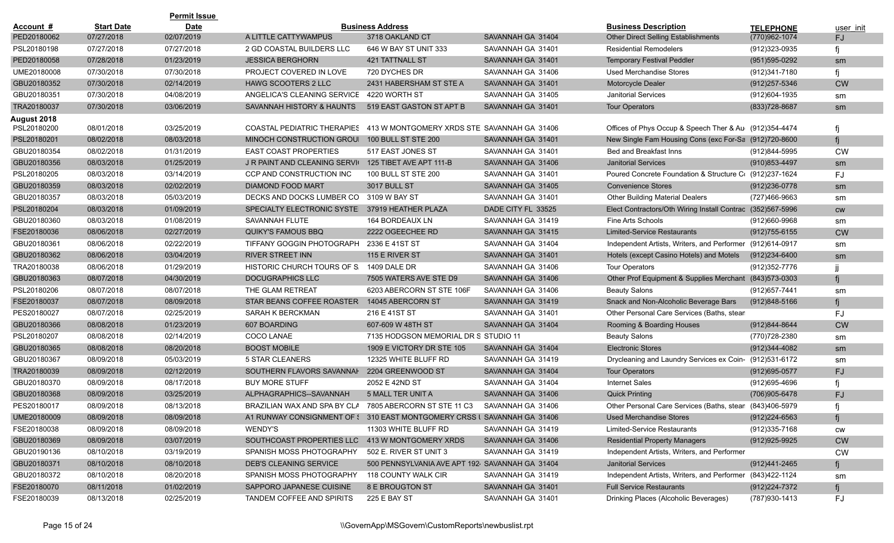| Account # | Start Date | Permit Issue Date | Business Address | | | Business Description | TELEPHONE | user_init |
|---|---|---|---|---|---|---|---|---|
| PED20180062 | 07/27/2018 | 02/07/2019 | A LITTLE CATTYWAMPUS | 3718 OAKLAND CT | SAVANNAH GA 31404 | Other Direct Selling Establishments | (770)962-1074 | FJ |
| PSL20180198 | 07/27/2018 | 07/27/2018 | 2 GD COASTAL BUILDERS LLC | 646 W BAY ST UNIT 333 | SAVANNAH GA 31401 | Residential Remodelers | (912)323-0935 | fj |
| PED20180058 | 07/28/2018 | 01/23/2019 | JESSICA BERGHORN | 421 TATTNALL ST | SAVANNAH GA 31401 | Temporary Festival Peddler | (951)595-0292 | sm |
| UME20180008 | 07/30/2018 | 07/30/2018 | PROJECT COVERED IN LOVE | 720 DYCHES DR | SAVANNAH GA 31406 | Used Merchandise Stores | (912)341-7180 | fj |
| GBU20180352 | 07/30/2018 | 02/14/2019 | HAWG SCOOTERS 2 LLC | 2431 HABERSHAM ST STE A | SAVANNAH GA 31401 | Motorcycle Dealer | (912)257-5346 | CW |
| GBU20180351 | 07/30/2018 | 04/08/2019 | ANGELICA'S CLEANING SERVICE | 4220 WORTH ST | SAVANNAH GA 31405 | Janitorial Services | (912)604-1935 | sm |
| TRA20180037 | 07/30/2018 | 03/06/2019 | SAVANNAH HISTORY & HAUNTS | 519 EAST GASTON ST APT B | SAVANNAH GA 31401 | Tour Operators | (833)728-8687 | sm |
| **August 2018** | | | | | | | | |
| PSL20180200 | 08/01/2018 | 03/25/2019 | COASTAL PEDIATRIC THERAPIES | 413 W MONTGOMERY XRDS STE | SAVANNAH GA 31406 | Offices of Phys Occup & Speech Ther & Au | (912)354-4474 | fj |
| PSL20180201 | 08/02/2018 | 08/03/2018 | MINOCH CONSTRUCTION GROU | 100 BULL ST STE 200 | SAVANNAH GA 31401 | New Single Fam Housing Cons (exc For-Sa | (912)720-8600 | fj |
| GBU20180354 | 08/02/2018 | 01/31/2019 | EAST COAST PROPERTIES | 517 EAST JONES ST | SAVANNAH GA 31401 | Bed and Breakfast Inns | (912)844-5995 | CW |
| GBU20180356 | 08/03/2018 | 01/25/2019 | J R PAINT AND CLEANING SERVI | 125 TIBET AVE APT 111-B | SAVANNAH GA 31406 | Janitorial Services | (910)853-4497 | sm |
| PSL20180205 | 08/03/2018 | 03/14/2019 | CCP AND CONSTRUCTION INC | 100 BULL ST STE 200 | SAVANNAH GA 31401 | Poured Concrete Foundation & Structure C | (912)237-1624 | FJ |
| GBU20180359 | 08/03/2018 | 02/02/2019 | DIAMOND FOOD MART | 3017 BULL ST | SAVANNAH GA 31405 | Convenience Stores | (912)236-0778 | sm |
| GBU20180357 | 08/03/2018 | 05/03/2019 | DECKS AND DOCKS LUMBER CO | 3109 W BAY ST | SAVANNAH GA 31401 | Other Building Material Dealers | (727)466-9663 | sm |
| PSL20180204 | 08/03/2018 | 01/09/2019 | SPECIALTY ELECTRONIC SYSTE | 37919 HEATHER PLAZA | DADE CITY FL 33525 | Elect Contractors/Oth Wiring Install Contrac | (352)567-5996 | CW |
| GBU20180360 | 08/03/2018 | 01/08/2019 | SAVANNAH FLUTE | 164 BORDEAUX LN | SAVANNAH GA 31419 | Fine Arts Schools | (912)660-9968 | sm |
| FSE20180036 | 08/06/2018 | 02/27/2019 | QUIKY'S FAMOUS BBQ | 2222 OGEECHEE RD | SAVANNAH GA 31415 | Limited-Service Restaurants | (912)755-6155 | CW |
| GBU20180361 | 08/06/2018 | 02/22/2019 | TIFFANY GOGGIN PHOTOGRAPH | 2336 E 41ST ST | SAVANNAH GA 31404 | Independent Artists, Writers, and Performer | (912)614-0917 | sm |
| GBU20180362 | 08/06/2018 | 03/04/2019 | RIVER STREET INN | 115 E RIVER ST | SAVANNAH GA 31401 | Hotels (except Casino Hotels) and Motels | (912)234-6400 | sm |
| TRA20180038 | 08/06/2018 | 01/29/2019 | HISTORIC CHURCH TOURS OF S | 1409 DALE DR | SAVANNAH GA 31406 | Tour Operators | (912)352-7776 | jj |
| GBU20180363 | 08/07/2018 | 04/30/2019 | DOCUGRAPHICS LLC | 7505 WATERS AVE STE D9 | SAVANNAH GA 31406 | Other Prof Equipment & Supplies Merchant | (843)573-0303 | fj |
| PSL20180206 | 08/07/2018 | 08/07/2018 | THE GLAM RETREAT | 6203 ABERCORN ST STE 106F | SAVANNAH GA 31406 | Beauty Salons | (912)657-7441 | sm |
| FSE20180037 | 08/07/2018 | 08/09/2018 | STAR BEANS COFFEE ROASTER | 14045 ABERCORN ST | SAVANNAH GA 31419 | Snack and Non-Alcoholic Beverage Bars | (912)848-5166 | fj |
| PES20180027 | 08/07/2018 | 02/25/2019 | SARAH K BERCKMAN | 216 E 41ST ST | SAVANNAH GA 31401 | Other Personal Care Services (Baths, stear | | FJ |
| GBU20180366 | 08/08/2018 | 01/23/2019 | 607 BOARDING | 607-609 W 48TH ST | SAVANNAH GA 31404 | Rooming & Boarding Houses | (912)844-8644 | CW |
| PSL20180207 | 08/08/2018 | 02/14/2019 | COCO LANAE | 7135 HODGSON MEMORIAL DR S | STUDIO 11 | Beauty Salons | (770)728-2380 | sm |
| GBU20180365 | 08/08/2018 | 08/20/2018 | BOOST MOBILE | 1909 E VICTORY DR STE 105 | SAVANNAH GA 31404 | Electronic Stores | (912)344-4082 | sm |
| GBU20180367 | 08/09/2018 | 05/03/2019 | 5 STAR CLEANERS | 12325 WHITE BLUFF RD | SAVANNAH GA 31419 | Drycleaning and Laundry Services ex Coin- | (912)531-6172 | sm |
| TRA20180039 | 08/09/2018 | 02/12/2019 | SOUTHERN FLAVORS SAVANNAH | 2204 GREENWOOD ST | SAVANNAH GA 31404 | Tour Operators | (912)695-0577 | FJ |
| GBU20180370 | 08/09/2018 | 08/17/2018 | BUY MORE STUFF | 2052 E 42ND ST | SAVANNAH GA 31404 | Internet Sales | (912)695-4696 | fj |
| GBU20180368 | 08/09/2018 | 03/25/2019 | ALPHAGRAPHICS--SAVANNAH | 5 MALL TER UNIT A | SAVANNAH GA 31406 | Quick Printing | (706)905-6478 | FJ |
| PES20180017 | 08/09/2018 | 08/13/2018 | BRAZILIAN WAX AND SPA BY CLA | 7805 ABERCORN ST STE 11 C3 | SAVANNAH GA 31406 | Other Personal Care Services (Baths, stear | (843)406-5979 | fj |
| UME20180009 | 08/09/2018 | 08/09/2018 | A1 RUNWAY CONSIGNMENT OF | 310 EAST MONTGOMERY CRSS | SAVANNAH GA 31406 | Used Merchandise Stores | (912)224-6563 | fj |
| FSE20180038 | 08/09/2018 | 08/09/2018 | WENDY'S | 11303 WHITE BLUFF RD | SAVANNAH GA 31419 | Limited-Service Restaurants | (912)335-7168 | cw |
| GBU20180369 | 08/09/2018 | 03/07/2019 | SOUTHCOAST PROPERTIES LLC | 413 W MONTGOMERY XRDS | SAVANNAH GA 31406 | Residential Property Managers | (912)925-9925 | CW |
| GBU20190136 | 08/10/2018 | 03/19/2019 | SPANISH MOSS PHOTOGRAPHY | 502 E. RIVER ST UNIT 3 | SAVANNAH GA 31419 | Independent Artists, Writers, and Performer | | CW |
| GBU20180371 | 08/10/2018 | 08/10/2018 | DEB'S CLEANING SERVICE | 500 PENNSYLVANIA AVE APT 192 | SAVANNAH GA 31404 | Janitorial Services | (912)441-2465 | fj |
| GBU20180372 | 08/10/2018 | 08/20/2018 | SPANISH MOSS PHOTOGRAPHY | 118 COUNTY WALK CIR | SAVANNAH GA 31419 | Independent Artists, Writers, and Performer | (843)422-1124 | sm |
| FSE20180070 | 08/11/2018 | 01/02/2019 | SAPPORO JAPANESE CUISINE | 8 E BROUGTON ST | SAVANNAH GA 31401 | Full Service Restaurants | (912)224-7372 | fj |
| FSE20180039 | 08/13/2018 | 02/25/2019 | TANDEM COFFEE AND SPIRITS | 225 E BAY ST | SAVANNAH GA 31401 | Drinking Places (Alcoholic Beverages) | (787)930-1413 | FJ |

\\GovernApp\MSGovern\CustomReports\newbuslist.rpt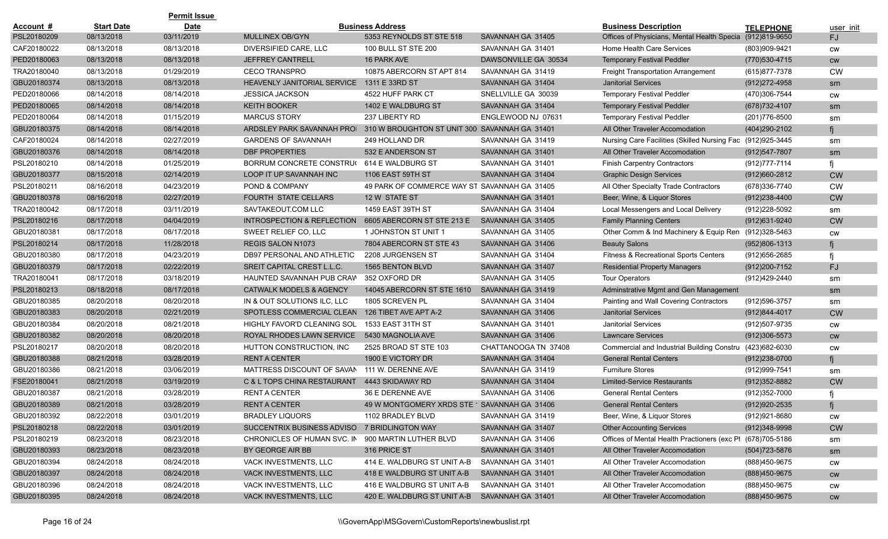| Account # | Start Date | Permit Issue Date | Business Address | | | Business Description | TELEPHONE | user_init |
|---|---|---|---|---|---|---|---|---|
| PSL20180209 | 08/13/2018 | 03/11/2019 | MULLINEX OB/GYN | 5353 REYNOLDS ST STE 518 | SAVANNAH GA 31405 | Offices of Physicians, Mental Health Specia | (912)819-9650 | FJ |
| CAF20180022 | 08/13/2018 | 08/13/2018 | DIVERSIFIED CARE, LLC | 100 BULL ST STE 200 | SAVANNAH GA 31401 | Home Health Care Services | (803)909-9421 | cw |
| PED20180063 | 08/13/2018 | 08/13/2018 | JEFFREY CANTRELL | 16 PARK AVE | DAWSONVILLE GA 30534 | Temporary Festival Peddler | (770)530-4715 | cw |
| TRA20180040 | 08/13/2018 | 01/29/2019 | CECO TRANSPRO | 10875 ABERCORN ST APT 814 | SAVANNAH GA 31419 | Freight Transportation Arrangement | (615)877-7378 | CW |
| GBU20180374 | 08/13/2018 | 08/13/2018 | HEAVENLY JANITORIAL SERVICE | 1311 E 33RD ST | SAVANNAH GA 31404 | Janitorial Services | (912)272-4958 | sm |
| PED20180066 | 08/14/2018 | 08/14/2018 | JESSICA JACKSON | 4522 HUFF PARK CT | SNELLVILLE GA 30039 | Temporary Festival Peddler | (470)306-7544 | cw |
| PED20180065 | 08/14/2018 | 08/14/2018 | KEITH BOOKER | 1402 E WALDBURG ST | SAVANNAH GA 31404 | Temporary Festival Peddler | (678)732-4107 | sm |
| PED20180064 | 08/14/2018 | 01/15/2019 | MARCUS STORY | 237 LIBERTY RD | ENGLEWOOD NJ 07631 | Temporary Festival Peddler | (201)776-8500 | sm |
| GBU20180375 | 08/14/2018 | 08/14/2018 | ARDSLEY PARK SAVANNAH PRO | 310 W BROUGHTON ST UNIT 300 | SAVANNAH GA 31401 | All Other Traveler Accomodation | (404)290-2102 | fj |
| CAF20180024 | 08/14/2018 | 02/27/2019 | GARDENS OF SAVANNAH | 249 HOLLAND DR | SAVANNAH GA 31419 | Nursing Care Facilities (Skilled Nursing Fac | (912)925-3445 | sm |
| GBU20180376 | 08/14/2018 | 08/14/2018 | DBF PROPERTIES | 532 E ANDERSON ST | SAVANNAH GA 31401 | All Other Traveler Accomodation | (912)547-7807 | sm |
| PSL20180210 | 08/14/2018 | 01/25/2019 | BORRUM CONCRETE CONSTRU | 614 E WALDBURG ST | SAVANNAH GA 31401 | Finish Carpentry Contractors | (912)777-7114 | fj |
| GBU20180377 | 08/15/2018 | 02/14/2019 | LOOP IT UP SAVANNAH INC | 1106 EAST 59TH ST | SAVANNAH GA 31404 | Graphic Design Services | (912)660-2812 | CW |
| PSL20180211 | 08/16/2018 | 04/23/2019 | POND & COMPANY | 49 PARK OF COMMERCE WAY ST | SAVANNAH GA 31405 | All Other Specialty Trade Contractors | (678)336-7740 | CW |
| GBU20180378 | 08/16/2018 | 02/27/2019 | FOURTH STATE CELLARS | 12 W STATE ST | SAVANNAH GA 31401 | Beer, Wine, & Liquor Stores | (912)238-4400 | CW |
| TRA20180042 | 08/17/2018 | 03/11/2019 | SAVTAKEOUT.COM LLC | 1459 EAST 39TH ST | SAVANNAH GA 31404 | Local Messengers and Local Delivery | (912)228-5092 | sm |
| PSL20180216 | 08/17/2018 | 04/04/2019 | INTROSPECTION & REFLECTION | 6605 ABERCORN ST STE 213 E | SAVANNAH GA 31405 | Family Planning Centers | (912)631-9240 | CW |
| GBU20180381 | 08/17/2018 | 08/17/2018 | SWEET RELIEF CO, LLC | 1 JOHNSTON ST UNIT 1 | SAVANNAH GA 31405 | Other Comm & Ind Machinery & Equip Ren | (912)328-5463 | cw |
| PSL20180214 | 08/17/2018 | 11/28/2018 | REGIS SALON N1073 | 7804 ABERCORN ST STE 43 | SAVANNAH GA 31406 | Beauty Salons | (952)806-1313 | fj |
| GBU20180380 | 08/17/2018 | 04/23/2019 | DB97 PERSONAL AND ATHLETIC | 2208 JURGENSEN ST | SAVANNAH GA 31404 | Fitness & Recreational Sports Centers | (912)656-2685 | fj |
| GBU20180379 | 08/17/2018 | 02/22/2019 | SREIT CAPITAL CREST L.L.C. | 1565 BENTON BLVD | SAVANNAH GA 31407 | Residential Property Managers | (912)200-7152 | FJ |
| TRA20180041 | 08/17/2018 | 03/18/2019 | HAUNTED SAVANNAH PUB CRAW | 352 OXFORD DR | SAVANNAH GA 31405 | Tour Operators | (912)429-2440 | sm |
| PSL20180213 | 08/18/2018 | 08/17/2018 | CATWALK MODELS & AGENCY | 14045 ABERCORN ST STE 1610 | SAVANNAH GA 31419 | Adminstrative Mgmt and Gen Management | | sm |
| GBU20180385 | 08/20/2018 | 08/20/2018 | IN & OUT SOLUTIONS ILC, LLC | 1805 SCREVEN PL | SAVANNAH GA 31404 | Painting and Wall Covering Contractors | (912)596-3757 | sm |
| GBU20180383 | 08/20/2018 | 02/21/2019 | SPOTLESS COMMERCIAL CLEAN | 126 TIBET AVE APT A-2 | SAVANNAH GA 31406 | Janitorial Services | (912)844-4017 | CW |
| GBU20180384 | 08/20/2018 | 08/21/2018 | HIGHLY FAVOR'D CLEANING SOL | 1533 EAST 31TH ST | SAVANNAH GA 31401 | Janitorial Services | (912)507-9735 | cw |
| GBU20180382 | 08/20/2018 | 08/20/2018 | ROYAL RHODES LAWN SERVICE | 5430 MAGNOLIA AVE | SAVANNAH GA 31406 | Lawncare Services | (912)306-5573 | cw |
| PSL20180217 | 08/20/2018 | 08/20/2018 | HUTTON CONSTRUCTION, INC | 2525 BROAD ST STE 103 | CHATTANOOGA TN 37408 | Commercial and Industrial Building Constru | (423)682-6030 | cw |
| GBU20180388 | 08/21/2018 | 03/28/2019 | RENT A CENTER | 1900 E VICTORY DR | SAVANNAH GA 31404 | General Rental Centers | (912)238-0700 | fj |
| GBU20180386 | 08/21/2018 | 03/06/2019 | MATTRESS DISCOUNT OF SAVAN | 111 W. DERENNE AVE | SAVANNAH GA 31419 | Furniture Stores | (912)999-7541 | sm |
| FSE20180041 | 08/21/2018 | 03/19/2019 | C & L TOPS CHINA RESTAURANT | 4443 SKIDAWAY RD | SAVANNAH GA 31404 | Limited-Service Restaurants | (912)352-8882 | CW |
| GBU20180387 | 08/21/2018 | 03/28/2019 | RENT A CENTER | 36 E DERENNE AVE | SAVANNAH GA 31406 | General Rental Centers | (912)352-7000 | fj |
| GBU20180389 | 08/21/2018 | 03/28/2019 | RENT A CENTER | 49 W MONTGOMERY XRDS STE | SAVANNAH GA 31406 | General Rental Centers | (912)920-2535 | fj |
| GBU20180392 | 08/22/2018 | 03/01/2019 | BRADLEY LIQUORS | 1102 BRADLEY BLVD | SAVANNAH GA 31419 | Beer, Wine, & Liquor Stores | (912)921-8680 | cw |
| PSL20180218 | 08/22/2018 | 03/01/2019 | SUCCENTRIX BUSINESS ADVISO | 7 BRIDLINGTON WAY | SAVANNAH GA 31407 | Other Accounting Services | (912)348-9998 | CW |
| PSL20180219 | 08/23/2018 | 08/23/2018 | CHRONICLES OF HUMAN SVC. IN | 900 MARTIN LUTHER BLVD | SAVANNAH GA 31406 | Offices of Mental Health Practioners (exc Pl | (678)705-5186 | sm |
| GBU20180393 | 08/23/2018 | 08/23/2018 | BY GEORGE AIR BB | 316 PRICE ST | SAVANNAH GA 31401 | All Other Traveler Accomodation | (504)723-5876 | sm |
| GBU20180394 | 08/24/2018 | 08/24/2018 | VACK INVESTMENTS, LLC | 414 E. WALDBURG ST UNIT A-B | SAVANNAH GA 31401 | All Other Traveler Accomodation | (888)450-9675 | cw |
| GBU20180397 | 08/24/2018 | 08/24/2018 | VACK INVESTMENTS, LLC | 418 E WALDBURG ST UNIT A-B | SAVANNAH GA 31401 | All Other Traveler Accomodation | (888)450-9675 | cw |
| GBU20180396 | 08/24/2018 | 08/24/2018 | VACK INVESTMENTS, LLC | 416 E WALDBURG ST UNIT A-B | SAVANNAH GA 31401 | All Other Traveler Accomodation | (888)450-9675 | cw |
| GBU20180395 | 08/24/2018 | 08/24/2018 | VACK INVESTMENTS, LLC | 420 E. WALDBURG ST UNIT A-B | SAVANNAH GA 31401 | All Other Traveler Accomodation | (888)450-9675 | cw |

\\GovernApp\MSGovern\CustomReports\newbuslist.rpt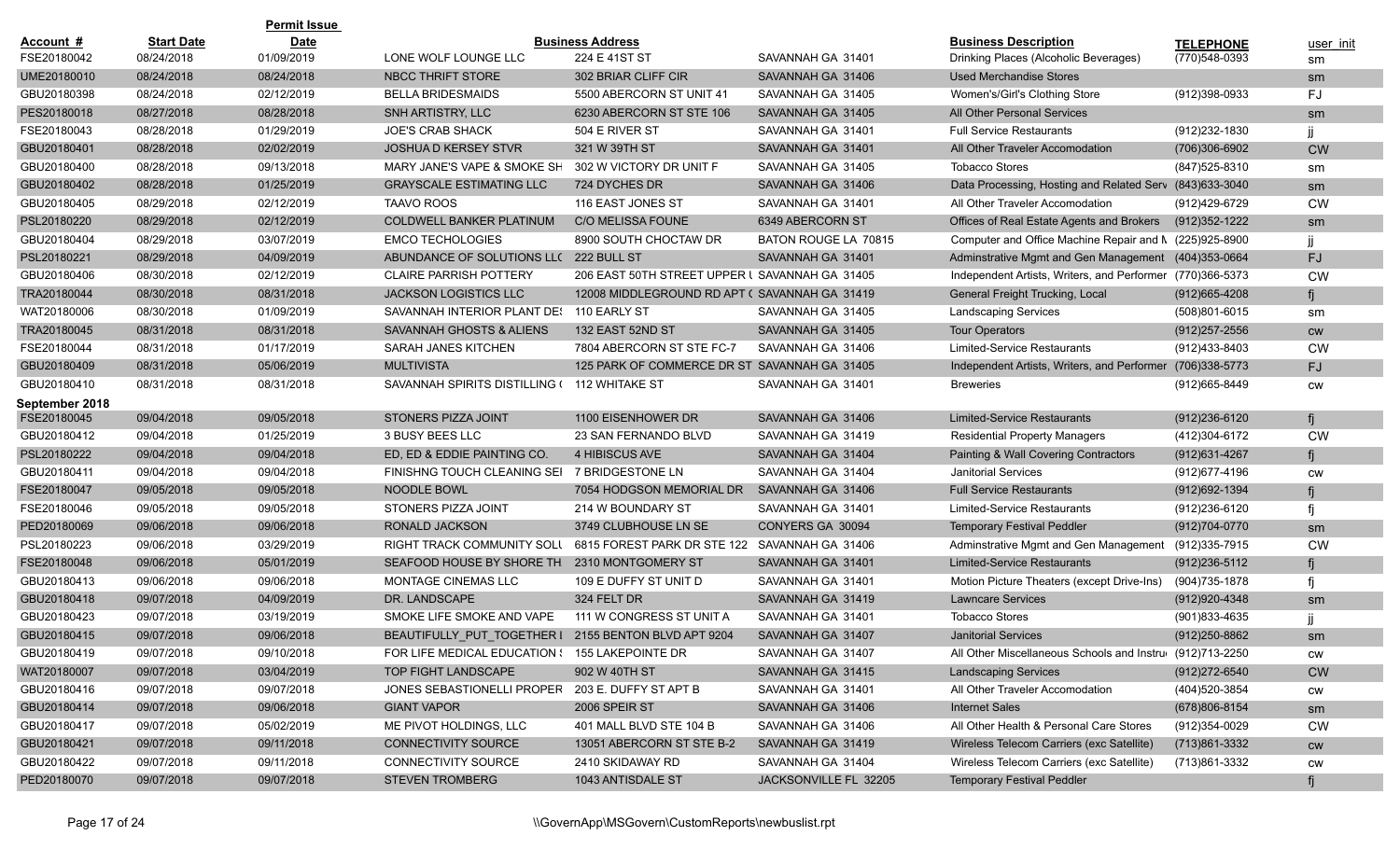| Account # | Start Date | Permit Issue Date | | Business Address | | Business Description | TELEPHONE | user_init |
|---|---|---|---|---|---|---|---|---|
| FSE20180042 | 08/24/2018 | 01/09/2019 | LONE WOLF LOUNGE LLC | 224 E 41ST ST | SAVANNAH GA 31401 | Drinking Places (Alcoholic Beverages) | (770)548-0393 | sm |
| UME20180010 | 08/24/2018 | 08/24/2018 | NBCC THRIFT STORE | 302 BRIAR CLIFF CIR | SAVANNAH GA 31406 | Used Merchandise Stores | | sm |
| GBU20180398 | 08/24/2018 | 02/12/2019 | BELLA BRIDESMAIDS | 5500 ABERCORN ST UNIT 41 | SAVANNAH GA 31405 | Women's/Girl's Clothing Store | (912)398-0933 | FJ |
| PES20180018 | 08/27/2018 | 08/28/2018 | SNH ARTISTRY, LLC | 6230 ABERCORN ST STE 106 | SAVANNAH GA 31405 | All Other Personal Services | | sm |
| FSE20180043 | 08/28/2018 | 01/29/2019 | JOE'S CRAB SHACK | 504 E RIVER ST | SAVANNAH GA 31401 | Full Service Restaurants | (912)232-1830 | jj |
| GBU20180401 | 08/28/2018 | 02/02/2019 | JOSHUA D KERSEY STVR | 321 W 39TH ST | SAVANNAH GA 31401 | All Other Traveler Accomodation | (706)306-6902 | CW |
| GBU20180400 | 08/28/2018 | 09/13/2018 | MARY JANE'S VAPE & SMOKE SH | 302 W VICTORY DR UNIT F | SAVANNAH GA 31405 | Tobacco Stores | (847)525-8310 | sm |
| GBU20180402 | 08/28/2018 | 01/25/2019 | GRAYSCALE ESTIMATING LLC | 724 DYCHES DR | SAVANNAH GA 31406 | Data Processing, Hosting and Related Serv | (843)633-3040 | sm |
| GBU20180405 | 08/29/2018 | 02/12/2019 | TAAVO ROOS | 116 EAST JONES ST | SAVANNAH GA 31401 | All Other Traveler Accomodation | (912)429-6729 | CW |
| PSL20180220 | 08/29/2018 | 02/12/2019 | COLDWELL BANKER PLATINUM | C/O MELISSA FOUNE | 6349 ABERCORN ST | Offices of Real Estate Agents and Brokers | (912)352-1222 | sm |
| GBU20180404 | 08/29/2018 | 03/07/2019 | EMCO TECHOLOGIES | 8900 SOUTH CHOCTAW DR | BATON ROUGE LA 70815 | Computer and Office Machine Repair and M | (225)925-8900 | jj |
| PSL20180221 | 08/29/2018 | 04/09/2019 | ABUNDANCE OF SOLUTIONS LLC | 222 BULL ST | SAVANNAH GA 31401 | Adminstrative Mgmt and Gen Management | (404)353-0664 | FJ |
| GBU20180406 | 08/30/2018 | 02/12/2019 | CLAIRE PARRISH POTTERY | 206 EAST 50TH STREET UPPER U | SAVANNAH GA 31405 | Independent Artists, Writers, and Performer | (770)366-5373 | CW |
| TRA20180044 | 08/30/2018 | 08/31/2018 | JACKSON LOGISTICS LLC | 12008 MIDDLEGROUND RD APT ( | SAVANNAH GA 31419 | General Freight Trucking, Local | (912)665-4208 | fj |
| WAT20180006 | 08/30/2018 | 01/09/2019 | SAVANNAH INTERIOR PLANT DES | 110 EARLY ST | SAVANNAH GA 31405 | Landscaping Services | (508)801-6015 | sm |
| TRA20180045 | 08/31/2018 | 08/31/2018 | SAVANNAH GHOSTS & ALIENS | 132 EAST 52ND ST | SAVANNAH GA 31405 | Tour Operators | (912)257-2556 | cw |
| FSE20180044 | 08/31/2018 | 01/17/2019 | SARAH JANES KITCHEN | 7804 ABERCORN ST STE FC-7 | SAVANNAH GA 31406 | Limited-Service Restaurants | (912)433-8403 | CW |
| GBU20180409 | 08/31/2018 | 05/06/2019 | MULTIVISTA | 125 PARK OF COMMERCE DR ST | SAVANNAH GA 31405 | Independent Artists, Writers, and Performer | (706)338-5773 | FJ |
| GBU20180410 | 08/31/2018 | 08/31/2018 | SAVANNAH SPIRITS DISTILLING ( | 112 WHITAKE ST | SAVANNAH GA 31401 | Breweries | (912)665-8449 | cw |
| **September 2018** | | | | | | | | |
| FSE20180045 | 09/04/2018 | 09/05/2018 | STONERS PIZZA JOINT | 1100 EISENHOWER DR | SAVANNAH GA 31406 | Limited-Service Restaurants | (912)236-6120 | fj |
| GBU20180412 | 09/04/2018 | 01/25/2019 | 3 BUSY BEES LLC | 23 SAN FERNANDO BLVD | SAVANNAH GA 31419 | Residential Property Managers | (412)304-6172 | CW |
| PSL20180222 | 09/04/2018 | 09/04/2018 | ED, ED & EDDIE PAINTING CO. | 4 HIBISCUS AVE | SAVANNAH GA 31404 | Painting & Wall Covering Contractors | (912)631-4267 | fj |
| GBU20180411 | 09/04/2018 | 09/04/2018 | FINISHNG TOUCH CLEANING SEI | 7 BRIDGESTONE LN | SAVANNAH GA 31404 | Janitorial Services | (912)677-4196 | cw |
| FSE20180047 | 09/05/2018 | 09/05/2018 | NOODLE BOWL | 7054 HODGSON MEMORIAL DR | SAVANNAH GA 31406 | Full Service Restaurants | (912)692-1394 | fj |
| FSE20180046 | 09/05/2018 | 09/05/2018 | STONERS PIZZA JOINT | 214 W BOUNDARY ST | SAVANNAH GA 31401 | Limited-Service Restaurants | (912)236-6120 | fj |
| PED20180069 | 09/06/2018 | 09/06/2018 | RONALD JACKSON | 3749 CLUBHOUSE LN SE | CONYERS GA 30094 | Temporary Festival Peddler | (912)704-0770 | sm |
| PSL20180223 | 09/06/2018 | 03/29/2019 | RIGHT TRACK COMMUNITY SOLU | 6815 FOREST PARK DR STE 122 | SAVANNAH GA 31406 | Adminstrative Mgmt and Gen Management | (912)335-7915 | CW |
| FSE20180048 | 09/06/2018 | 05/01/2019 | SEAFOOD HOUSE BY SHORE TH | 2310 MONTGOMERY ST | SAVANNAH GA 31401 | Limited-Service Restaurants | (912)236-5112 | fj |
| GBU20180413 | 09/06/2018 | 09/06/2018 | MONTAGE CINEMAS LLC | 109 E DUFFY ST UNIT D | SAVANNAH GA 31401 | Motion Picture Theaters (except Drive-Ins) | (904)735-1878 | fj |
| GBU20180418 | 09/07/2018 | 04/09/2019 | DR. LANDSCAPE | 324 FELT DR | SAVANNAH GA 31419 | Lawncare Services | (912)920-4348 | sm |
| GBU20180423 | 09/07/2018 | 03/19/2019 | SMOKE LIFE SMOKE AND VAPE | 111 W CONGRESS ST UNIT A | SAVANNAH GA 31401 | Tobacco Stores | (901)833-4635 | jj |
| GBU20180415 | 09/07/2018 | 09/06/2018 | BEAUTIFULLY_PUT_TOGETHER L | 2155 BENTON BLVD APT 9204 | SAVANNAH GA 31407 | Janitorial Services | (912)250-8862 | sm |
| GBU20180419 | 09/07/2018 | 09/10/2018 | FOR LIFE MEDICAL EDUCATION S | 155 LAKEPOINTE DR | SAVANNAH GA 31407 | All Other Miscellaneous Schools and Instru | (912)713-2250 | cw |
| WAT20180007 | 09/07/2018 | 03/04/2019 | TOP FIGHT LANDSCAPE | 902 W 40TH ST | SAVANNAH GA 31415 | Landscaping Services | (912)272-6540 | CW |
| GBU20180416 | 09/07/2018 | 09/07/2018 | JONES SEBASTIONELLI PROPER | 203 E. DUFFY ST APT B | SAVANNAH GA 31401 | All Other Traveler Accomodation | (404)520-3854 | cw |
| GBU20180414 | 09/07/2018 | 09/06/2018 | GIANT VAPOR | 2006 SPEIR ST | SAVANNAH GA 31406 | Internet Sales | (678)806-8154 | sm |
| GBU20180417 | 09/07/2018 | 05/02/2019 | ME PIVOT HOLDINGS, LLC | 401 MALL BLVD STE 104 B | SAVANNAH GA 31406 | All Other Health & Personal Care Stores | (912)354-0029 | CW |
| GBU20180421 | 09/07/2018 | 09/11/2018 | CONNECTIVITY SOURCE | 13051 ABERCORN ST STE B-2 | SAVANNAH GA 31419 | Wireless Telecom Carriers (exc Satellite) | (713)861-3332 | cw |
| GBU20180422 | 09/07/2018 | 09/11/2018 | CONNECTIVITY SOURCE | 2410 SKIDAWAY RD | SAVANNAH GA 31404 | Wireless Telecom Carriers (exc Satellite) | (713)861-3332 | cw |
| PED20180070 | 09/07/2018 | 09/07/2018 | STEVEN TROMBERG | 1043 ANTISDALE ST | JACKSONVILLE FL 32205 | Temporary Festival Peddler | | fj |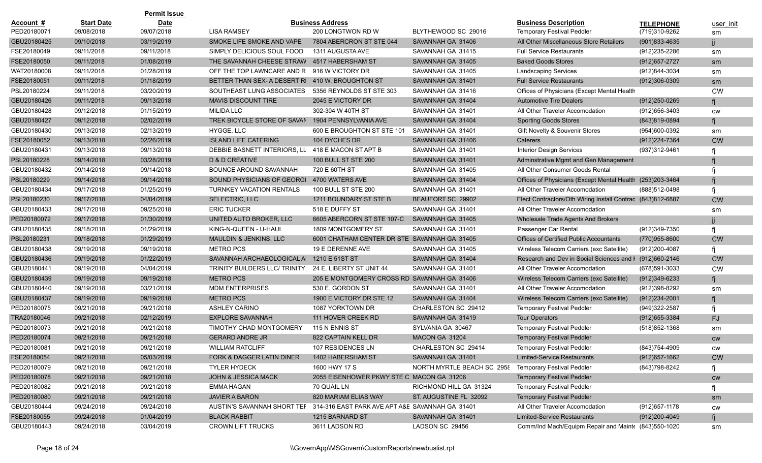| Account # | Start Date | Permit Issue Date | Business Address | | | Business Description | TELEPHONE | user_init |
|---|---|---|---|---|---|---|---|---|
| PED20180071 | 09/08/2018 | 09/07/2018 | LISA RAMSEY | 200 LONGTWON RD W | BLYTHEWOOD SC 29016 | Temporary Festival Peddler | (719)310-9262 | sm |
| GBU20180425 | 09/10/2018 | 03/19/2019 | SMOKE LIFE SMOKE AND VAPE | 7804 ABERCRON ST STE 044 | SAVANNAH GA 31406 | All Other Miscellaneous Store Retailers | (901)833-4635 | jj |
| FSE20180049 | 09/11/2018 | 09/11/2018 | SIMPLY DELICIOUS SOUL FOOD | 1311 AUGUSTA AVE | SAVANNAH GA 31415 | Full Service Restaurants | (912)235-2286 | sm |
| FSE20180050 | 09/11/2018 | 01/08/2019 | THE SAVANNAH CHEESE STRAW | 4517 HABERSHAM ST | SAVANNAH GA 31405 | Baked Goods Stores | (912)657-2727 | sm |
| WAT20180008 | 09/11/2018 | 01/28/2019 | OFF THE TOP LAWNCARE AND R | 916 W VICTORY DR | SAVANNAH GA 31405 | Landscaping Services | (912)844-3034 | sm |
| FSE20180051 | 09/11/2018 | 01/18/2019 | BETTER THAN SEX- A DESERT R | 410 W. BROUGHTON ST | SAVANNAH GA 31401 | Full Service Restaurants | (912)306-0309 | sm |
| PSL20180224 | 09/11/2018 | 03/20/2019 | SOUTHEAST LUNG ASSOCIATES | 5356 REYNOLDS ST STE 303 | SAVANNAH GA 31416 | Offices of Physicians (Except Mental Health | | CW |
| GBU20180426 | 09/11/2018 | 09/13/2018 | MAVIS DISCOUNT TIRE | 2045 E VICTORY DR | SAVANNAH GA 31404 | Automotive Tire Dealers | (912)250-0269 | fj |
| GBU20180428 | 09/12/2018 | 01/15/2019 | MILIDA LLC | 302-304 W 40TH ST | SAVANNAH GA 31401 | All Other Traveler Accomodation | (912)656-3403 | cw |
| GBU20180427 | 09/12/2018 | 02/02/2019 | TREK BICYCLE STORE OF SAVAN | 1904 PENNSYLVANIA AVE | SAVANNAH GA 31404 | Sporting Goods Stores | (843)819-0894 | fj |
| GBU20180430 | 09/13/2018 | 02/13/2019 | HYGGE, LLC | 600 E BROUGHTON ST STE 101 | SAVANNAH GA 31401 | Gift Novelty & Souvenir Stores | (954)600-0392 | sm |
| FSE20180052 | 09/13/2018 | 02/26/2019 | ISLAND LIFE CATERING | 104 DYCHES DR | SAVANNAH GA 31406 | Caterers | (912)224-7364 | CW |
| GBU20180431 | 09/13/2018 | 09/13/2018 | DEBBIE BASNETT INTERIORS, LL | 418 E MACON ST APT B | SAVANNAH GA 31401 | Interior Design Services | (937)312-9461 | fj |
| PSL20180228 | 09/14/2018 | 03/28/2019 | D & D CREATIVE | 100 BULL ST STE 200 | SAVANNAH GA 31401 | Adminstrative Mgmt and Gen Management | | fj |
| GBU20180432 | 09/14/2018 | 09/14/2018 | BOUNCE AROUND SAVANNAH | 720 E 60TH ST | SAVANNAH GA 31405 | All Other Consumer Goods Rental | | fj |
| PSL20180229 | 09/14/2018 | 09/14/2018 | SOUND PHYSICIANS OF GEORGI | 4700 WATERS AVE | SAVANNAH GA 31404 | Offices of Physicians (Except Mental Health | (253)203-3464 | fj |
| GBU20180434 | 09/17/2018 | 01/25/2019 | TURNKEY VACATION RENTALS | 100 BULL ST STE 200 | SAVANNAH GA 31401 | All Other Traveler Accomodation | (888)512-0498 | fj |
| PSL20180230 | 09/17/2018 | 04/04/2019 | SELECTRIC, LLC | 1211 BOUNDARY ST STE B | BEAUFORT SC 29902 | Elect Contractors/Oth Wiring Install Contrac | (843)812-6887 | CW |
| GBU20180433 | 09/17/2018 | 09/25/2018 | ERIC TUCKER | 518 E DUFFY ST | SAVANNAH GA 31401 | All Other Traveler Accomodation | | sm |
| PED20180072 | 09/17/2018 | 01/30/2019 | UNITED AUTO BROKER, LLC | 6605 ABERCORN ST STE 107-C | SAVANNAH GA 31405 | Wholesale Trade Agents And Brokers | | jj |
| GBU20180435 | 09/18/2018 | 01/29/2019 | KING-N-QUEEN - U-HAUL | 1809 MONTGOMERY ST | SAVANNAH GA 31401 | Passenger Car Rental | (912)349-7350 | fj |
| PSL20180231 | 09/18/2018 | 01/29/2019 | MAULDIN & JENKINS, LLC | 6001 CHATHAM CENTER DR STE | SAVANNAH GA 31405 | Offices of Certified Public Accountants | (770)955-8600 | CW |
| GBU20180438 | 09/19/2018 | 09/19/2018 | METRO PCS | 19 E DERENNE AVE | SAVANNAH GA 31405 | Wireless Telecom Carriers (exc Satellite) | (912)200-4087 | fj |
| GBU20180436 | 09/19/2018 | 01/22/2019 | SAVANNAH ARCHAEOLOGICAL A | 1210 E 51ST ST | SAVANNAH GA 31404 | Research and Dev in Social Sciences and H | (912)660-2146 | CW |
| GBU20180441 | 09/19/2018 | 04/04/2019 | TRINITY BUILDERS LLC/ TRINITY | 24 E. LIBERTY ST UNIT 44 | SAVANNAH GA 31401 | All Other Traveler Accomodation | (678)591-3033 | CW |
| GBU20180439 | 09/19/2018 | 09/19/2018 | METRO PCS | 205 E MONTGOMERY CROSS RD | SAVANNAH GA 31406 | Wireless Telecom Carriers (exc Satellite) | (912)349-6233 | fj |
| GBU20180440 | 09/19/2018 | 03/21/2019 | MDM ENTERPRISES | 530 E. GORDON ST | SAVANNAH GA 31401 | All Other Traveler Accomodation | (912)398-8292 | sm |
| GBU20180437 | 09/19/2018 | 09/19/2018 | METRO PCS | 1900 E VICTORY DR STE 12 | SAVANNAH GA 31404 | Wireless Telecom Carriers (exc Satellite) | (912)234-2001 | fj |
| PED20180075 | 09/21/2018 | 09/21/2018 | ASHLEY CARINO | 1087 YORKTOWN DR | CHARLESTON SC 29412 | Temporary Festival Peddler | (949)322-2587 | fj |
| TRA20180046 | 09/21/2018 | 02/12/2019 | EXPLORE SAVANNAH | 111 HOVER CREEK RD | SAVANNAH GA 31419 | Tour Operators | (912)655-3384 | FJ |
| PED20180073 | 09/21/2018 | 09/21/2018 | TIMOTHY CHAD MONTGOMERY | 115 N ENNIS ST | SYLVANIA GA 30467 | Temporary Festival Peddler | (518)852-1368 | sm |
| PED20180074 | 09/21/2018 | 09/21/2018 | GERARD ANDRE JR | 822 CAPTAIN KELL DR | MACON GA 31204 | Temporary Festival Peddler | | cw |
| PED20180081 | 09/21/2018 | 09/21/2018 | WILLIAM RATCLIFF | 107 RESIDENCES LN | CHARLESTON SC 29414 | Temporary Festival Peddler | (843)754-4909 | cw |
| FSE20180054 | 09/21/2018 | 05/03/2019 | FORK & DAGGER LATIN DINER | 1402 HABERSHAM ST | SAVANNAH GA 31401 | Limited-Service Restaurants | (912)657-1662 | CW |
| PED20180079 | 09/21/2018 | 09/21/2018 | TYLER HYDECK | 1600 HWY 17 S | NORTH MYRTLE BEACH SC 2958 | Temporary Festival Peddler | (843)798-8242 | fj |
| PED20180078 | 09/21/2018 | 09/21/2018 | JOHN & JESSICA MACK | 2055 EISENHOWER PKWY STE C | MACON GA 31206 | Temporary Festival Peddler | | cw |
| PED20180082 | 09/21/2018 | 09/21/2018 | EMMA HAGAN | 70 QUAIL LN | RICHMOND HILL GA 31324 | Temporary Festival Peddler | | fj |
| PED20180080 | 09/21/2018 | 09/21/2018 | JAVIER A BARON | 820 MARIAM ELIAS WAY | ST. AUGUSTINE FL 32092 | Temporary Festival Peddler | | sm |
| GBU20180444 | 09/24/2018 | 09/24/2018 | AUSTIN'S SAVANNAH SHORT TEF | 314-316 EAST PARK AVE APT A&E | SAVANNAH GA 31401 | All Other Traveler Accomodation | (912)657-1178 | cw |
| FSE20180055 | 09/24/2018 | 01/04/2019 | BLACK RABBIT | 1215 BARNARD ST | SAVANNAH GA 31401 | Limited-Service Restaurants | (912)200-4049 | fj |
| GBU20180443 | 09/24/2018 | 03/04/2019 | CROWN LIFT TRUCKS | 3611 LADSON RD | LADSON SC 29456 | Comm/Ind Mach/Equipm Repair and Mainte | (843)550-1020 | sm |

\\GovernApp\MSGovern\CustomReports\newbuslist.rpt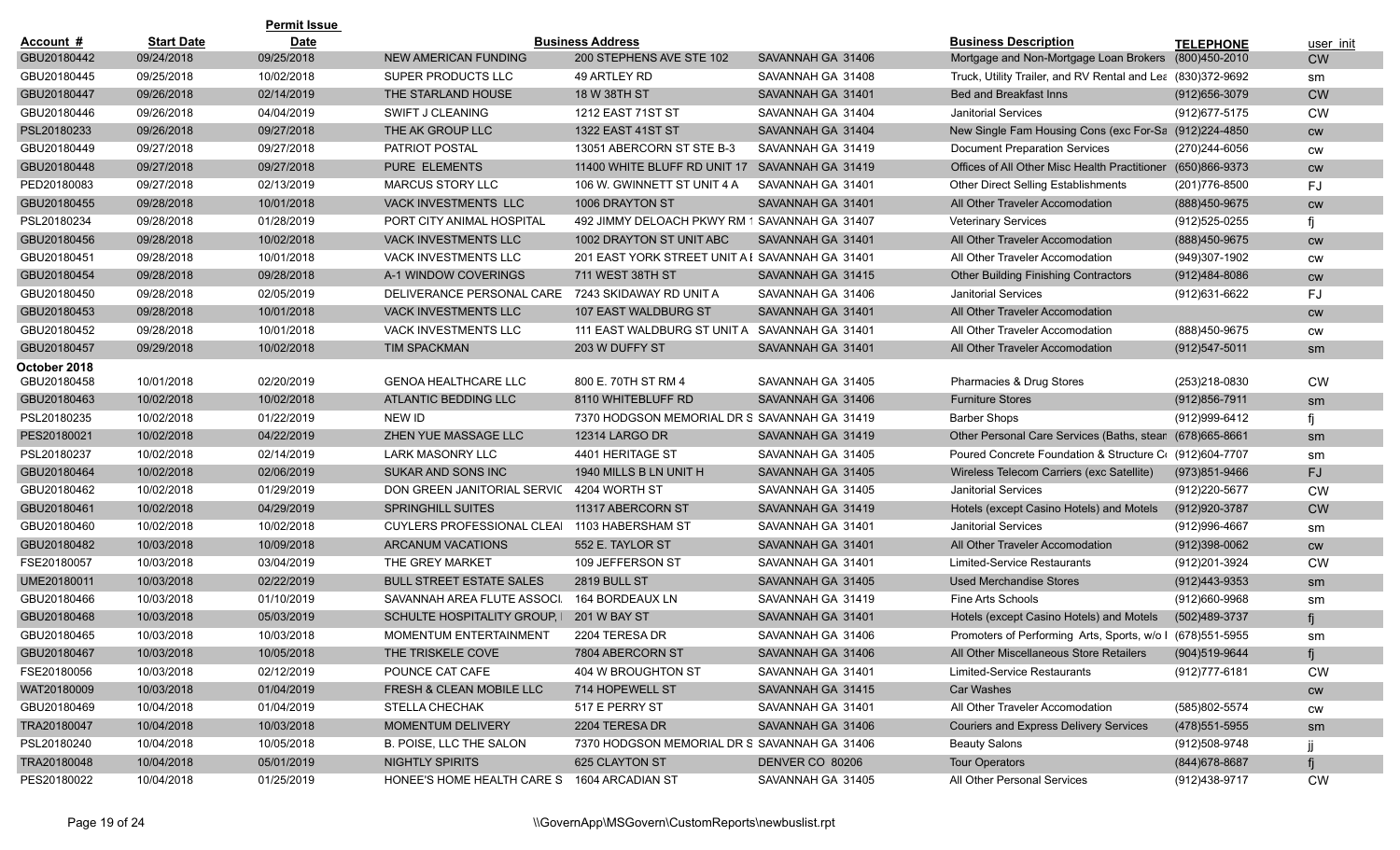| Account # | Start Date | Permit Issue Date | | Business Address | | Business Description | TELEPHONE | user_init |
|---|---|---|---|---|---|---|---|---|
| GBU20180442 | 09/24/2018 | 09/25/2018 | NEW AMERICAN FUNDING | 200 STEPHENS AVE STE 102 | SAVANNAH GA 31406 | Mortgage and Non-Mortgage Loan Brokers | (800)450-2010 | CW |
| GBU20180445 | 09/25/2018 | 10/02/2018 | SUPER PRODUCTS LLC | 49 ARTLEY RD | SAVANNAH GA 31408 | Truck, Utility Trailer, and RV Rental and Lea | (830)372-9692 | sm |
| GBU20180447 | 09/26/2018 | 02/14/2019 | THE STARLAND HOUSE | 18 W 38TH ST | SAVANNAH GA 31401 | Bed and Breakfast Inns | (912)656-3079 | CW |
| GBU20180446 | 09/26/2018 | 04/04/2019 | SWIFT J CLEANING | 1212 EAST 71ST ST | SAVANNAH GA 31404 | Janitorial Services | (912)677-5175 | CW |
| PSL20180233 | 09/26/2018 | 09/27/2018 | THE AK GROUP LLC | 1322 EAST 41ST ST | SAVANNAH GA 31404 | New Single Fam Housing Cons (exc For-Sa | (912)224-4850 | cw |
| GBU20180449 | 09/27/2018 | 09/27/2018 | PATRIOT POSTAL | 13051 ABERCORN ST STE B-3 | SAVANNAH GA 31419 | Document Preparation Services | (270)244-6056 | cw |
| GBU20180448 | 09/27/2018 | 09/27/2018 | PURE ELEMENTS | 11400 WHITE BLUFF RD UNIT 17 | SAVANNAH GA 31419 | Offices of All Other Misc Health Practitioner | (650)866-9373 | cw |
| PED20180083 | 09/27/2018 | 02/13/2019 | MARCUS STORY LLC | 106 W. GWINNETT ST UNIT 4 A | SAVANNAH GA 31401 | Other Direct Selling Establishments | (201)776-8500 | FJ |
| GBU20180455 | 09/28/2018 | 10/01/2018 | VACK INVESTMENTS LLC | 1006 DRAYTON ST | SAVANNAH GA 31401 | All Other Traveler Accomodation | (888)450-9675 | cw |
| PSL20180234 | 09/28/2018 | 01/28/2019 | PORT CITY ANIMAL HOSPITAL | 492 JIMMY DELOACH PKWY RM 1 | SAVANNAH GA 31407 | Veterinary Services | (912)525-0255 | fj |
| GBU20180456 | 09/28/2018 | 10/02/2018 | VACK INVESTMENTS LLC | 1002 DRAYTON ST UNIT ABC | SAVANNAH GA 31401 | All Other Traveler Accomodation | (888)450-9675 | cw |
| GBU20180451 | 09/28/2018 | 10/01/2018 | VACK INVESTMENTS LLC | 201 EAST YORK STREET UNIT A E | SAVANNAH GA 31401 | All Other Traveler Accomodation | (949)307-1902 | cw |
| GBU20180454 | 09/28/2018 | 09/28/2018 | A-1 WINDOW COVERINGS | 711 WEST 38TH ST | SAVANNAH GA 31415 | Other Building Finishing Contractors | (912)484-8086 | cw |
| GBU20180450 | 09/28/2018 | 02/05/2019 | DELIVERANCE PERSONAL CARE | 7243 SKIDAWAY RD UNIT A | SAVANNAH GA 31406 | Janitorial Services | (912)631-6622 | FJ |
| GBU20180453 | 09/28/2018 | 10/01/2018 | VACK INVESTMENTS LLC | 107 EAST WALDBURG ST | SAVANNAH GA 31401 | All Other Traveler Accomodation | | cw |
| GBU20180452 | 09/28/2018 | 10/01/2018 | VACK INVESTMENTS LLC | 111 EAST WALDBURG ST UNIT A | SAVANNAH GA 31401 | All Other Traveler Accomodation | (888)450-9675 | cw |
| GBU20180457 | 09/29/2018 | 10/02/2018 | TIM SPACKMAN | 203 W DUFFY ST | SAVANNAH GA 31401 | All Other Traveler Accomodation | (912)547-5011 | sm |
| **October 2018** | | | | | | | | |
| GBU20180458 | 10/01/2018 | 02/20/2019 | GENOA HEALTHCARE LLC | 800 E. 70TH ST RM 4 | SAVANNAH GA 31405 | Pharmacies & Drug Stores | (253)218-0830 | CW |
| GBU20180463 | 10/02/2018 | 10/02/2018 | ATLANTIC BEDDING LLC | 8110 WHITEBLUFF RD | SAVANNAH GA 31406 | Furniture Stores | (912)856-7911 | sm |
| PSL20180235 | 10/02/2018 | 01/22/2019 | NEW ID | 7370 HODGSON MEMORIAL DR S | SAVANNAH GA 31419 | Barber Shops | (912)999-6412 | fj |
| PES20180021 | 10/02/2018 | 04/22/2019 | ZHEN YUE MASSAGE LLC | 12314 LARGO DR | SAVANNAH GA 31419 | Other Personal Care Services (Baths, stear | (678)665-8661 | sm |
| PSL20180237 | 10/02/2018 | 02/14/2019 | LARK MASONRY LLC | 4401 HERITAGE ST | SAVANNAH GA 31405 | Poured Concrete Foundation & Structure C | (912)604-7707 | sm |
| GBU20180464 | 10/02/2018 | 02/06/2019 | SUKAR AND SONS INC | 1940 MILLS B LN UNIT H | SAVANNAH GA 31405 | Wireless Telecom Carriers (exc Satellite) | (973)851-9466 | FJ |
| GBU20180462 | 10/02/2018 | 01/29/2019 | DON GREEN JANITORIAL SERVIC | 4204 WORTH ST | SAVANNAH GA 31405 | Janitorial Services | (912)220-5677 | CW |
| GBU20180461 | 10/02/2018 | 04/29/2019 | SPRINGHILL SUITES | 11317 ABERCORN ST | SAVANNAH GA 31419 | Hotels (except Casino Hotels) and Motels | (912)920-3787 | CW |
| GBU20180460 | 10/02/2018 | 10/02/2018 | CUYLERS PROFESSIONAL CLEAI | 1103 HABERSHAM ST | SAVANNAH GA 31401 | Janitorial Services | (912)996-4667 | sm |
| GBU20180482 | 10/03/2018 | 10/09/2018 | ARCANUM VACATIONS | 552 E. TAYLOR ST | SAVANNAH GA 31401 | All Other Traveler Accomodation | (912)398-0062 | cw |
| FSE20180057 | 10/03/2018 | 03/04/2019 | THE GREY MARKET | 109 JEFFERSON ST | SAVANNAH GA 31401 | Limited-Service Restaurants | (912)201-3924 | CW |
| UME20180011 | 10/03/2018 | 02/22/2019 | BULL STREET ESTATE SALES | 2819 BULL ST | SAVANNAH GA 31405 | Used Merchandise Stores | (912)443-9353 | sm |
| GBU20180466 | 10/03/2018 | 01/10/2019 | SAVANNAH AREA FLUTE ASSOCI | 164 BORDEAUX LN | SAVANNAH GA 31419 | Fine Arts Schools | (912)660-9968 | sm |
| GBU20180468 | 10/03/2018 | 05/03/2019 | SCHULTE HOSPITALITY GROUP, I | 201 W BAY ST | SAVANNAH GA 31401 | Hotels (except Casino Hotels) and Motels | (502)489-3737 | fj |
| GBU20180465 | 10/03/2018 | 10/03/2018 | MOMENTUM ENTERTAINMENT | 2204 TERESA DR | SAVANNAH GA 31406 | Promoters of Performing Arts, Sports, w/o I | (678)551-5955 | sm |
| GBU20180467 | 10/03/2018 | 10/05/2018 | THE TRISKELE COVE | 7804 ABERCORN ST | SAVANNAH GA 31406 | All Other Miscellaneous Store Retailers | (904)519-9644 | fj |
| FSE20180056 | 10/03/2018 | 02/12/2019 | POUNCE CAT CAFE | 404 W BROUGHTON ST | SAVANNAH GA 31401 | Limited-Service Restaurants | (912)777-6181 | CW |
| WAT20180009 | 10/03/2018 | 01/04/2019 | FRESH & CLEAN MOBILE LLC | 714 HOPEWELL ST | SAVANNAH GA 31415 | Car Washes | | cw |
| GBU20180469 | 10/04/2018 | 01/04/2019 | STELLA CHECHAK | 517 E PERRY ST | SAVANNAH GA 31401 | All Other Traveler Accomodation | (585)802-5574 | cw |
| TRA20180047 | 10/04/2018 | 10/03/2018 | MOMENTUM DELIVERY | 2204 TERESA DR | SAVANNAH GA 31406 | Couriers and Express Delivery Services | (478)551-5955 | sm |
| PSL20180240 | 10/04/2018 | 10/05/2018 | B. POISE, LLC THE SALON | 7370 HODGSON MEMORIAL DR S | SAVANNAH GA 31406 | Beauty Salons | (912)508-9748 | jj |
| TRA20180048 | 10/04/2018 | 05/01/2019 | NIGHTLY SPIRITS | 625 CLAYTON ST | DENVER CO 80206 | Tour Operators | (844)678-8687 | fj |
| PES20180022 | 10/04/2018 | 01/25/2019 | HONEE'S HOME HEALTH CARE S | 1604 ARCADIAN ST | SAVANNAH GA 31405 | All Other Personal Services | (912)438-9717 | CW |

\\GovernApp\MSGovern\CustomReports\newbuslist.rpt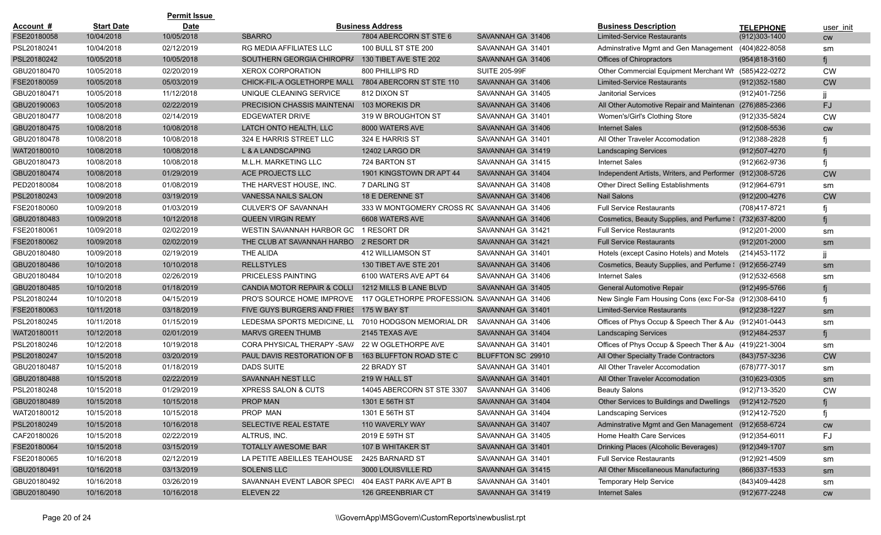| Account # | Start Date | Permit Issue Date | | Business Address | | Business Description | TELEPHONE | user_init |
|---|---|---|---|---|---|---|---|---|
| FSE20180058 | 10/04/2018 | 10/05/2018 | SBARRO | 7804 ABERCORN ST STE 6 | SAVANNAH GA 31406 | Limited-Service Restaurants | (912)303-1400 | cw |
| PSL20180241 | 10/04/2018 | 02/12/2019 | RG MEDIA AFFILIATES LLC | 100 BULL ST STE 200 | SAVANNAH GA 31401 | Adminstrative Mgmt and Gen Management | (404)822-8058 | sm |
| PSL20180242 | 10/05/2018 | 10/05/2018 | SOUTHERN GEORGIA CHIROPR/ | 130 TIBET AVE STE 202 | SAVANNAH GA 31406 | Offices of Chiropractors | (954)818-3160 | fj |
| GBU20180470 | 10/05/2018 | 02/20/2019 | XEROX CORPORATION | 800 PHILLIPS RD | SUITE 205-99F | Other Commercial Equipment Merchant Wh | (585)422-0272 | CW |
| FSE20180059 | 10/05/2018 | 05/03/2019 | CHICK-FIL-A OGLETHORPE MALL | 7804 ABERCORN ST STE 110 | SAVANNAH GA 31406 | Limited-Service Restaurants | (912)352-1580 | CW |
| GBU20180471 | 10/05/2018 | 11/12/2018 | UNIQUE CLEANING SERVICE | 812 DIXON ST | SAVANNAH GA 31405 | Janitorial Services | (912)401-7256 | jj |
| GBU20190063 | 10/05/2018 | 02/22/2019 | PRECISION CHASSIS MAINTENAI | 103 MOREKIS DR | SAVANNAH GA 31406 | All Other Automotive Repair and Maintenan | (276)885-2366 | FJ |
| GBU20180477 | 10/08/2018 | 02/14/2019 | EDGEWATER DRIVE | 319 W BROUGHTON ST | SAVANNAH GA 31401 | Women's/Girl's Clothing Store | (912)335-5824 | CW |
| GBU20180475 | 10/08/2018 | 10/08/2018 | LATCH ONTO HEALTH, LLC | 8000 WATERS AVE | SAVANNAH GA 31406 | Internet Sales | (912)508-5536 | cw |
| GBU20180478 | 10/08/2018 | 10/08/2018 | 324 E HARRIS STREET LLC | 324 E HARRIS ST | SAVANNAH GA 31401 | All Other Traveler Accomodation | (912)388-2828 | fj |
| WAT20180010 | 10/08/2018 | 10/08/2018 | L & A LANDSCAPING | 12402 LARGO DR | SAVANNAH GA 31419 | Landscaping Services | (912)507-4270 | fj |
| GBU20180473 | 10/08/2018 | 10/08/2018 | M.L.H. MARKETING LLC | 724 BARTON ST | SAVANNAH GA 31415 | Internet Sales | (912)662-9736 | fj |
| GBU20180474 | 10/08/2018 | 01/29/2019 | ACE PROJECTS LLC | 1901 KINGSTOWN DR APT 44 | SAVANNAH GA 31404 | Independent Artists, Writers, and Performer | (912)308-5726 | CW |
| PED20180084 | 10/08/2018 | 01/08/2019 | THE HARVEST HOUSE, INC. | 7 DARLING ST | SAVANNAH GA 31408 | Other Direct Selling Establishments | (912)964-6791 | sm |
| PSL20180243 | 10/09/2018 | 03/19/2019 | VANESSA NAILS SALON | 18 E DERENNE ST | SAVANNAH GA 31406 | Nail Salons | (912)200-4276 | CW |
| FSE20180060 | 10/09/2018 | 01/03/2019 | CULVER'S OF SAVANNAH | 333 W MONTGOMERY CROSS R( | SAVANNAH GA 31406 | Full Service Restaurants | (708)417-8721 | fj |
| GBU20180483 | 10/09/2018 | 10/12/2018 | QUEEN VIRGIN REMY | 6608 WATERS AVE | SAVANNAH GA 31406 | Cosmetics, Beauty Supplies, and Perfume : | (732)637-8200 | fj |
| FSE20180061 | 10/09/2018 | 02/02/2019 | WESTIN SAVANNAH HARBOR GC | 1 RESORT DR | SAVANNAH GA 31421 | Full Service Restaurants | (912)201-2000 | sm |
| FSE20180062 | 10/09/2018 | 02/02/2019 | THE CLUB AT SAVANNAH HARBO | 2 RESORT DR | SAVANNAH GA 31421 | Full Service Restaurants | (912)201-2000 | sm |
| GBU20180480 | 10/09/2018 | 02/19/2019 | THE ALIDA | 412 WILLIAMSON ST | SAVANNAH GA 31401 | Hotels (except Casino Hotels) and Motels | (214)453-1172 | jj |
| GBU20180486 | 10/10/2018 | 10/10/2018 | RELLSTYLES | 130 TIBET AVE STE 201 | SAVANNAH GA 31406 | Cosmetics, Beauty Supplies, and Perfume : | (912)656-2749 | sm |
| GBU20180484 | 10/10/2018 | 02/26/2019 | PRICELESS PAINTING | 6100 WATERS AVE APT 64 | SAVANNAH GA 31406 | Internet Sales | (912)532-6568 | sm |
| GBU20180485 | 10/10/2018 | 01/18/2019 | CANDIA MOTOR REPAIR & COLLI | 1212 MILLS B LANE BLVD | SAVANNAH GA 31405 | General Automotive Repair | (912)495-5766 | fj |
| PSL20180244 | 10/10/2018 | 04/15/2019 | PRO'S SOURCE HOME IMPROVE | 117 OGLETHORPE PROFESSION. | SAVANNAH GA 31406 | New Single Fam Housing Cons (exc For-Sa | (912)308-6410 | fj |
| FSE20180063 | 10/11/2018 | 03/18/2019 | FIVE GUYS BURGERS AND FRIES | 175 W BAY ST | SAVANNAH GA 31401 | Limited-Service Restaurants | (912)238-1227 | sm |
| PSL20180245 | 10/11/2018 | 01/15/2019 | LEDESMA SPORTS MEDICINE, LL | 7010 HODGSON MEMORIAL DR | SAVANNAH GA 31406 | Offices of Phys Occup & Speech Ther & Au | (912)401-0443 | sm |
| WAT20180011 | 10/12/2018 | 02/01/2019 | MARVS GREEN THUMB | 2145 TEXAS AVE | SAVANNAH GA 31404 | Landscaping Services | (912)484-2537 | fj |
| PSL20180246 | 10/12/2018 | 10/19/2018 | CORA PHYSICAL THERAPY -SAV/ | 22 W OGLETHORPE AVE | SAVANNAH GA 31401 | Offices of Phys Occup & Speech Ther & Au | (419)221-3004 | sm |
| PSL20180247 | 10/15/2018 | 03/20/2019 | PAUL DAVIS RESTORATION OF B | 163 BLUFFTON ROAD STE C | BLUFFTON SC 29910 | All Other Specialty Trade Contractors | (843)757-3236 | CW |
| GBU20180487 | 10/15/2018 | 01/18/2019 | DADS SUITE | 22 BRADY ST | SAVANNAH GA 31401 | All Other Traveler Accomodation | (678)777-3017 | sm |
| GBU20180488 | 10/15/2018 | 02/22/2019 | SAVANNAH NEST LLC | 219 W HALL ST | SAVANNAH GA 31401 | All Other Traveler Accomodation | (310)623-0305 | sm |
| PSL20180248 | 10/15/2018 | 01/29/2019 | XPRESS SALON & CUTS | 14045 ABERCORN ST STE 3307 | SAVANNAH GA 31406 | Beauty Salons | (912)713-3520 | CW |
| GBU20180489 | 10/15/2018 | 10/15/2018 | PROP MAN | 1301 E 56TH ST | SAVANNAH GA 31404 | Other Services to Buildings and Dwellings | (912)412-7520 | fj |
| WAT20180012 | 10/15/2018 | 10/15/2018 | PROP MAN | 1301 E 56TH ST | SAVANNAH GA 31404 | Landscaping Services | (912)412-7520 | fj |
| PSL20180249 | 10/15/2018 | 10/16/2018 | SELECTIVE REAL ESTATE | 110 WAVERLY WAY | SAVANNAH GA 31407 | Adminstrative Mgmt and Gen Management | (912)658-6724 | cw |
| CAF20180026 | 10/15/2018 | 02/22/2019 | ALTRUS, INC. | 2019 E 59TH ST | SAVANNAH GA 31405 | Home Health Care Services | (912)354-6011 | FJ |
| FSE20180064 | 10/15/2018 | 03/15/2019 | TOTALLY AWESOME BAR | 107 B WHITAKER ST | SAVANNAH GA 31401 | Drinking Places (Alcoholic Beverages) | (912)349-1707 | sm |
| FSE20180065 | 10/16/2018 | 02/12/2019 | LA PETITE ABEILLES TEAHOUSE | 2425 BARNARD ST | SAVANNAH GA 31401 | Full Service Restaurants | (912)921-4509 | sm |
| GBU20180491 | 10/16/2018 | 03/13/2019 | SOLENIS LLC | 3000 LOUISVILLE RD | SAVANNAH GA 31415 | All Other Miscellaneous Manufacturing | (866)337-1533 | sm |
| GBU20180492 | 10/16/2018 | 03/26/2019 | SAVANNAH EVENT LABOR SPECI | 404 EAST PARK AVE APT B | SAVANNAH GA 31401 | Temporary Help Service | (843)409-4428 | sm |
| GBU20180490 | 10/16/2018 | 10/16/2018 | ELEVEN 22 | 126 GREENBRIAR CT | SAVANNAH GA 31419 | Internet Sales | (912)677-2248 | cw |

\\GovernApp\MSGovern\CustomReports\newbuslist.rpt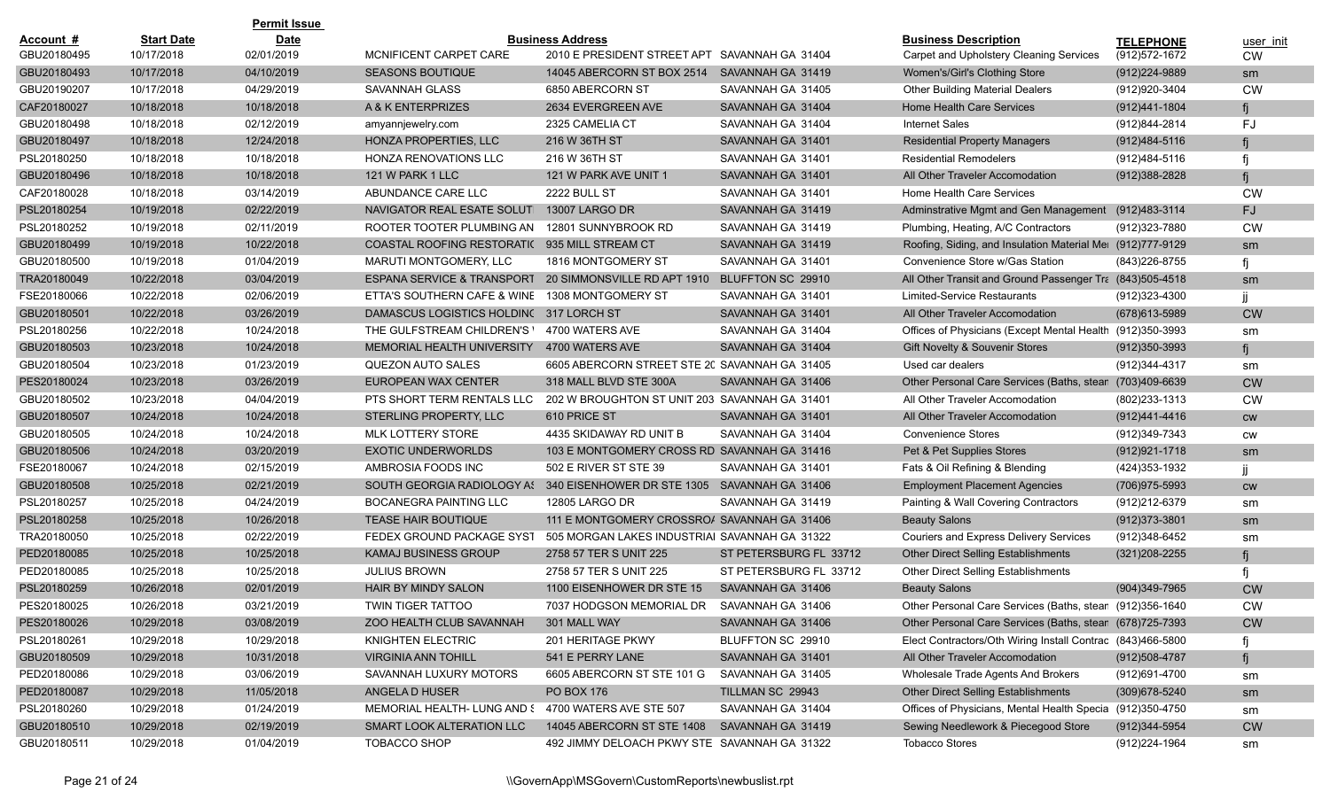| Account # | Start Date | Permit Issue Date | Business Name | Business Address | | Business Description | TELEPHONE | user_init |
|---|---|---|---|---|---|---|---|---|
| GBU20180495 | 10/17/2018 | 02/01/2019 | MCNIFICENT CARPET CARE | 2010 E PRESIDENT STREET APT | SAVANNAH GA 31404 | Carpet and Upholstery Cleaning Services | (912)572-1672 | CW |
| GBU20180493 | 10/17/2018 | 04/10/2019 | SEASONS BOUTIQUE | 14045 ABERCORN ST BOX 2514 | SAVANNAH GA 31419 | Women's/Girl's Clothing Store | (912)224-9889 | sm |
| GBU20190207 | 10/17/2018 | 04/29/2019 | SAVANNAH GLASS | 6850 ABERCORN ST | SAVANNAH GA 31405 | Other Building Material Dealers | (912)920-3404 | CW |
| CAF20180027 | 10/18/2018 | 10/18/2018 | A & K ENTERPRIZES | 2634 EVERGREEN AVE | SAVANNAH GA 31404 | Home Health Care Services | (912)441-1804 | fj |
| GBU20180498 | 10/18/2018 | 02/12/2019 | amyannjewelry.com | 2325 CAMELIA CT | SAVANNAH GA 31404 | Internet Sales | (912)844-2814 | FJ |
| GBU20180497 | 10/18/2018 | 12/24/2018 | HONZA PROPERTIES, LLC | 216 W 36TH ST | SAVANNAH GA 31401 | Residential Property Managers | (912)484-5116 | fj |
| PSL20180250 | 10/18/2018 | 10/18/2018 | HONZA RENOVATIONS LLC | 216 W 36TH ST | SAVANNAH GA 31401 | Residential Remodelers | (912)484-5116 | fj |
| GBU20180496 | 10/18/2018 | 10/18/2018 | 121 W PARK 1 LLC | 121 W PARK AVE UNIT 1 | SAVANNAH GA 31401 | All Other Traveler Accomodation | (912)388-2828 | fj |
| CAF20180028 | 10/18/2018 | 03/14/2019 | ABUNDANCE CARE LLC | 2222 BULL ST | SAVANNAH GA 31401 | Home Health Care Services | | CW |
| PSL20180254 | 10/19/2018 | 02/22/2019 | NAVIGATOR REAL ESATE SOLUT | 13007 LARGO DR | SAVANNAH GA 31419 | Adminstrative Mgmt and Gen Management | (912)483-3114 | FJ |
| PSL20180252 | 10/19/2018 | 02/11/2019 | ROOTER TOOTER PLUMBING AN | 12801 SUNNYBROOK RD | SAVANNAH GA 31419 | Plumbing, Heating, A/C Contractors | (912)323-7880 | CW |
| GBU20180499 | 10/19/2018 | 10/22/2018 | COASTAL ROOFING RESTORATIC | 935 MILL STREAM CT | SAVANNAH GA 31419 | Roofing, Siding, and Insulation Material Mer | (912)777-9129 | sm |
| GBU20180500 | 10/19/2018 | 01/04/2019 | MARUTI MONTGOMERY, LLC | 1816 MONTGOMERY ST | SAVANNAH GA 31401 | Convenience Store w/Gas Station | (843)226-8755 | fj |
| TRA20180049 | 10/22/2018 | 03/04/2019 | ESPANA SERVICE & TRANSPORT | 20 SIMMONSVILLE RD APT 1910 | BLUFFTON SC 29910 | All Other Transit and Ground Passenger Tra | (843)505-4518 | sm |
| FSE20180066 | 10/22/2018 | 02/06/2019 | ETTA'S SOUTHERN CAFE & WINE | 1308 MONTGOMERY ST | SAVANNAH GA 31401 | Limited-Service Restaurants | (912)323-4300 | jj |
| GBU20180501 | 10/22/2018 | 03/26/2019 | DAMASCUS LOGISTICS HOLDINC | 317 LORCH ST | SAVANNAH GA 31401 | All Other Traveler Accomodation | (678)613-5989 | CW |
| PSL20180256 | 10/22/2018 | 10/24/2018 | THE GULFSTREAM CHILDREN'S | 4700 WATERS AVE | SAVANNAH GA 31404 | Offices of Physicians (Except Mental Health | (912)350-3993 | sm |
| GBU20180503 | 10/23/2018 | 10/24/2018 | MEMORIAL HEALTH UNIVERSITY | 4700 WATERS AVE | SAVANNAH GA 31404 | Gift Novelty & Souvenir Stores | (912)350-3993 | fj |
| GBU20180504 | 10/23/2018 | 01/23/2019 | QUEZON AUTO SALES | 6605 ABERCORN STREET STE 20 | SAVANNAH GA 31405 | Used car dealers | (912)344-4317 | sm |
| PES20180024 | 10/23/2018 | 03/26/2019 | EUROPEAN WAX CENTER | 318 MALL BLVD STE 300A | SAVANNAH GA 31406 | Other Personal Care Services (Baths, stear | (703)409-6639 | CW |
| GBU20180502 | 10/23/2018 | 04/04/2019 | PTS SHORT TERM RENTALS LLC | 202 W BROUGHTON ST UNIT 203 | SAVANNAH GA 31401 | All Other Traveler Accomodation | (802)233-1313 | CW |
| GBU20180507 | 10/24/2018 | 10/24/2018 | STERLING PROPERTY, LLC | 610 PRICE ST | SAVANNAH GA 31401 | All Other Traveler Accomodation | (912)441-4416 | cw |
| GBU20180505 | 10/24/2018 | 10/24/2018 | MLK LOTTERY STORE | 4435 SKIDAWAY RD UNIT B | SAVANNAH GA 31404 | Convenience Stores | (912)349-7343 | cw |
| GBU20180506 | 10/24/2018 | 03/20/2019 | EXOTIC UNDERWORLDS | 103 E MONTGOMERY CROSS RD | SAVANNAH GA 31416 | Pet & Pet Supplies Stores | (912)921-1718 | sm |
| FSE20180067 | 10/24/2018 | 02/15/2019 | AMBROSIA FOODS INC | 502 E RIVER ST STE 39 | SAVANNAH GA 31401 | Fats & Oil Refining & Blending | (424)353-1932 | jj |
| GBU20180508 | 10/25/2018 | 02/21/2019 | SOUTH GEORGIA RADIOLOGY AS | 340 EISENHOWER DR STE 1305 | SAVANNAH GA 31406 | Employment Placement Agencies | (706)975-5993 | cw |
| PSL20180257 | 10/25/2018 | 04/24/2019 | BOCANEGRA PAINTING LLC | 12805 LARGO DR | SAVANNAH GA 31419 | Painting & Wall Covering Contractors | (912)212-6379 | sm |
| PSL20180258 | 10/25/2018 | 10/26/2018 | TEASE HAIR BOUTIQUE | 111 E MONTGOMERY CROSSRO/ | SAVANNAH GA 31406 | Beauty Salons | (912)373-3801 | sm |
| TRA20180050 | 10/25/2018 | 02/22/2019 | FEDEX GROUND PACKAGE SYST | 505 MORGAN LAKES INDUSTRIAI | SAVANNAH GA 31322 | Couriers and Express Delivery Services | (912)348-6452 | sm |
| PED20180085 | 10/25/2018 | 10/25/2018 | KAMAJ BUSINESS GROUP | 2758 57 TER S UNIT 225 | ST PETERSBURG FL 33712 | Other Direct Selling Establishments | (321)208-2255 | fj |
| PED20180085 | 10/25/2018 | 10/25/2018 | JULIUS BROWN | 2758 57 TER S UNIT 225 | ST PETERSBURG FL 33712 | Other Direct Selling Establishments | | fj |
| PSL20180259 | 10/26/2018 | 02/01/2019 | HAIR BY MINDY SALON | 1100 EISENHOWER DR STE 15 | SAVANNAH GA 31406 | Beauty Salons | (904)349-7965 | CW |
| PES20180025 | 10/26/2018 | 03/21/2019 | TWIN TIGER TATTOO | 7037 HODGSON MEMORIAL DR | SAVANNAH GA 31406 | Other Personal Care Services (Baths, stear | (912)356-1640 | CW |
| PES20180026 | 10/29/2018 | 03/08/2019 | ZOO HEALTH CLUB SAVANNAH | 301 MALL WAY | SAVANNAH GA 31406 | Other Personal Care Services (Baths, stear | (678)725-7393 | CW |
| PSL20180261 | 10/29/2018 | 10/29/2018 | KNIGHTEN ELECTRIC | 201 HERITAGE PKWY | BLUFFTON SC 29910 | Elect Contractors/Oth Wiring Install Contrac | (843)466-5800 | fj |
| GBU20180509 | 10/29/2018 | 10/31/2018 | VIRGINIA ANN TOHILL | 541 E PERRY LANE | SAVANNAH GA 31401 | All Other Traveler Accomodation | (912)508-4787 | fj |
| PED20180086 | 10/29/2018 | 03/06/2019 | SAVANNAH LUXURY MOTORS | 6605 ABERCORN ST STE 101 G | SAVANNAH GA 31405 | Wholesale Trade Agents And Brokers | (912)691-4700 | sm |
| PED20180087 | 10/29/2018 | 11/05/2018 | ANGELA D HUSER | PO BOX 176 | TILLMAN SC 29943 | Other Direct Selling Establishments | (309)678-5240 | sm |
| PSL20180260 | 10/29/2018 | 01/24/2019 | MEMORIAL HEALTH- LUNG AND S | 4700 WATERS AVE STE 507 | SAVANNAH GA 31404 | Offices of Physicians, Mental Health Specia | (912)350-4750 | sm |
| GBU20180510 | 10/29/2018 | 02/19/2019 | SMART LOOK ALTERATION LLC | 14045 ABERCORN ST STE 1408 | SAVANNAH GA 31419 | Sewing Needlework & Piecegood Store | (912)344-5954 | CW |
| GBU20180511 | 10/29/2018 | 01/04/2019 | TOBACCO SHOP | 492 JIMMY DELOACH PKWY STE | SAVANNAH GA 31322 | Tobacco Stores | (912)224-1964 | sm |

\\GovernApp\MSGovern\CustomReports\newbuslist.rpt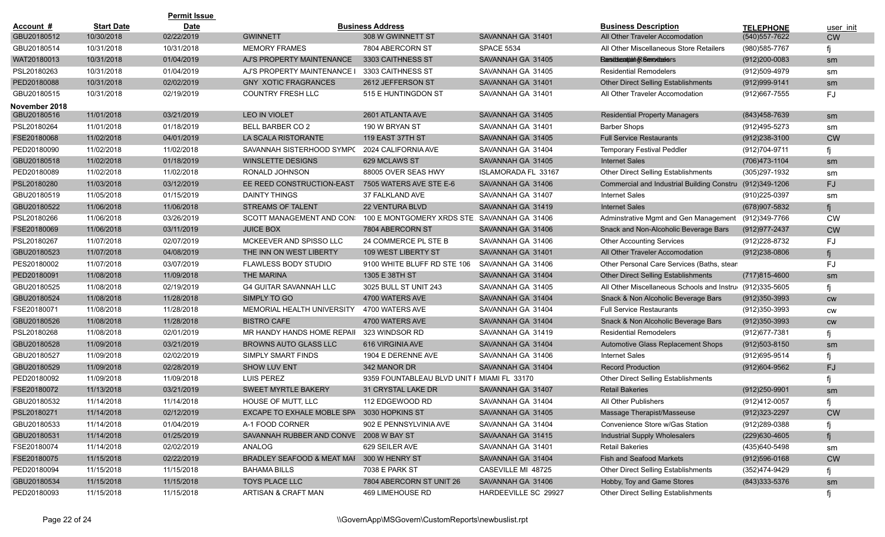| Account # | Start Date | Permit Issue Date | Business Address | | | Business Description | TELEPHONE | user_init |
|---|---|---|---|---|---|---|---|---|
| GBU20180512 | 10/30/2018 | 02/22/2019 | GWINNETT | 308 W GWINNETT ST | SAVANNAH GA 31401 | All Other Traveler Accomodation | (540)557-7622 | CW |
| GBU20180514 | 10/31/2018 | 10/31/2018 | MEMORY FRAMES | 7804 ABERCORN ST | SPACE 5534 | All Other Miscellaneous Store Retailers | (980)585-7767 | fj |
| WAT20180013 | 10/31/2018 | 01/04/2019 | AJ'S PROPERTY MAINTENANCE | 3303 CAITHNESS ST | SAVANNAH GA 31405 | Residential Remodelers / Landscaping Services | (912)200-0083 | sm |
| PSL20180263 | 10/31/2018 | 01/04/2019 | AJ'S PROPERTY MAINTENANCE I | 3303 CAITHNESS ST | SAVANNAH GA 31405 | Residential Remodelers | (912)509-4979 | sm |
| PED20180088 | 10/31/2018 | 02/02/2019 | GNY XOTIC FRAGRANCES | 2612 JEFFERSON ST | SAVANNAH GA 31401 | Other Direct Selling Establishments | (912)999-9141 | sm |
| GBU20180515 | 10/31/2018 | 02/19/2019 | COUNTRY FRESH LLC | 515 E HUNTINGDON ST | SAVANNAH GA 31401 | All Other Traveler Accomodation | (912)667-7555 | FJ |
| **November 2018** | | | | | | | | |
| GBU20180516 | 11/01/2018 | 03/21/2019 | LEO IN VIOLET | 2601 ATLANTA AVE | SAVANNAH GA 31405 | Residential Property Managers | (843)458-7639 | sm |
| PSL20180264 | 11/01/2018 | 01/18/2019 | BELL BARBER CO 2 | 190 W BRYAN ST | SAVANNAH GA 31401 | Barber Shops | (912)495-5273 | sm |
| FSE20180068 | 11/02/2018 | 04/01/2019 | LA SCALA RISTORANTE | 119 EAST 37TH ST | SAVANNAH GA 31405 | Full Service Restaurants | (912)238-3100 | CW |
| PED20180090 | 11/02/2018 | 11/02/2018 | SAVANNAH SISTERHOOD SYMPC | 2024 CALIFORNIA AVE | SAVANNAH GA 31404 | Temporary Festival Peddler | (912)704-9711 | fj |
| GBU20180518 | 11/02/2018 | 01/18/2019 | WINSLETTE DESIGNS | 629 MCLAWS ST | SAVANNAH GA 31405 | Internet Sales | (706)473-1104 | sm |
| PED20180089 | 11/02/2018 | 11/02/2018 | RONALD JOHNSON | 88005 OVER SEAS HWY | ISLAMORADA FL 33167 | Other Direct Selling Establishments | (305)297-1932 | sm |
| PSL20180280 | 11/03/2018 | 03/12/2019 | EE REED CONSTRUCTION-EAST | 7505 WATERS AVE STE E-6 | SAVANNAH GA 31406 | Commercial and Industrial Building Constru | (912)349-1206 | FJ |
| GBU20180519 | 11/05/2018 | 01/15/2019 | DAINTY THINGS | 37 FALKLAND AVE | SAVANNAH GA 31407 | Internet Sales | (910)225-0397 | sm |
| GBU20180522 | 11/06/2018 | 11/06/2018 | STREAMS OF TALENT | 22 VENTURA BLVD | SAVANNAH GA 31419 | Internet Sales | (678)907-5832 | fj |
| PSL20180266 | 11/06/2018 | 03/26/2019 | SCOTT MANAGEMENT AND CON: | 100 E MONTGOMERY XRDS STE | SAVANNAH GA 31406 | Adminstrative Mgmt and Gen Management | (912)349-7766 | CW |
| FSE20180069 | 11/06/2018 | 03/11/2019 | JUICE BOX | 7804 ABERCORN ST | SAVANNAH GA 31406 | Snack and Non-Alcoholic Beverage Bars | (912)977-2437 | CW |
| PSL20180267 | 11/07/2018 | 02/07/2019 | MCKEEVER AND SPISSO LLC | 24 COMMERCE PL STE B | SAVANNAH GA 31406 | Other Accounting Services | (912)228-8732 | FJ |
| GBU20180523 | 11/07/2018 | 04/08/2019 | THE INN ON WEST LIBERTY | 109 WEST LIBERTY ST | SAVANNAH GA 31401 | All Other Traveler Accomodation | (912)238-0806 | fj |
| PES20180002 | 11/07/2018 | 03/07/2019 | FLAWLESS BODY STUDIO | 9100 WHITE BLUFF RD STE 106 | SAVANNAH GA 31406 | Other Personal Care Services (Baths, stear | | FJ |
| PED20180091 | 11/08/2018 | 11/09/2018 | THE MARINA | 1305 E 38TH ST | SAVANNAH GA 31404 | Other Direct Selling Establishments | (717)815-4600 | sm |
| GBU20180525 | 11/08/2018 | 02/19/2019 | G4 GUITAR SAVANNAH LLC | 3025 BULL ST UNIT 243 | SAVANNAH GA 31405 | All Other Miscellaneous Schools and Instru | (912)335-5605 | fj |
| GBU20180524 | 11/08/2018 | 11/28/2018 | SIMPLY TO GO | 4700 WATERS AVE | SAVANNAH GA 31404 | Snack & Non Alcoholic Beverage Bars | (912)350-3993 | cw |
| FSE20180071 | 11/08/2018 | 11/28/2018 | MEMORIAL HEALTH UNIVERSITY | 4700 WATERS AVE | SAVANNAH GA 31404 | Full Service Restaurants | (912)350-3993 | cw |
| GBU20180526 | 11/08/2018 | 11/28/2018 | BISTRO CAFE | 4700 WATERS AVE | SAVANNAH GA 31404 | Snack & Non Alcoholic Beverage Bars | (912)350-3993 | cw |
| PSL20180268 | 11/08/2018 | 02/01/2019 | MR HANDY HANDS HOME REPAII | 323 WINDSOR RD | SAVANNAH GA 31419 | Residential Remodelers | (912)677-7381 | fj |
| GBU20180528 | 11/09/2018 | 03/21/2019 | BROWNS AUTO GLASS LLC | 616 VIRGINIA AVE | SAVANNAH GA 31404 | Automotive Glass Replacement Shops | (912)503-8150 | sm |
| GBU20180527 | 11/09/2018 | 02/02/2019 | SIMPLY SMART FINDS | 1904 E DERENNE AVE | SAVANNAH GA 31406 | Internet Sales | (912)695-9514 | fj |
| GBU20180529 | 11/09/2018 | 02/28/2019 | SHOW LUV ENT | 342 MANOR DR | SAVANNAH GA 31404 | Record Production | (912)604-9562 | FJ |
| PED20180092 | 11/09/2018 | 11/09/2018 | LUIS PEREZ | 9359 FOUNTABLEAU BLVD UNIT F | MIAMI FL 33170 | Other Direct Selling Establishments | | fj |
| FSE20180072 | 11/13/2018 | 03/21/2019 | SWEET MYRTLE BAKERY | 31 CRYSTAL LAKE DR | SAVANNAH GA 31407 | Retail Bakeries | (912)250-9901 | sm |
| GBU20180532 | 11/14/2018 | 11/14/2018 | HOUSE OF MUTT, LLC | 112 EDGEWOOD RD | SAVANNAH GA 31404 | All Other Publishers | (912)412-0057 | fj |
| PSL20180271 | 11/14/2018 | 02/12/2019 | EXCAPE TO EXHALE MOBLE SPA | 3030 HOPKINS ST | SAVANNAH GA 31405 | Massage Therapist/Masseuse | (912)323-2297 | CW |
| GBU20180533 | 11/14/2018 | 01/04/2019 | A-1 FOOD CORNER | 902 E PENNSYLVINIA AVE | SAVANNAH GA 31404 | Convenience Store w/Gas Station | (912)289-0388 | fj |
| GBU20180531 | 11/14/2018 | 01/25/2019 | SAVANNAH RUBBER AND CONVE | 2008 W BAY ST | SAVAANAH GA 31415 | Industrial Supply Wholesalers | (229)630-4605 | fj |
| FSE20180074 | 11/14/2018 | 02/02/2019 | ANALOG | 629 SEILER AVE | SAVANNAH GA 31401 | Retail Bakeries | (435)640-5498 | sm |
| FSE20180075 | 11/15/2018 | 02/22/2019 | BRADLEY SEAFOOD & MEAT MAI | 300 W HENRY ST | SAVANNAH GA 31404 | Fish and Seafood Markets | (912)596-0168 | CW |
| PED20180094 | 11/15/2018 | 11/15/2018 | BAHAMA BILLS | 7038 E PARK ST | CASEVILLE MI 48725 | Other Direct Selling Establishments | (352)474-9429 | fj |
| GBU20180534 | 11/15/2018 | 11/15/2018 | TOYS PLACE LLC | 7804 ABERCORN ST UNIT 26 | SAVANNAH GA 31406 | Hobby, Toy and Game Stores | (843)333-5376 | sm |
| PED20180093 | 11/15/2018 | 11/15/2018 | ARTISAN & CRAFT MAN | 469 LIMEHOUSE RD | HARDEEVILLE SC 29927 | Other Direct Selling Establishments | | fj |

\\GovernApp\MSGovern\CustomReports\newbuslist.rpt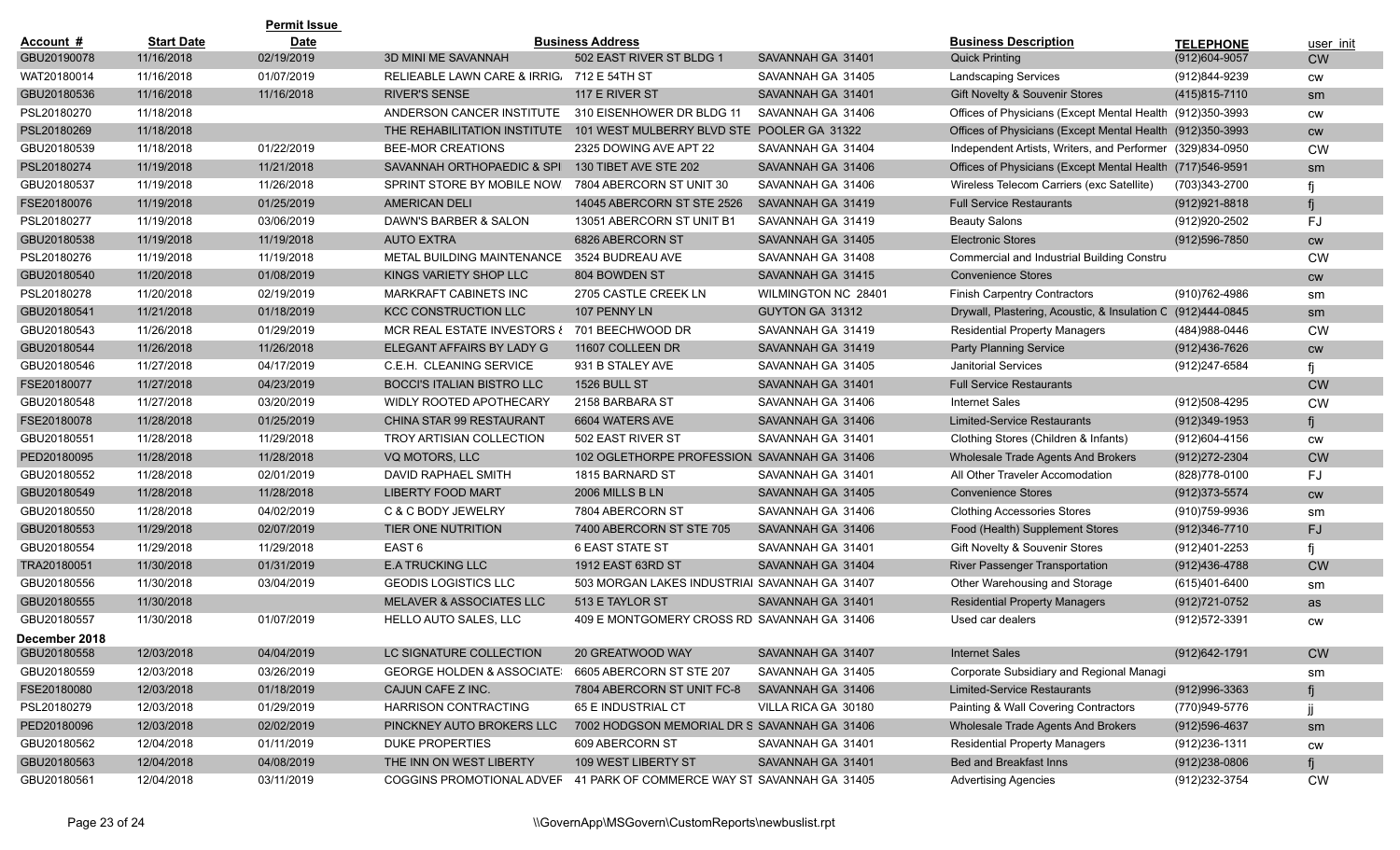| Account # | Start Date | Permit Issue Date | Business Address | | | Business Description | TELEPHONE | user_init |
|---|---|---|---|---|---|---|---|---|
| GBU20190078 | 11/16/2018 | 02/19/2019 | 3D MINI ME SAVANNAH | 502 EAST RIVER ST BLDG 1 | SAVANNAH GA 31401 | Quick Printing | (912)604-9057 | CW |
| WAT20180014 | 11/16/2018 | 01/07/2019 | RELIEABLE LAWN CARE & IRRIG/ | 712 E 54TH ST | SAVANNAH GA 31405 | Landscaping Services | (912)844-9239 | cw |
| GBU20180536 | 11/16/2018 | 11/16/2018 | RIVER'S SENSE | 117 E RIVER ST | SAVANNAH GA 31401 | Gift Novelty & Souvenir Stores | (415)815-7110 | sm |
| PSL20180270 | 11/18/2018 | | ANDERSON CANCER INSTITUTE | 310 EISENHOWER DR BLDG 11 | SAVANNAH GA 31406 | Offices of Physicians (Except Mental Health | (912)350-3993 | cw |
| PSL20180269 | 11/18/2018 | | THE REHABILITATION INSTITUTE | 101 WEST MULBERRY BLVD STE | POOLER GA 31322 | Offices of Physicians (Except Mental Health | (912)350-3993 | cw |
| GBU20180539 | 11/18/2018 | 01/22/2019 | BEE-MOR CREATIONS | 2325 DOWING AVE APT 22 | SAVANNAH GA 31404 | Independent Artists, Writers, and Performer | (329)834-0950 | CW |
| PSL20180274 | 11/19/2018 | 11/21/2018 | SAVANNAH ORTHOPAEDIC & SPI | 130 TIBET AVE STE 202 | SAVANNAH GA 31406 | Offices of Physicians (Except Mental Health | (717)546-9591 | sm |
| GBU20180537 | 11/19/2018 | 11/26/2018 | SPRINT STORE BY MOBILE NOW | 7804 ABERCORN ST UNIT 30 | SAVANNAH GA 31406 | Wireless Telecom Carriers (exc Satellite) | (703)343-2700 | fj |
| FSE20180076 | 11/19/2018 | 01/25/2019 | AMERICAN DELI | 14045 ABERCORN ST STE 2526 | SAVANNAH GA 31419 | Full Service Restaurants | (912)921-8818 | fj |
| PSL20180277 | 11/19/2018 | 03/06/2019 | DAWN'S BARBER & SALON | 13051 ABERCORN ST UNIT B1 | SAVANNAH GA 31419 | Beauty Salons | (912)920-2502 | FJ |
| GBU20180538 | 11/19/2018 | 11/19/2018 | AUTO EXTRA | 6826 ABERCORN ST | SAVANNAH GA 31405 | Electronic Stores | (912)596-7850 | cw |
| PSL20180276 | 11/19/2018 | 11/19/2018 | METAL BUILDING MAINTENANCE | 3524 BUDREAU AVE | SAVANNAH GA 31408 | Commercial and Industrial Building Constru | | CW |
| GBU20180540 | 11/20/2018 | 01/08/2019 | KINGS VARIETY SHOP LLC | 804 BOWDEN ST | SAVANNAH GA 31415 | Convenience Stores | | cw |
| PSL20180278 | 11/20/2018 | 02/19/2019 | MARKRAFT CABINETS INC | 2705 CASTLE CREEK LN | WILMINGTON NC 28401 | Finish Carpentry Contractors | (910)762-4986 | sm |
| GBU20180541 | 11/21/2018 | 01/18/2019 | KCC CONSTRUCTION LLC | 107 PENNY LN | GUYTON GA 31312 | Drywall, Plastering, Acoustic, & Insulation C | (912)444-0845 | sm |
| GBU20180543 | 11/26/2018 | 01/29/2019 | MCR REAL ESTATE INVESTORS & | 701 BEECHWOOD DR | SAVANNAH GA 31419 | Residential Property Managers | (484)988-0446 | CW |
| GBU20180544 | 11/26/2018 | 11/26/2018 | ELEGANT AFFAIRS BY LADY G | 11607 COLLEEN DR | SAVANNAH GA 31419 | Party Planning Service | (912)436-7626 | cw |
| GBU20180546 | 11/27/2018 | 04/17/2019 | C.E.H. CLEANING SERVICE | 931 B STALEY AVE | SAVANNAH GA 31405 | Janitorial Services | (912)247-6584 | fj |
| FSE20180077 | 11/27/2018 | 04/23/2019 | BOCCI'S ITALIAN BISTRO LLC | 1526 BULL ST | SAVANNAH GA 31401 | Full Service Restaurants | | CW |
| GBU20180548 | 11/27/2018 | 03/20/2019 | WIDLY ROOTED APOTHECARY | 2158 BARBARA ST | SAVANNAH GA 31406 | Internet Sales | (912)508-4295 | CW |
| FSE20180078 | 11/28/2018 | 01/25/2019 | CHINA STAR 99 RESTAURANT | 6604 WATERS AVE | SAVANNAH GA 31406 | Limited-Service Restaurants | (912)349-1953 | fj |
| GBU20180551 | 11/28/2018 | 11/29/2018 | TROY ARTISIAN COLLECTION | 502 EAST RIVER ST | SAVANNAH GA 31401 | Clothing Stores (Children & Infants) | (912)604-4156 | cw |
| PED20180095 | 11/28/2018 | 11/28/2018 | VQ MOTORS, LLC | 102 OGLETHORPE PROFESSION | SAVANNAH GA 31406 | Wholesale Trade Agents And Brokers | (912)272-2304 | CW |
| GBU20180552 | 11/28/2018 | 02/01/2019 | DAVID RAPHAEL SMITH | 1815 BARNARD ST | SAVANNAH GA 31401 | All Other Traveler Accomodation | (828)778-0100 | FJ |
| GBU20180549 | 11/28/2018 | 11/28/2018 | LIBERTY FOOD MART | 2006 MILLS B LN | SAVANNAH GA 31405 | Convenience Stores | (912)373-5574 | cw |
| GBU20180550 | 11/28/2018 | 04/02/2019 | C & C BODY JEWELRY | 7804 ABERCORN ST | SAVANNAH GA 31406 | Clothing Accessories Stores | (910)759-9936 | sm |
| GBU20180553 | 11/29/2018 | 02/07/2019 | TIER ONE NUTRITION | 7400 ABERCORN ST STE 705 | SAVANNAH GA 31406 | Food (Health) Supplement Stores | (912)346-7710 | FJ |
| GBU20180554 | 11/29/2018 | 11/29/2018 | EAST 6 | 6 EAST STATE ST | SAVANNAH GA 31401 | Gift Novelty & Souvenir Stores | (912)401-2253 | fj |
| TRA20180051 | 11/30/2018 | 01/31/2019 | E.A TRUCKING LLC | 1912 EAST 63RD ST | SAVANNAH GA 31404 | River Passenger Transportation | (912)436-4788 | CW |
| GBU20180556 | 11/30/2018 | 03/04/2019 | GEODIS LOGISTICS LLC | 503 MORGAN LAKES INDUSTRIAI | SAVANNAH GA 31407 | Other Warehousing and Storage | (615)401-6400 | sm |
| GBU20180555 | 11/30/2018 | | MELAVER & ASSOCIATES LLC | 513 E TAYLOR ST | SAVANNAH GA 31401 | Residential Property Managers | (912)721-0752 | as |
| GBU20180557 | 11/30/2018 | 01/07/2019 | HELLO AUTO SALES, LLC | 409 E MONTGOMERY CROSS RD | SAVANNAH GA 31406 | Used car dealers | (912)572-3391 | cw |
| **December 2018** | | | | | | | | |
| GBU20180558 | 12/03/2018 | 04/04/2019 | LC SIGNATURE COLLECTION | 20 GREATWOOD WAY | SAVANNAH GA 31407 | Internet Sales | (912)642-1791 | CW |
| GBU20180559 | 12/03/2018 | 03/26/2019 | GEORGE HOLDEN & ASSOCIATE: | 6605 ABERCORN ST STE 207 | SAVANNAH GA 31405 | Corporate Subsidiary and Regional Managi | | sm |
| FSE20180080 | 12/03/2018 | 01/18/2019 | CAJUN CAFE Z INC. | 7804 ABERCORN ST UNIT FC-8 | SAVANNAH GA 31406 | Limited-Service Restaurants | (912)996-3363 | fj |
| PSL20180279 | 12/03/2018 | 01/29/2019 | HARRISON CONTRACTING | 65 E INDUSTRIAL CT | VILLA RICA GA 30180 | Painting & Wall Covering Contractors | (770)949-5776 | jj |
| PED20180096 | 12/03/2018 | 02/02/2019 | PINCKNEY AUTO BROKERS LLC | 7002 HODGSON MEMORIAL DR S | SAVANNAH GA 31406 | Wholesale Trade Agents And Brokers | (912)596-4637 | sm |
| GBU20180562 | 12/04/2018 | 01/11/2019 | DUKE PROPERTIES | 609 ABERCORN ST | SAVANNAH GA 31401 | Residential Property Managers | (912)236-1311 | cw |
| GBU20180563 | 12/04/2018 | 04/08/2019 | THE INN ON WEST LIBERTY | 109 WEST LIBERTY ST | SAVANNAH GA 31401 | Bed and Breakfast Inns | (912)238-0806 | fj |
| GBU20180561 | 12/04/2018 | 03/11/2019 | COGGINS PROMOTIONAL ADVEF | 41 PARK OF COMMERCE WAY ST | SAVANNAH GA 31405 | Advertising Agencies | (912)232-3754 | CW |

\\GovernApp\MSGovern\CustomReports\newbuslist.rpt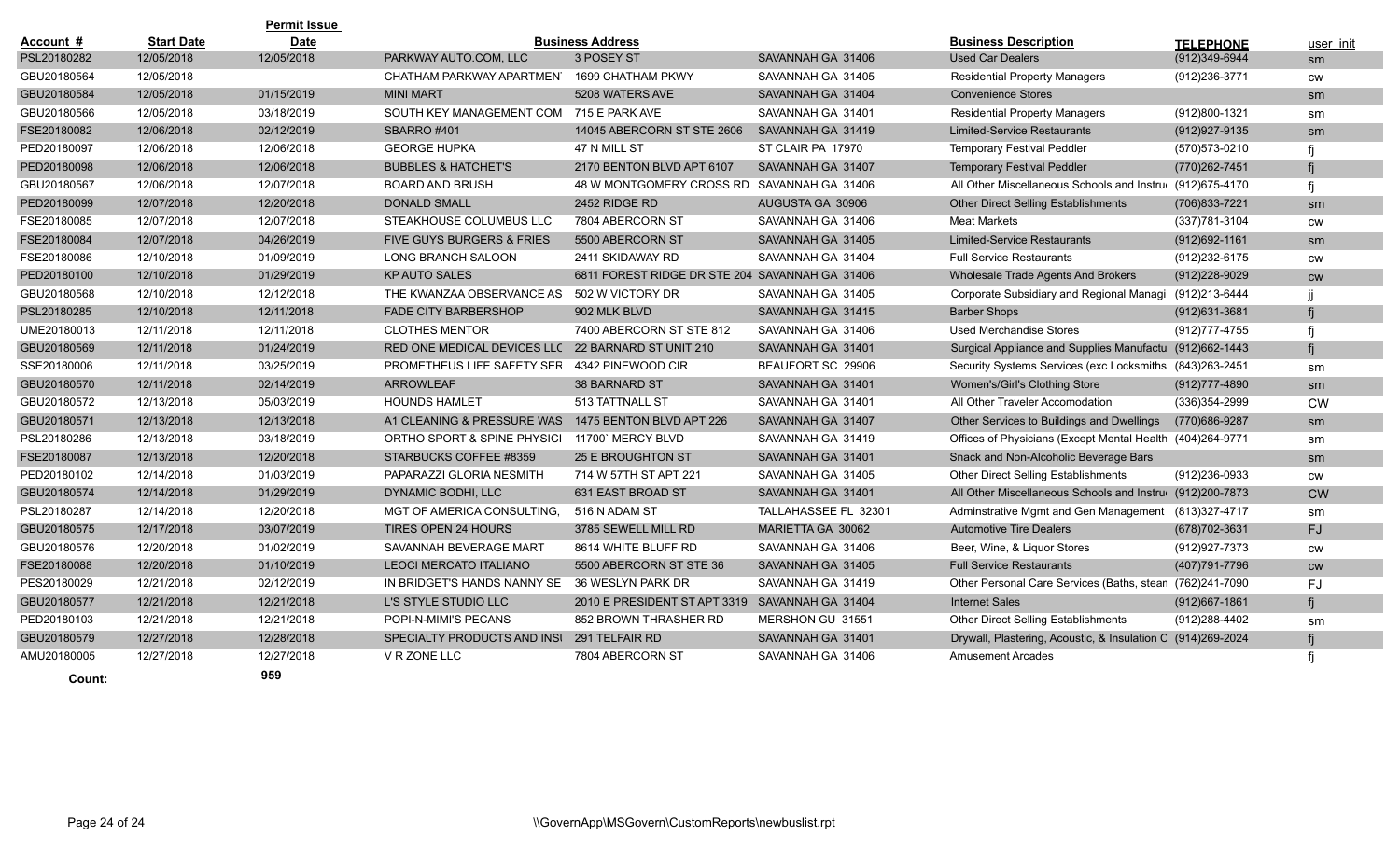| Account # | Start Date | Permit Issue Date | Business Address | | | Business Description | TELEPHONE | user_init |
|---|---|---|---|---|---|---|---|---|
| PSL20180282 | 12/05/2018 | 12/05/2018 | PARKWAY AUTO.COM, LLC | 3 POSEY ST | SAVANNAH GA 31406 | Used Car Dealers | (912)349-6944 | sm |
| GBU20180564 | 12/05/2018 | | CHATHAM PARKWAY APARTMEN | 1699 CHATHAM PKWY | SAVANNAH GA 31405 | Residential Property Managers | (912)236-3771 | cw |
| GBU20180584 | 12/05/2018 | 01/15/2019 | MINI MART | 5208 WATERS AVE | SAVANNAH GA 31404 | Convenience Stores | | sm |
| GBU20180566 | 12/05/2018 | 03/18/2019 | SOUTH KEY MANAGEMENT COM | 715 E PARK AVE | SAVANNAH GA 31401 | Residential Property Managers | (912)800-1321 | sm |
| FSE20180082 | 12/06/2018 | 02/12/2019 | SBARRO #401 | 14045 ABERCORN ST STE 2606 | SAVANNAH GA 31419 | Limited-Service Restaurants | (912)927-9135 | sm |
| PED20180097 | 12/06/2018 | 12/06/2018 | GEORGE HUPKA | 47 N MILL ST | ST CLAIR PA 17970 | Temporary Festival Peddler | (570)573-0210 | fj |
| PED20180098 | 12/06/2018 | 12/06/2018 | BUBBLES & HATCHET'S | 2170 BENTON BLVD APT 6107 | SAVANNAH GA 31407 | Temporary Festival Peddler | (770)262-7451 | fj |
| GBU20180567 | 12/06/2018 | 12/07/2018 | BOARD AND BRUSH | 48 W MONTGOMERY CROSS RD | SAVANNAH GA 31406 | All Other Miscellaneous Schools and Instru | (912)675-4170 | fj |
| PED20180099 | 12/07/2018 | 12/20/2018 | DONALD SMALL | 2452 RIDGE RD | AUGUSTA GA 30906 | Other Direct Selling Establishments | (706)833-7221 | sm |
| FSE20180085 | 12/07/2018 | 12/07/2018 | STEAKHOUSE COLUMBUS LLC | 7804 ABERCORN ST | SAVANNAH GA 31406 | Meat Markets | (337)781-3104 | cw |
| FSE20180084 | 12/07/2018 | 04/26/2019 | FIVE GUYS BURGERS & FRIES | 5500 ABERCORN ST | SAVANNAH GA 31405 | Limited-Service Restaurants | (912)692-1161 | sm |
| FSE20180086 | 12/10/2018 | 01/09/2019 | LONG BRANCH SALOON | 2411 SKIDAWAY RD | SAVANNAH GA 31404 | Full Service Restaurants | (912)232-6175 | cw |
| PED20180100 | 12/10/2018 | 01/29/2019 | KP AUTO SALES | 6811 FOREST RIDGE DR STE 204 | SAVANNAH GA 31406 | Wholesale Trade Agents And Brokers | (912)228-9029 | cw |
| GBU20180568 | 12/10/2018 | 12/12/2018 | THE KWANZAA OBSERVANCE AS | 502 W VICTORY DR | SAVANNAH GA 31405 | Corporate Subsidiary and Regional Managi | (912)213-6444 | jj |
| PSL20180285 | 12/10/2018 | 12/11/2018 | FADE CITY BARBERSHOP | 902 MLK BLVD | SAVANNAH GA 31415 | Barber Shops | (912)631-3681 | fj |
| UME20180013 | 12/11/2018 | 12/11/2018 | CLOTHES MENTOR | 7400 ABERCORN ST STE 812 | SAVANNAH GA 31406 | Used Merchandise Stores | (912)777-4755 | fj |
| GBU20180569 | 12/11/2018 | 01/24/2019 | RED ONE MEDICAL DEVICES LLC | 22 BARNARD ST UNIT 210 | SAVANNAH GA 31401 | Surgical Appliance and Supplies Manufactu | (912)662-1443 | fj |
| SSE20180006 | 12/11/2018 | 03/25/2019 | PROMETHEUS LIFE SAFETY SER | 4342 PINEWOOD CIR | BEAUFORT SC 29906 | Security Systems Services (exc Locksmiths | (843)263-2451 | sm |
| GBU20180570 | 12/11/2018 | 02/14/2019 | ARROWLEAF | 38 BARNARD ST | SAVANNAH GA 31401 | Women's/Girl's Clothing Store | (912)777-4890 | sm |
| GBU20180572 | 12/13/2018 | 05/03/2019 | HOUNDS HAMLET | 513 TATTNALL ST | SAVANNAH GA 31401 | All Other Traveler Accomodation | (336)354-2999 | CW |
| GBU20180571 | 12/13/2018 | 12/13/2018 | A1 CLEANING & PRESSURE WAS | 1475 BENTON BLVD APT 226 | SAVANNAH GA 31407 | Other Services to Buildings and Dwellings | (770)686-9287 | sm |
| PSL20180286 | 12/13/2018 | 03/18/2019 | ORTHO SPORT & SPINE PHYSICI | 11700` MERCY BLVD | SAVANNAH GA 31419 | Offices of Physicians (Except Mental Health | (404)264-9771 | sm |
| FSE20180087 | 12/13/2018 | 12/20/2018 | STARBUCKS COFFEE #8359 | 25 E BROUGHTON ST | SAVANNAH GA 31401 | Snack and Non-Alcoholic Beverage Bars | | sm |
| PED20180102 | 12/14/2018 | 01/03/2019 | PAPARAZZI GLORIA NESMITH | 714 W 57TH ST APT 221 | SAVANNAH GA 31405 | Other Direct Selling Establishments | (912)236-0933 | cw |
| GBU20180574 | 12/14/2018 | 01/29/2019 | DYNAMIC BODHI, LLC | 631 EAST BROAD ST | SAVANNAH GA 31401 | All Other Miscellaneous Schools and Instru | (912)200-7873 | CW |
| PSL20180287 | 12/14/2018 | 12/20/2018 | MGT OF AMERICA CONSULTING, | 516 N ADAM ST | TALLAHASSEE FL 32301 | Adminstrative Mgmt and Gen Management | (813)327-4717 | sm |
| GBU20180575 | 12/17/2018 | 03/07/2019 | TIRES OPEN 24 HOURS | 3785 SEWELL MILL RD | MARIETTA GA 30062 | Automotive Tire Dealers | (678)702-3631 | FJ |
| GBU20180576 | 12/20/2018 | 01/02/2019 | SAVANNAH BEVERAGE MART | 8614 WHITE BLUFF RD | SAVANNAH GA 31406 | Beer, Wine, & Liquor Stores | (912)927-7373 | cw |
| FSE20180088 | 12/20/2018 | 01/10/2019 | LEOCI MERCATO ITALIANO | 5500 ABERCORN ST STE 36 | SAVANNAH GA 31405 | Full Service Restaurants | (407)791-7796 | cw |
| PES20180029 | 12/21/2018 | 02/12/2019 | IN BRIDGET'S HANDS NANNY SE | 36 WESLYN PARK DR | SAVANNAH GA 31419 | Other Personal Care Services (Baths, stear | (762)241-7090 | FJ |
| GBU20180577 | 12/21/2018 | 12/21/2018 | L'S STYLE STUDIO LLC | 2010 E PRESIDENT ST APT 3319 | SAVANNAH GA 31404 | Internet Sales | (912)667-1861 | fj |
| PED20180103 | 12/21/2018 | 12/21/2018 | POPI-N-MIMI'S PECANS | 852 BROWN THRASHER RD | MERSHON GU 31551 | Other Direct Selling Establishments | (912)288-4402 | sm |
| GBU20180579 | 12/27/2018 | 12/28/2018 | SPECIALTY PRODUCTS AND INSI | 291 TELFAIR RD | SAVANNAH GA 31401 | Drywall, Plastering, Acoustic, & Insulation C | (914)269-2024 | fj |
| AMU20180005 | 12/27/2018 | 12/27/2018 | V R ZONE LLC | 7804 ABERCORN ST | SAVANNAH GA 31406 | Amusement Arcades | | fj |

**Count:** 959